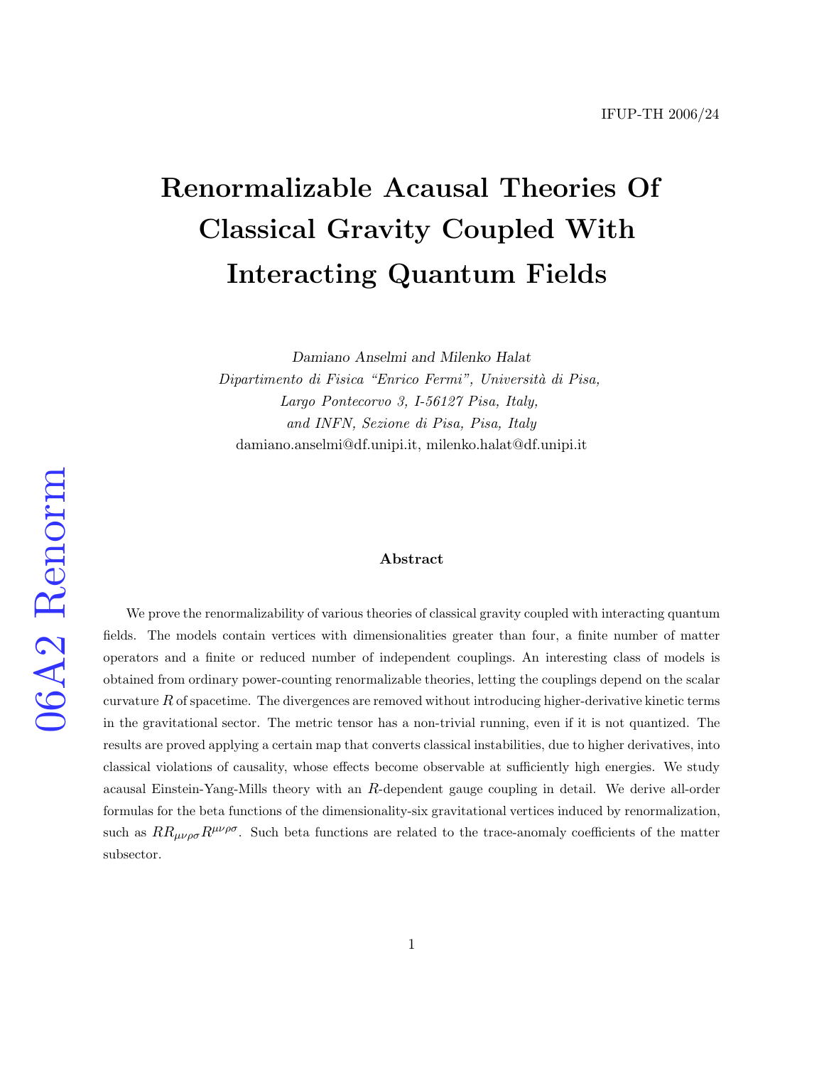IFUP-TH 2006/24

# Renormalizable Acausal Theories Of Classical Gravity Coupled With Interacting Quantum Fields

*Damiano Anselmi and Milenko Halat*

*Dipartimento di Fisica "Enrico Fermi", Università di Pisa,*
*Largo Pontecorvo 3, I-56127 Pisa, Italy,*
*and INFN, Sezione di Pisa, Pisa, Italy*

damiano.anselmi@df.unipi.it, milenko.halat@df.unipi.it

06A2 Renorm

### Abstract

We prove the renormalizability of various theories of classical gravity coupled with interacting quantum fields. The models contain vertices with dimensionalities greater than four, a finite number of matter operators and a finite or reduced number of independent couplings. An interesting class of models is obtained from ordinary power-counting renormalizable theories, letting the couplings depend on the scalar curvature $R$ of spacetime. The divergences are removed without introducing higher-derivative kinetic terms in the gravitational sector. The metric tensor has a non-trivial running, even if it is not quantized. The results are proved applying a certain map that converts classical instabilities, due to higher derivatives, into classical violations of causality, whose effects become observable at sufficiently high energies. We study acausal Einstein-Yang-Mills theory with an $R$-dependent gauge coupling in detail. We derive all-order formulas for the beta functions of the dimensionality-six gravitational vertices induced by renormalization, such as $RR_{\mu\nu\rho\sigma}R^{\mu\nu\rho\sigma}$. Such beta functions are related to the trace-anomaly coefficients of the matter subsector.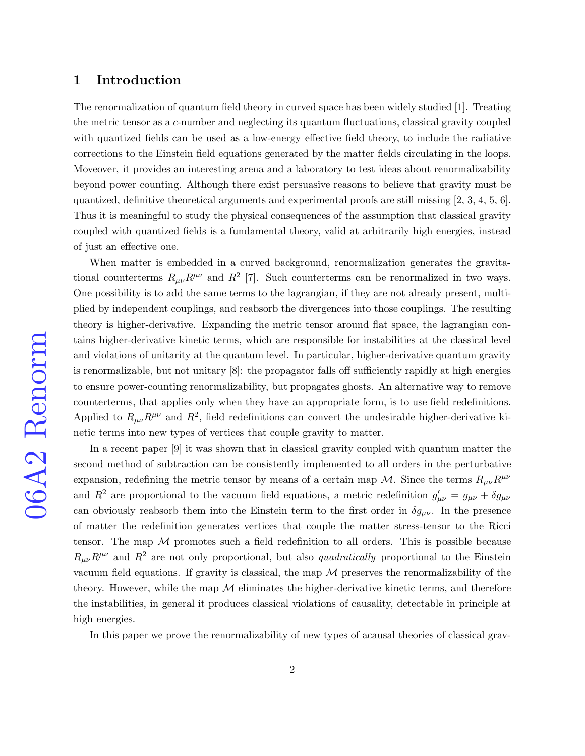## 1 Introduction

The renormalization of quantum field theory in curved space has been widely studied [1]. Treating the metric tensor as a $c$-number and neglecting its quantum fluctuations, classical gravity coupled with quantized fields can be used as a low-energy effective field theory, to include the radiative corrections to the Einstein field equations generated by the matter fields circulating in the loops. Moveover, it provides an interesting arena and a laboratory to test ideas about renormalizability beyond power counting. Although there exist persuasive reasons to believe that gravity must be quantized, definitive theoretical arguments and experimental proofs are still missing [2, 3, 4, 5, 6]. Thus it is meaningful to study the physical consequences of the assumption that classical gravity coupled with quantized fields is a fundamental theory, valid at arbitrarily high energies, instead of just an effective one.

When matter is embedded in a curved background, renormalization generates the gravitational counterterms $R_{\mu\nu}R^{\mu\nu}$ and $R^2$ [7]. Such counterterms can be renormalized in two ways. One possibility is to add the same terms to the lagrangian, if they are not already present, multiplied by independent couplings, and reabsorb the divergences into those couplings. The resulting theory is higher-derivative. Expanding the metric tensor around flat space, the lagrangian contains higher-derivative kinetic terms, which are responsible for instabilities at the classical level and violations of unitarity at the quantum level. In particular, higher-derivative quantum gravity is renormalizable, but not unitary [8]: the propagator falls off sufficiently rapidly at high energies to ensure power-counting renormalizability, but propagates ghosts. An alternative way to remove counterterms, that applies only when they have an appropriate form, is to use field redefinitions. Applied to $R_{\mu\nu}R^{\mu\nu}$ and $R^2$, field redefinitions can convert the undesirable higher-derivative kinetic terms into new types of vertices that couple gravity to matter.

In a recent paper [9] it was shown that in classical gravity coupled with quantum matter the second method of subtraction can be consistently implemented to all orders in the perturbative expansion, redefining the metric tensor by means of a certain map $\mathcal{M}$. Since the terms $R_{\mu\nu}R^{\mu\nu}$ and $R^2$ are proportional to the vacuum field equations, a metric redefinition $g'_{\mu\nu} = g_{\mu\nu} + \delta g_{\mu\nu}$ can obviously reabsorb them into the Einstein term to the first order in $\delta g_{\mu\nu}$. In the presence of matter the redefinition generates vertices that couple the matter stress-tensor to the Ricci tensor. The map $\mathcal{M}$ promotes such a field redefinition to all orders. This is possible because $R_{\mu\nu}R^{\mu\nu}$ and $R^2$ are not only proportional, but also *quadratically* proportional to the Einstein vacuum field equations. If gravity is classical, the map $\mathcal{M}$ preserves the renormalizability of the theory. However, while the map $\mathcal{M}$ eliminates the higher-derivative kinetic terms, and therefore the instabilities, in general it produces classical violations of causality, detectable in principle at high energies.

In this paper we prove the renormalizability of new types of acausal theories of classical grav-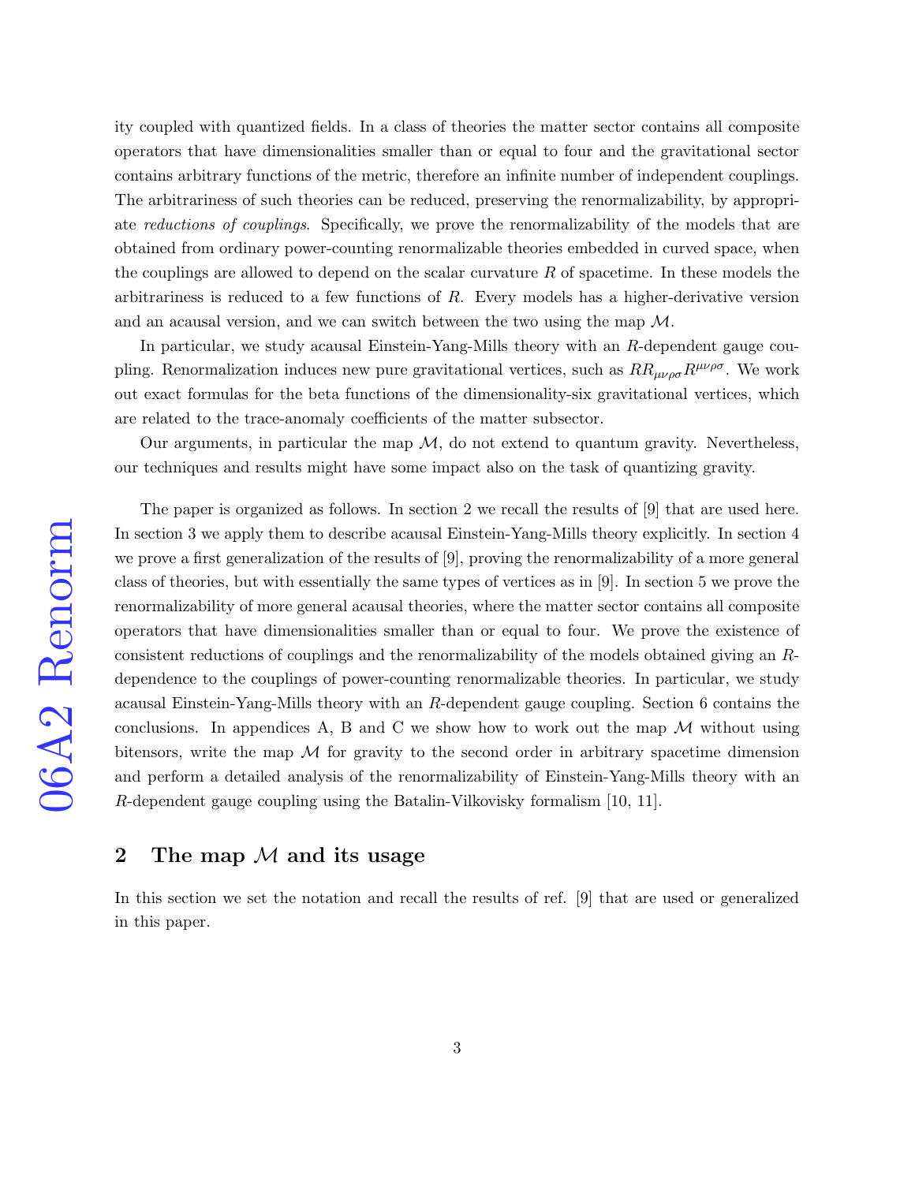ity coupled with quantized fields. In a class of theories the matter sector contains all composite operators that have dimensionalities smaller than or equal to four and the gravitational sector contains arbitrary functions of the metric, therefore an infinite number of independent couplings. The arbitrariness of such theories can be reduced, preserving the renormalizability, by appropriate *reductions of couplings*. Specifically, we prove the renormalizability of the models that are obtained from ordinary power-counting renormalizable theories embedded in curved space, when the couplings are allowed to depend on the scalar curvature $R$ of spacetime. In these models the arbitrariness is reduced to a few functions of $R$. Every models has a higher-derivative version and an acausal version, and we can switch between the two using the map $\mathcal{M}$.

In particular, we study acausal Einstein-Yang-Mills theory with an $R$-dependent gauge coupling. Renormalization induces new pure gravitational vertices, such as $RR_{\mu\nu\rho\sigma}R^{\mu\nu\rho\sigma}$. We work out exact formulas for the beta functions of the dimensionality-six gravitational vertices, which are related to the trace-anomaly coefficients of the matter subsector.

Our arguments, in particular the map $\mathcal{M}$, do not extend to quantum gravity. Nevertheless, our techniques and results might have some impact also on the task of quantizing gravity.

The paper is organized as follows. In section 2 we recall the results of [9] that are used here. In section 3 we apply them to describe acausal Einstein-Yang-Mills theory explicitly. In section 4 we prove a first generalization of the results of [9], proving the renormalizability of a more general class of theories, but with essentially the same types of vertices as in [9]. In section 5 we prove the renormalizability of more general acausal theories, where the matter sector contains all composite operators that have dimensionalities smaller than or equal to four. We prove the existence of consistent reductions of couplings and the renormalizability of the models obtained giving an $R$-dependence to the couplings of power-counting renormalizable theories. In particular, we study acausal Einstein-Yang-Mills theory with an $R$-dependent gauge coupling. Section 6 contains the conclusions. In appendices A, B and C we show how to work out the map $\mathcal{M}$ without using bitensors, write the map $\mathcal{M}$ for gravity to the second order in arbitrary spacetime dimension and perform a detailed analysis of the renormalizability of Einstein-Yang-Mills theory with an $R$-dependent gauge coupling using the Batalin-Vilkovisky formalism [10, 11].

## 2 The map $\mathcal{M}$ and its usage

In this section we set the notation and recall the results of ref. [9] that are used or generalized in this paper.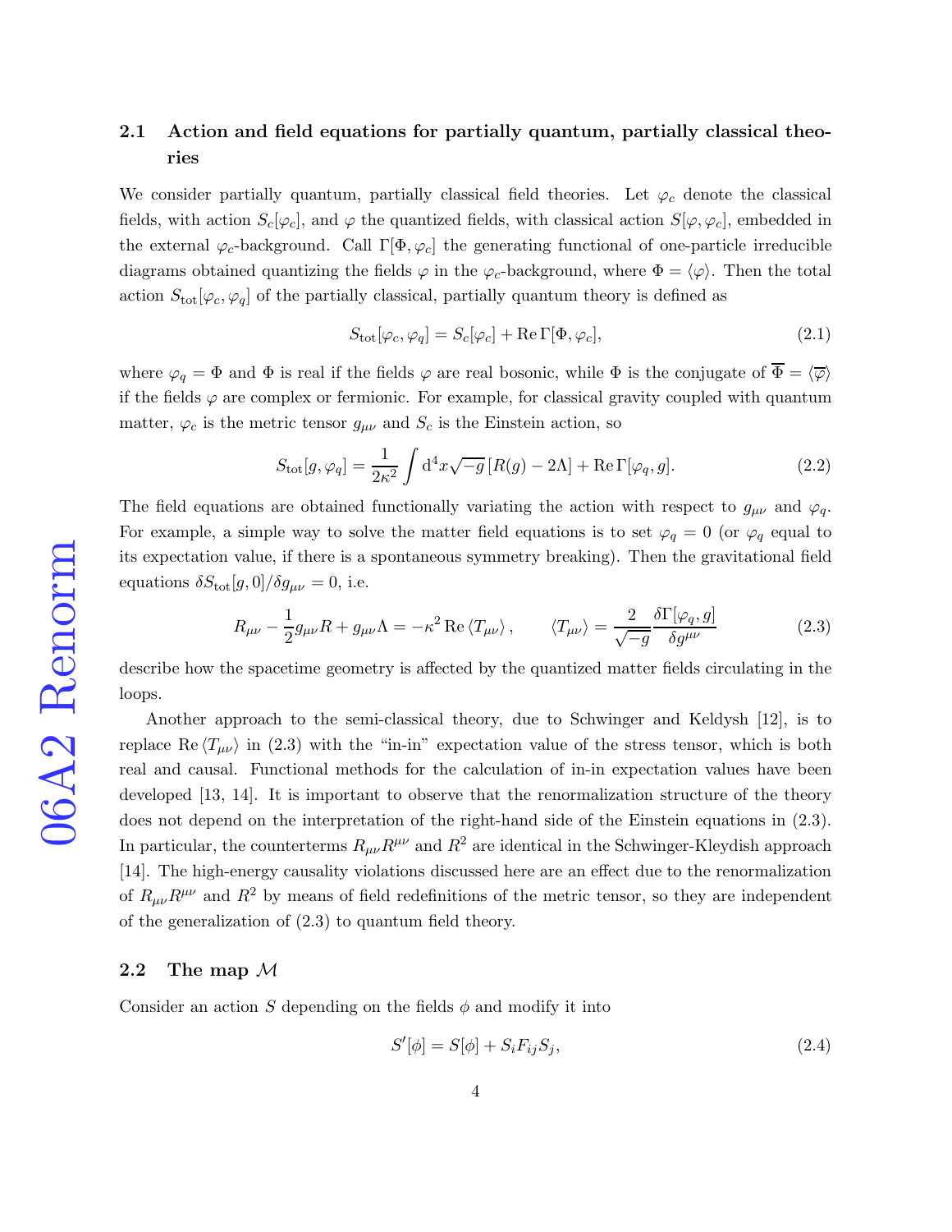### 2.1 Action and field equations for partially quantum, partially classical theories

We consider partially quantum, partially classical field theories. Let $\varphi_c$ denote the classical fields, with action $S_c[\varphi_c]$, and $\varphi$ the quantized fields, with classical action $S[\varphi, \varphi_c]$, embedded in the external $\varphi_c$-background. Call $\Gamma[\Phi, \varphi_c]$ the generating functional of one-particle irreducible diagrams obtained quantizing the fields $\varphi$ in the $\varphi_c$-background, where $\Phi = \langle \varphi \rangle$. Then the total action $S_{\rm tot}[\varphi_c, \varphi_q]$ of the partially classical, partially quantum theory is defined as

$$S_{\rm tot}[\varphi_c, \varphi_q] = S_c[\varphi_c] + \mathrm{Re}\, \Gamma[\Phi, \varphi_c], \tag{2.1}$$

where $\varphi_q = \Phi$ and $\Phi$ is real if the fields $\varphi$ are real bosonic, while $\Phi$ is the conjugate of $\overline{\Phi} = \langle \overline{\varphi} \rangle$ if the fields $\varphi$ are complex or fermionic. For example, for classical gravity coupled with quantum matter, $\varphi_c$ is the metric tensor $g_{\mu\nu}$ and $S_c$ is the Einstein action, so

$$S_{\rm tot}[g, \varphi_q] = \frac{1}{2\kappa^2} \int \mathrm{d}^4 x \sqrt{-g}\, [R(g) - 2\Lambda] + \mathrm{Re}\, \Gamma[\varphi_q, g]. \tag{2.2}$$

The field equations are obtained functionally variating the action with respect to $g_{\mu\nu}$ and $\varphi_q$. For example, a simple way to solve the matter field equations is to set $\varphi_q = 0$ (or $\varphi_q$ equal to its expectation value, if there is a spontaneous symmetry breaking). Then the gravitational field equations $\delta S_{\rm tot}[g, 0]/\delta g_{\mu\nu} = 0$, i.e.

$$R_{\mu\nu} - \frac{1}{2} g_{\mu\nu} R + g_{\mu\nu} \Lambda = -\kappa^2\, \mathrm{Re}\, \langle T_{\mu\nu} \rangle, \qquad \langle T_{\mu\nu} \rangle = \frac{2}{\sqrt{-g}} \frac{\delta \Gamma[\varphi_q, g]}{\delta g^{\mu\nu}} \tag{2.3}$$

describe how the spacetime geometry is affected by the quantized matter fields circulating in the loops.

Another approach to the semi-classical theory, due to Schwinger and Keldysh [12], is to replace $\mathrm{Re}\, \langle T_{\mu\nu} \rangle$ in (2.3) with the "in-in" expectation value of the stress tensor, which is both real and causal. Functional methods for the calculation of in-in expectation values have been developed [13, 14]. It is important to observe that the renormalization structure of the theory does not depend on the interpretation of the right-hand side of the Einstein equations in (2.3). In particular, the counterterms $R_{\mu\nu} R^{\mu\nu}$ and $R^2$ are identical in the Schwinger-Kleydish approach [14]. The high-energy causality violations discussed here are an effect due to the renormalization of $R_{\mu\nu} R^{\mu\nu}$ and $R^2$ by means of field redefinitions of the metric tensor, so they are independent of the generalization of (2.3) to quantum field theory.

### 2.2 The map $\mathcal{M}$

Consider an action $S$ depending on the fields $\phi$ and modify it into

$$S'[\phi] = S[\phi] + S_i F_{ij} S_j, \tag{2.4}$$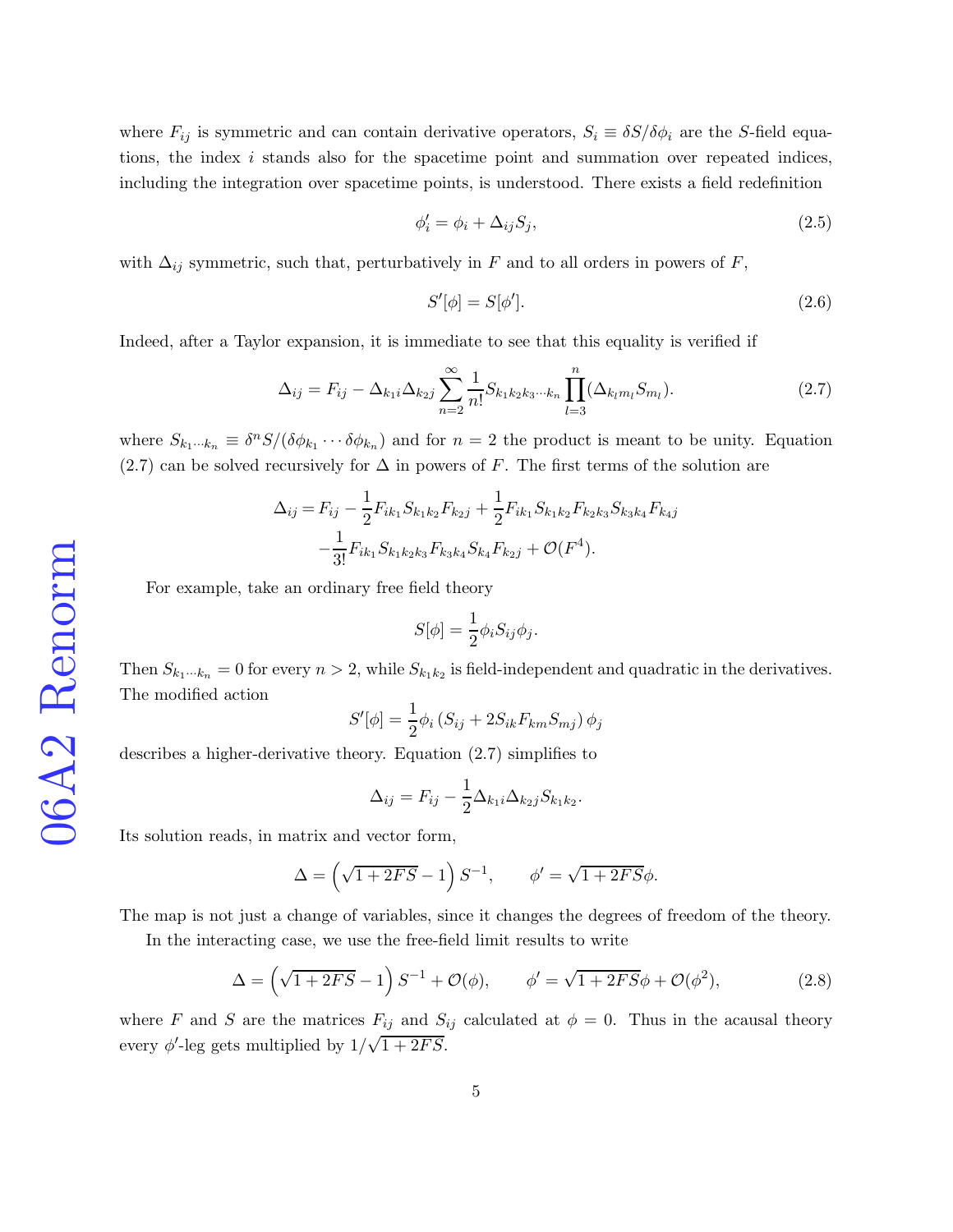where $F_{ij}$ is symmetric and can contain derivative operators, $S_i \equiv \delta S/\delta\phi_i$ are the $S$-field equations, the index $i$ stands also for the spacetime point and summation over repeated indices, including the integration over spacetime points, is understood. There exists a field redefinition

$$\phi'_i = \phi_i + \Delta_{ij} S_j, \tag{2.5}$$

with $\Delta_{ij}$ symmetric, such that, perturbatively in $F$ and to all orders in powers of $F$,

$$S'[\phi] = S[\phi']. \tag{2.6}$$

Indeed, after a Taylor expansion, it is immediate to see that this equality is verified if

$$\Delta_{ij} = F_{ij} - \Delta_{k_1 i}\Delta_{k_2 j}\sum_{n=2}^{\infty}\frac{1}{n!}S_{k_1k_2k_3\cdots k_n}\prod_{l=3}^{n}(\Delta_{k_l m_l}S_{m_l}). \tag{2.7}$$

where $S_{k_1\cdots k_n} \equiv \delta^n S/(\delta\phi_{k_1}\cdots\delta\phi_{k_n})$ and for $n=2$ the product is meant to be unity. Equation (2.7) can be solved recursively for $\Delta$ in powers of $F$. The first terms of the solution are

$$\begin{aligned}\Delta_{ij} = F_{ij} &- \frac{1}{2}F_{ik_1}S_{k_1k_2}F_{k_2j} + \frac{1}{2}F_{ik_1}S_{k_1k_2}F_{k_2k_3}S_{k_3k_4}F_{k_4j} \\ &- \frac{1}{3!}F_{ik_1}S_{k_1k_2k_3}F_{k_3k_4}S_{k_4}F_{k_2j} + \mathcal{O}(F^4).\end{aligned}$$

For example, take an ordinary free field theory

$$S[\phi] = \frac{1}{2}\phi_i S_{ij}\phi_j.$$

Then $S_{k_1\cdots k_n} = 0$ for every $n > 2$, while $S_{k_1k_2}$ is field-independent and quadratic in the derivatives. The modified action

$$S'[\phi] = \frac{1}{2}\phi_i\left(S_{ij} + 2S_{ik}F_{km}S_{mj}\right)\phi_j$$

describes a higher-derivative theory. Equation (2.7) simplifies to

$$\Delta_{ij} = F_{ij} - \frac{1}{2}\Delta_{k_1i}\Delta_{k_2j}S_{k_1k_2}.$$

Its solution reads, in matrix and vector form,

$$\Delta = \left(\sqrt{1+2FS} - 1\right)S^{-1}, \qquad \phi' = \sqrt{1+2FS}\,\phi.$$

The map is not just a change of variables, since it changes the degrees of freedom of the theory.

In the interacting case, we use the free-field limit results to write

$$\Delta = \left(\sqrt{1+2FS} - 1\right)S^{-1} + \mathcal{O}(\phi), \qquad \phi' = \sqrt{1+2FS}\,\phi + \mathcal{O}(\phi^2), \tag{2.8}$$

where $F$ and $S$ are the matrices $F_{ij}$ and $S_{ij}$ calculated at $\phi = 0$. Thus in the acausal theory every $\phi'$-leg gets multiplied by $1/\sqrt{1+2FS}$.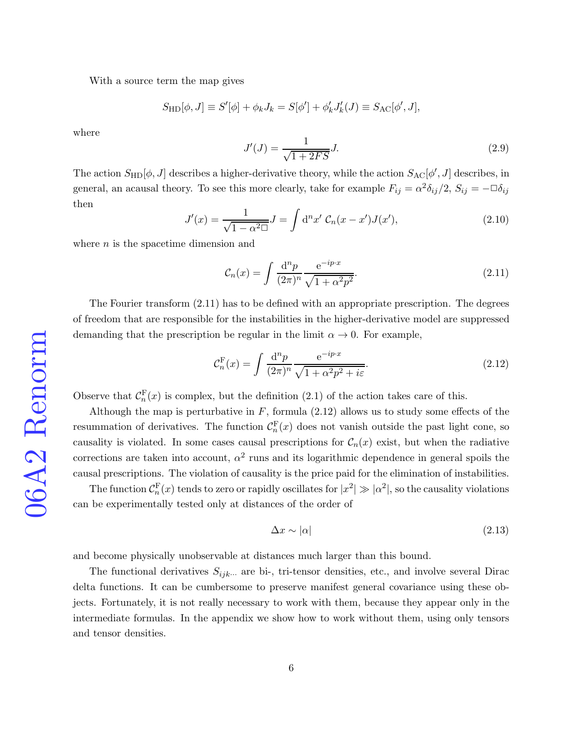With a source term the map gives

$$S_{\rm HD}[\phi,J]\equiv S'[\phi]+\phi_k J_k=S[\phi']+\phi'_k J'_k(J)\equiv S_{\rm AC}[\phi',J],$$

where

$$J'(J)=\frac{1}{\sqrt{1+2FS}}J. \tag{2.9}$$

The action $S_{\rm HD}[\phi,J]$ describes a higher-derivative theory, while the action $S_{\rm AC}[\phi',J]$ describes, in general, an acausal theory. To see this more clearly, take for example $F_{ij}=\alpha^2\delta_{ij}/2$, $S_{ij}=-\Box\delta_{ij}$ then

$$J'(x)=\frac{1}{\sqrt{1-\alpha^2\Box}}J=\int {\rm d}^n x'\ \mathcal{C}_n(x-x')J(x'), \tag{2.10}$$

where $n$ is the spacetime dimension and

$$\mathcal{C}_n(x)=\int \frac{{\rm d}^n p}{(2\pi)^n}\frac{{\rm e}^{-ip\cdot x}}{\sqrt{1+\alpha^2 p^2}}. \tag{2.11}$$

The Fourier transform (2.11) has to be defined with an appropriate prescription. The degrees of freedom that are responsible for the instabilities in the higher-derivative model are suppressed demanding that the prescription be regular in the limit $\alpha\rightarrow 0$. For example,

$$\mathcal{C}_n^{\rm F}(x)=\int \frac{{\rm d}^n p}{(2\pi)^n}\frac{{\rm e}^{-ip\cdot x}}{\sqrt{1+\alpha^2 p^2+i\varepsilon}}. \tag{2.12}$$

Observe that $\mathcal{C}_n^{\rm F}(x)$ is complex, but the definition (2.1) of the action takes care of this.

Although the map is perturbative in $F$, formula (2.12) allows us to study some effects of the resummation of derivatives. The function $\mathcal{C}_n^{\rm F}(x)$ does not vanish outside the past light cone, so causality is violated. In some cases causal prescriptions for $\mathcal{C}_n(x)$ exist, but when the radiative corrections are taken into account, $\alpha^2$ runs and its logarithmic dependence in general spoils the causal prescriptions. The violation of causality is the price paid for the elimination of instabilities.

The function $\mathcal{C}_n^{\rm F}(x)$ tends to zero or rapidly oscillates for $|x^2|\gg|\alpha^2|$, so the causality violations can be experimentally tested only at distances of the order of

$$\Delta x\sim|\alpha| \tag{2.13}$$

and become physically unobservable at distances much larger than this bound.

The functional derivatives $S_{ijk\cdots}$ are bi-, tri-tensor densities, etc., and involve several Dirac delta functions. It can be cumbersome to preserve manifest general covariance using these objects. Fortunately, it is not really necessary to work with them, because they appear only in the intermediate formulas. In the appendix we show how to work without them, using only tensors and tensor densities.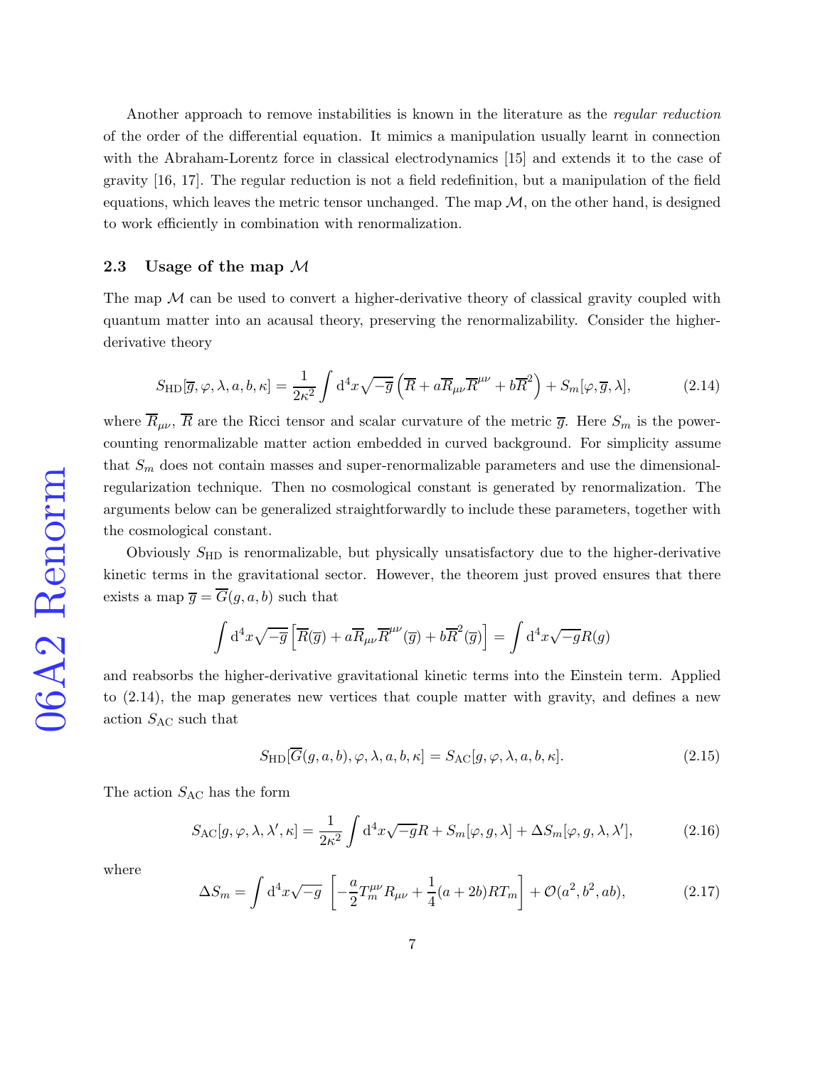Another approach to remove instabilities is known in the literature as the *regular reduction* of the order of the differential equation. It mimics a manipulation usually learnt in connection with the Abraham-Lorentz force in classical electrodynamics [15] and extends it to the case of gravity [16, 17]. The regular reduction is not a field redefinition, but a manipulation of the field equations, which leaves the metric tensor unchanged. The map $\mathcal{M}$, on the other hand, is designed to work efficiently in combination with renormalization.

### 2.3 Usage of the map $\mathcal{M}$

The map $\mathcal{M}$ can be used to convert a higher-derivative theory of classical gravity coupled with quantum matter into an acausal theory, preserving the renormalizability. Consider the higher-derivative theory

$$S_{\mathrm{HD}}[\overline{g},\varphi,\lambda,a,b,\kappa]=\frac{1}{2\kappa^{2}}\int \mathrm{d}^{4}x\sqrt{-\overline{g}}\left(\overline{R}+a\overline{R}_{\mu\nu}\overline{R}^{\mu\nu}+b\overline{R}^{2}\right)+S_{m}[\varphi,\overline{g},\lambda], \tag{2.14}$$

where $\overline{R}_{\mu\nu}$, $\overline{R}$ are the Ricci tensor and scalar curvature of the metric $\overline{g}$. Here $S_m$ is the power-counting renormalizable matter action embedded in curved background. For simplicity assume that $S_m$ does not contain masses and super-renormalizable parameters and use the dimensional-regularization technique. Then no cosmological constant is generated by renormalization. The arguments below can be generalized straightforwardly to include these parameters, together with the cosmological constant.

Obviously $S_{\mathrm{HD}}$ is renormalizable, but physically unsatisfactory due to the higher-derivative kinetic terms in the gravitational sector. However, the theorem just proved ensures that there exists a map $\overline{g}=\overline{G}(g,a,b)$ such that

$$\int \mathrm{d}^{4}x\sqrt{-\overline{g}}\left[\overline{R}(\overline{g})+a\overline{R}_{\mu\nu}\overline{R}^{\mu\nu}(\overline{g})+b\overline{R}^{2}(\overline{g})\right]=\int \mathrm{d}^{4}x\sqrt{-g}R(g)$$

and reabsorbs the higher-derivative gravitational kinetic terms into the Einstein term. Applied to (2.14), the map generates new vertices that couple matter with gravity, and defines a new action $S_{\mathrm{AC}}$ such that

$$S_{\mathrm{HD}}[\overline{G}(g,a,b),\varphi,\lambda,a,b,\kappa]=S_{\mathrm{AC}}[g,\varphi,\lambda,a,b,\kappa]. \tag{2.15}$$

The action $S_{\mathrm{AC}}$ has the form

$$S_{\mathrm{AC}}[g,\varphi,\lambda,\lambda',\kappa]=\frac{1}{2\kappa^{2}}\int \mathrm{d}^{4}x\sqrt{-g}R+S_{m}[\varphi,g,\lambda]+\Delta S_{m}[\varphi,g,\lambda,\lambda'], \tag{2.16}$$

where

$$\Delta S_{m}=\int \mathrm{d}^{4}x\sqrt{-g}\;\left[-\frac{a}{2}T_{m}^{\mu\nu}R_{\mu\nu}+\frac{1}{4}(a+2b)RT_{m}\right]+\mathcal{O}(a^{2},b^{2},ab), \tag{2.17}$$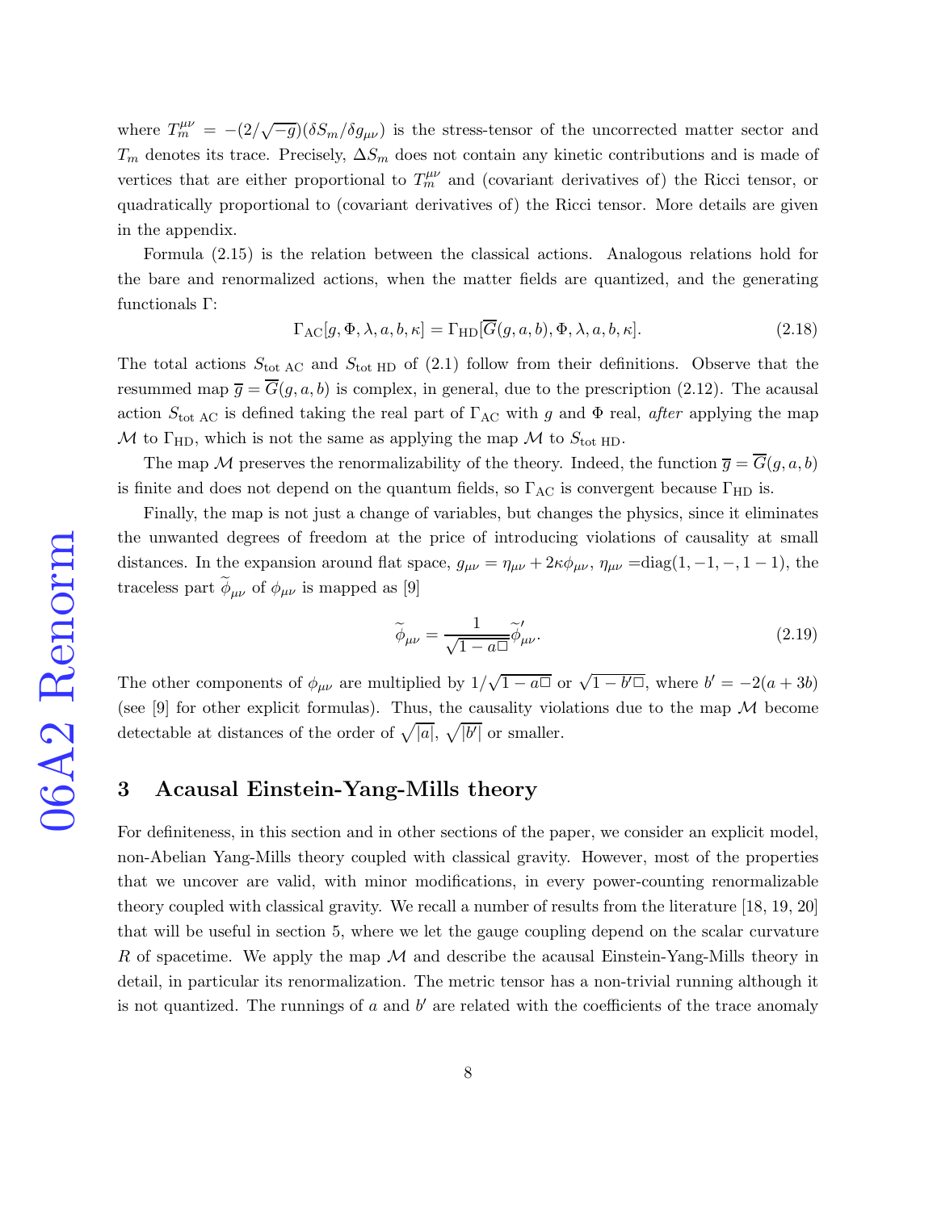where $T_m^{\mu\nu} = -(2/\sqrt{-g})(\delta S_m/\delta g_{\mu\nu})$ is the stress-tensor of the uncorrected matter sector and $T_m$ denotes its trace. Precisely, $\Delta S_m$ does not contain any kinetic contributions and is made of vertices that are either proportional to $T_m^{\mu\nu}$ and (covariant derivatives of) the Ricci tensor, or quadratically proportional to (covariant derivatives of) the Ricci tensor. More details are given in the appendix.

Formula (2.15) is the relation between the classical actions. Analogous relations hold for the bare and renormalized actions, when the matter fields are quantized, and the generating functionals $\Gamma$:

$$\Gamma_{\rm AC}[g, \Phi, \lambda, a, b, \kappa] = \Gamma_{\rm HD}[\overline{G}(g, a, b), \Phi, \lambda, a, b, \kappa]. \tag{2.18}$$

The total actions $S_{\rm tot\ AC}$ and $S_{\rm tot\ HD}$ of (2.1) follow from their definitions. Observe that the resummed map $\overline{g} = \overline{G}(g, a, b)$ is complex, in general, due to the prescription (2.12). The acausal action $S_{\rm tot\ AC}$ is defined taking the real part of $\Gamma_{\rm AC}$ with $g$ and $\Phi$ real, *after* applying the map $\mathcal{M}$ to $\Gamma_{\rm HD}$, which is not the same as applying the map $\mathcal{M}$ to $S_{\rm tot\ HD}$.

The map $\mathcal{M}$ preserves the renormalizability of the theory. Indeed, the function $\overline{g} = \overline{G}(g, a, b)$ is finite and does not depend on the quantum fields, so $\Gamma_{\rm AC}$ is convergent because $\Gamma_{\rm HD}$ is.

Finally, the map is not just a change of variables, but changes the physics, since it eliminates the unwanted degrees of freedom at the price of introducing violations of causality at small distances. In the expansion around flat space, $g_{\mu\nu} = \eta_{\mu\nu} + 2\kappa\phi_{\mu\nu}$, $\eta_{\mu\nu}$ =diag$(1, -1, -, 1 - 1)$, the traceless part $\widetilde{\phi}_{\mu\nu}$ of $\phi_{\mu\nu}$ is mapped as [9]

$$\widetilde{\phi}_{\mu\nu} = \frac{1}{\sqrt{1 - a\Box}}\widetilde{\phi}'_{\mu\nu}. \tag{2.19}$$

The other components of $\phi_{\mu\nu}$ are multiplied by $1/\sqrt{1 - a\Box}$ or $\sqrt{1 - b'\Box}$, where $b' = -2(a + 3b)$ (see [9] for other explicit formulas). Thus, the causality violations due to the map $\mathcal{M}$ become detectable at distances of the order of $\sqrt{|a|}$, $\sqrt{|b'|}$ or smaller.

# 3 Acausal Einstein-Yang-Mills theory

For definiteness, in this section and in other sections of the paper, we consider an explicit model, non-Abelian Yang-Mills theory coupled with classical gravity. However, most of the properties that we uncover are valid, with minor modifications, in every power-counting renormalizable theory coupled with classical gravity. We recall a number of results from the literature [18, 19, 20] that will be useful in section 5, where we let the gauge coupling depend on the scalar curvature $R$ of spacetime. We apply the map $\mathcal{M}$ and describe the acausal Einstein-Yang-Mills theory in detail, in particular its renormalization. The metric tensor has a non-trivial running although it is not quantized. The runnings of $a$ and $b'$ are related with the coefficients of the trace anomaly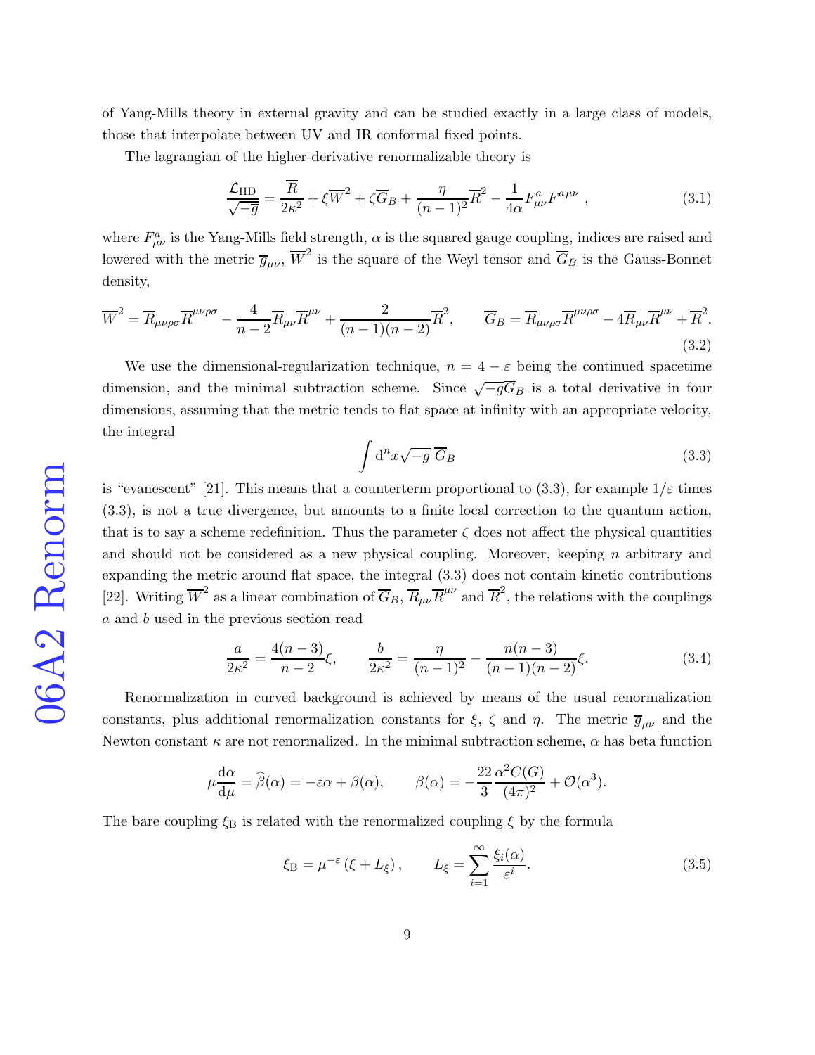of Yang-Mills theory in external gravity and can be studied exactly in a large class of models, those that interpolate between UV and IR conformal fixed points.

The lagrangian of the higher-derivative renormalizable theory is

$$\frac{\mathcal{L}_{\mathrm{HD}}}{\sqrt{-\overline{g}}} = \frac{\overline{R}}{2\kappa^2} + \xi \overline{W}^2 + \zeta \overline{G}_B + \frac{\eta}{(n-1)^2}\overline{R}^2 - \frac{1}{4\alpha}F^a_{\mu\nu}F^{a\mu\nu}\ , \tag{3.1}$$

where $F^a_{\mu\nu}$ is the Yang-Mills field strength, $\alpha$ is the squared gauge coupling, indices are raised and lowered with the metric $\overline{g}_{\mu\nu}$, $\overline{W}^2$ is the square of the Weyl tensor and $\overline{G}_B$ is the Gauss-Bonnet density,

$$\overline{W}^2 = \overline{R}_{\mu\nu\rho\sigma}\overline{R}^{\mu\nu\rho\sigma} - \frac{4}{n-2}\overline{R}_{\mu\nu}\overline{R}^{\mu\nu} + \frac{2}{(n-1)(n-2)}\overline{R}^2, \qquad \overline{G}_B = \overline{R}_{\mu\nu\rho\sigma}\overline{R}^{\mu\nu\rho\sigma} - 4\overline{R}_{\mu\nu}\overline{R}^{\mu\nu} + \overline{R}^2. \tag{3.2}$$

We use the dimensional-regularization technique, $n = 4 - \varepsilon$ being the continued spacetime dimension, and the minimal subtraction scheme. Since $\sqrt{-g}G_B$ is a total derivative in four dimensions, assuming that the metric tends to flat space at infinity with an appropriate velocity, the integral

$$\int \mathrm{d}^n x \sqrt{-g}\ \overline{G}_B \tag{3.3}$$

is "evanescent" [21]. This means that a counterterm proportional to (3.3), for example $1/\varepsilon$ times (3.3), is not a true divergence, but amounts to a finite local correction to the quantum action, that is to say a scheme redefinition. Thus the parameter $\zeta$ does not affect the physical quantities and should not be considered as a new physical coupling. Moreover, keeping $n$ arbitrary and expanding the metric around flat space, the integral (3.3) does not contain kinetic contributions [22]. Writing $\overline{W}^2$ as a linear combination of $\overline{G}_B$, $\overline{R}_{\mu\nu}\overline{R}^{\mu\nu}$ and $\overline{R}^2$, the relations with the couplings $a$ and $b$ used in the previous section read

$$\frac{a}{2\kappa^2} = \frac{4(n-3)}{n-2}\xi, \qquad \frac{b}{2\kappa^2} = \frac{\eta}{(n-1)^2} - \frac{n(n-3)}{(n-1)(n-2)}\xi. \tag{3.4}$$

Renormalization in curved background is achieved by means of the usual renormalization constants, plus additional renormalization constants for $\xi$, $\zeta$ and $\eta$. The metric $\overline{g}_{\mu\nu}$ and the Newton constant $\kappa$ are not renormalized. In the minimal subtraction scheme, $\alpha$ has beta function

$$\mu\frac{\mathrm{d}\alpha}{\mathrm{d}\mu} = \widehat{\beta}(\alpha) = -\varepsilon\alpha + \beta(\alpha), \qquad \beta(\alpha) = -\frac{22}{3}\frac{\alpha^2 C(G)}{(4\pi)^2} + \mathcal{O}(\alpha^3).$$

The bare coupling $\xi_{\mathrm{B}}$ is related with the renormalized coupling $\xi$ by the formula

$$\xi_{\mathrm{B}} = \mu^{-\varepsilon}\left(\xi + L_\xi\right), \qquad L_\xi = \sum_{i=1}^{\infty}\frac{\xi_i(\alpha)}{\varepsilon^i}. \tag{3.5}$$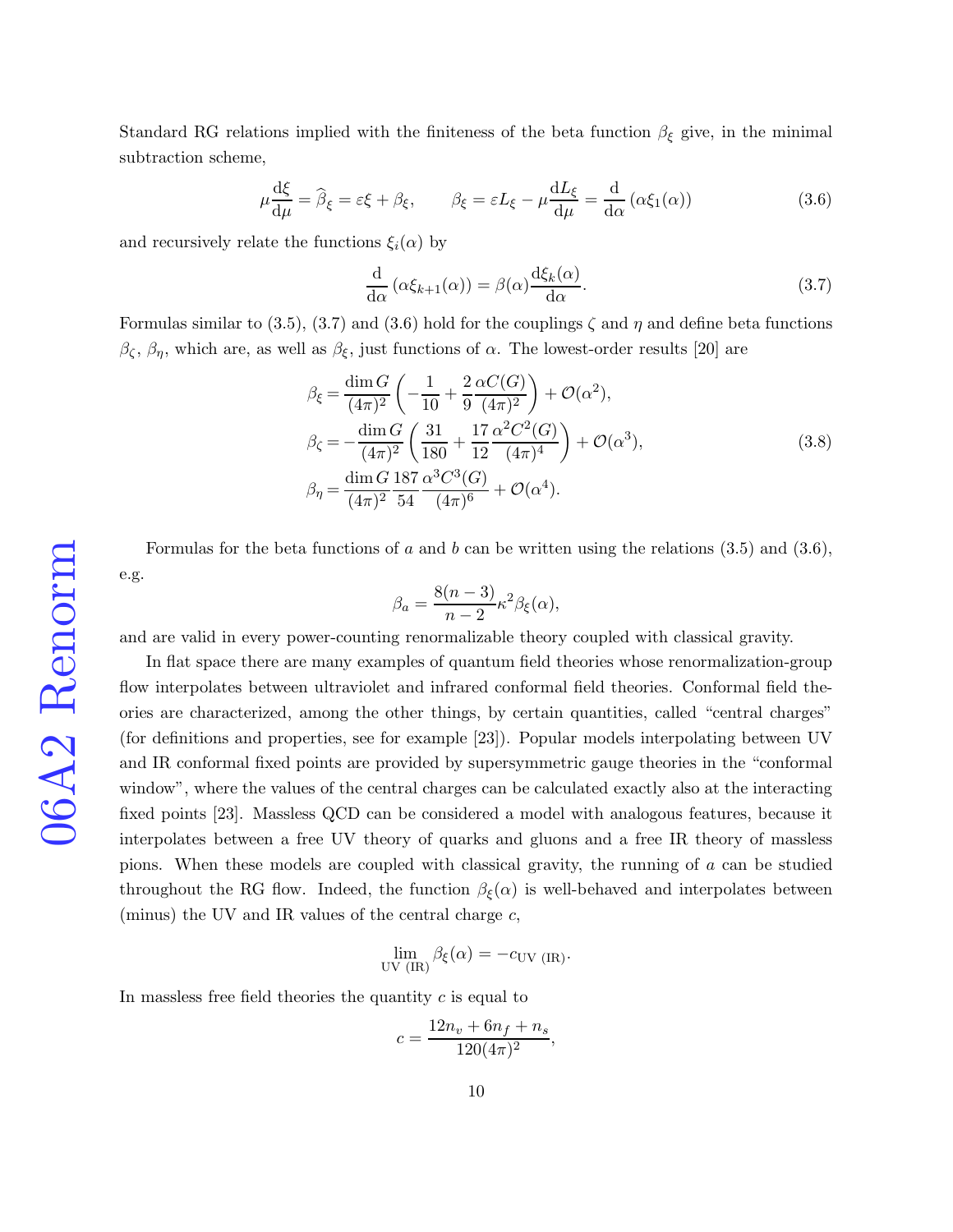Standard RG relations implied with the finiteness of the beta function $\beta_\xi$ give, in the minimal subtraction scheme,

$$\mu\frac{\mathrm{d}\xi}{\mathrm{d}\mu} = \widehat{\beta}_\xi = \varepsilon\xi + \beta_\xi, \qquad \beta_\xi = \varepsilon L_\xi - \mu\frac{\mathrm{d}L_\xi}{\mathrm{d}\mu} = \frac{\mathrm{d}}{\mathrm{d}\alpha}\left(\alpha\xi_1(\alpha)\right) \tag{3.6}$$

and recursively relate the functions $\xi_i(\alpha)$ by

$$\frac{\mathrm{d}}{\mathrm{d}\alpha}\left(\alpha\xi_{k+1}(\alpha)\right) = \beta(\alpha)\frac{\mathrm{d}\xi_k(\alpha)}{\mathrm{d}\alpha}. \tag{3.7}$$

Formulas similar to (3.5), (3.7) and (3.6) hold for the couplings $\zeta$ and $\eta$ and define beta functions $\beta_\zeta$, $\beta_\eta$, which are, as well as $\beta_\xi$, just functions of $\alpha$. The lowest-order results [20] are

$$\begin{aligned}
\beta_\xi &= \frac{\dim G}{(4\pi)^2}\left(-\frac{1}{10} + \frac{2}{9}\frac{\alpha C(G)}{(4\pi)^2}\right) + \mathcal{O}(\alpha^2), \\
\beta_\zeta &= -\frac{\dim G}{(4\pi)^2}\left(\frac{31}{180} + \frac{17}{12}\frac{\alpha^2 C^2(G)}{(4\pi)^4}\right) + \mathcal{O}(\alpha^3), \\
\beta_\eta &= \frac{\dim G}{(4\pi)^2}\frac{187}{54}\frac{\alpha^3 C^3(G)}{(4\pi)^6} + \mathcal{O}(\alpha^4).
\end{aligned} \tag{3.8}$$

Formulas for the beta functions of $a$ and $b$ can be written using the relations (3.5) and (3.6), e.g.

$$\beta_a = \frac{8(n-3)}{n-2}\kappa^2\beta_\xi(\alpha),$$

and are valid in every power-counting renormalizable theory coupled with classical gravity.

In flat space there are many examples of quantum field theories whose renormalization-group flow interpolates between ultraviolet and infrared conformal field theories. Conformal field theories are characterized, among the other things, by certain quantities, called "central charges" (for definitions and properties, see for example [23]). Popular models interpolating between UV and IR conformal fixed points are provided by supersymmetric gauge theories in the "conformal window", where the values of the central charges can be calculated exactly also at the interacting fixed points [23]. Massless QCD can be considered a model with analogous features, because it interpolates between a free UV theory of quarks and gluons and a free IR theory of massless pions. When these models are coupled with classical gravity, the running of $a$ can be studied throughout the RG flow. Indeed, the function $\beta_\xi(\alpha)$ is well-behaved and interpolates between (minus) the UV and IR values of the central charge $c$,

$$\lim_{\mathrm{UV\ (IR)}} \beta_\xi(\alpha) = -c_{\mathrm{UV\ (IR)}}.$$

In massless free field theories the quantity $c$ is equal to

$$c = \frac{12n_v + 6n_f + n_s}{120(4\pi)^2},$$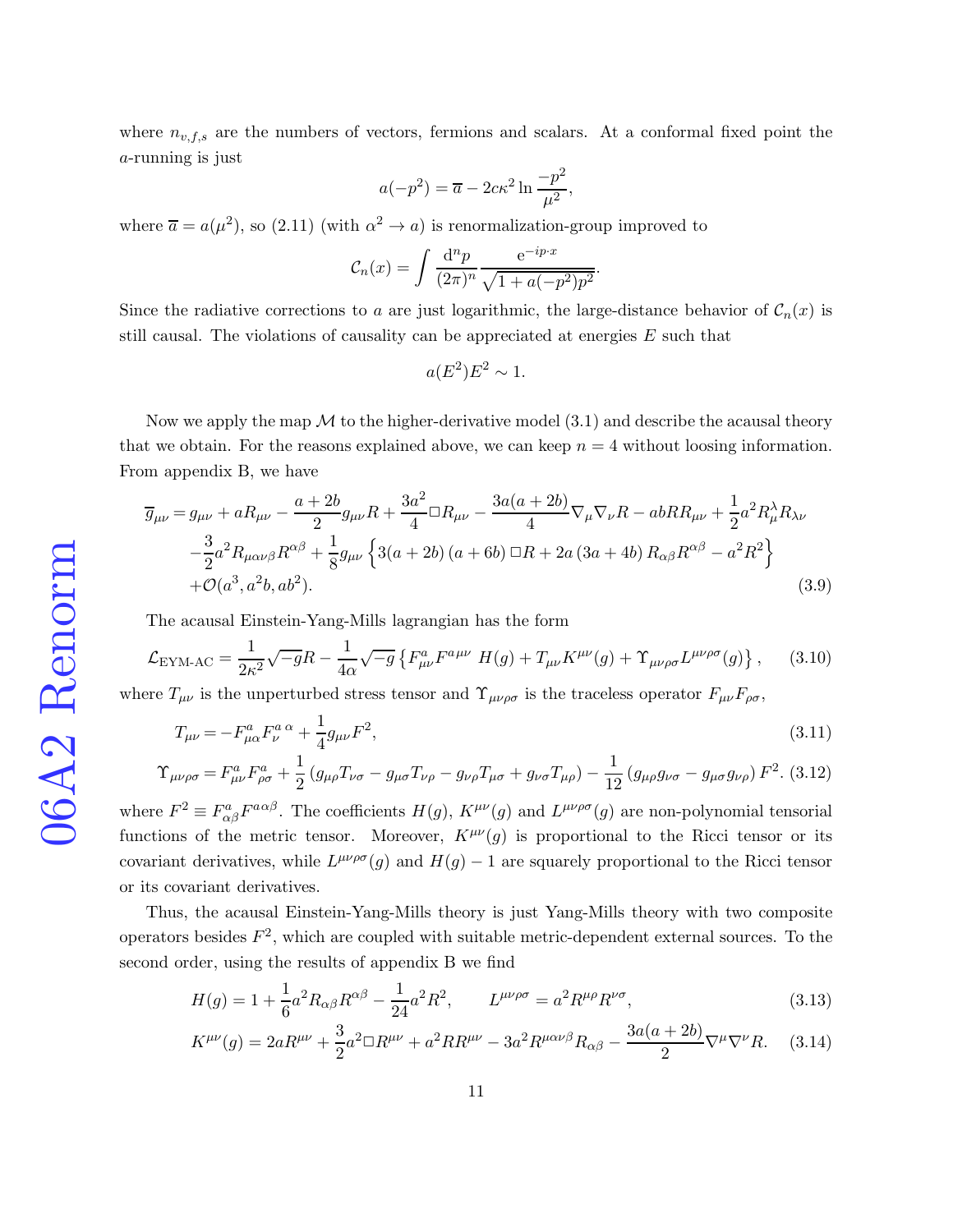where $n_{v,f,s}$ are the numbers of vectors, fermions and scalars. At a conformal fixed point the $a$-running is just

$$a(-p^2) = \overline{a} - 2c\kappa^2 \ln \frac{-p^2}{\mu^2},$$

where $\overline{a} = a(\mu^2)$, so (2.11) (with $\alpha^2 \to a$) is renormalization-group improved to

$$\mathcal{C}_n(x) = \int \frac{\mathrm{d}^n p}{(2\pi)^n} \frac{\mathrm{e}^{-ip\cdot x}}{\sqrt{1 + a(-p^2)p^2}}.$$

Since the radiative corrections to $a$ are just logarithmic, the large-distance behavior of $\mathcal{C}_n(x)$ is still causal. The violations of causality can be appreciated at energies $E$ such that

$$a(E^2)E^2 \sim 1.$$

Now we apply the map $\mathcal{M}$ to the higher-derivative model (3.1) and describe the acausal theory that we obtain. For the reasons explained above, we can keep $n = 4$ without loosing information. From appendix B, we have

$$\begin{aligned}
\overline{g}_{\mu\nu} &= g_{\mu\nu} + aR_{\mu\nu} - \frac{a+2b}{2} g_{\mu\nu} R + \frac{3a^2}{4} \Box R_{\mu\nu} - \frac{3a(a+2b)}{4} \nabla_\mu \nabla_\nu R - abRR_{\mu\nu} + \frac{1}{2} a^2 R_\mu^\lambda R_{\lambda\nu} \\
&\quad - \frac{3}{2} a^2 R_{\mu\alpha\nu\beta} R^{\alpha\beta} + \frac{1}{8} g_{\mu\nu} \left\{ 3(a+2b)(a+6b) \Box R + 2a(3a+4b) R_{\alpha\beta} R^{\alpha\beta} - a^2 R^2 \right\} \\
&\quad + \mathcal{O}(a^3, a^2 b, ab^2).
\end{aligned} \tag{3.9}$$

The acausal Einstein-Yang-Mills lagrangian has the form

$$\mathcal{L}_{\text{EYM-AC}} = \frac{1}{2\kappa^2}\sqrt{-g}R - \frac{1}{4\alpha}\sqrt{-g}\left\{ F^a_{\mu\nu} F^{a\mu\nu}\ H(g) + T_{\mu\nu} K^{\mu\nu}(g) + \Upsilon_{\mu\nu\rho\sigma} L^{\mu\nu\rho\sigma}(g) \right\}, \tag{3.10}$$

where $T_{\mu\nu}$ is the unperturbed stress tensor and $\Upsilon_{\mu\nu\rho\sigma}$ is the traceless operator $F_{\mu\nu}F_{\rho\sigma}$,

$$T_{\mu\nu} = -F^a_{\mu\alpha} F^{a\ \alpha}_{\nu} + \frac{1}{4} g_{\mu\nu} F^2, \tag{3.11}$$

$$\Upsilon_{\mu\nu\rho\sigma} = F^a_{\mu\nu} F^a_{\rho\sigma} + \frac{1}{2}\left( g_{\mu\rho} T_{\nu\sigma} - g_{\mu\sigma} T_{\nu\rho} - g_{\nu\rho} T_{\mu\sigma} + g_{\nu\sigma} T_{\mu\rho} \right) - \frac{1}{12}\left( g_{\mu\rho} g_{\nu\sigma} - g_{\mu\sigma} g_{\nu\rho} \right) F^2. \tag{3.12}$$

where $F^2 \equiv F^a_{\alpha\beta} F^{a\alpha\beta}$. The coefficients $H(g)$, $K^{\mu\nu}(g)$ and $L^{\mu\nu\rho\sigma}(g)$ are non-polynomial tensorial functions of the metric tensor. Moreover, $K^{\mu\nu}(g)$ is proportional to the Ricci tensor or its covariant derivatives, while $L^{\mu\nu\rho\sigma}(g)$ and $H(g) - 1$ are squarely proportional to the Ricci tensor or its covariant derivatives.

Thus, the acausal Einstein-Yang-Mills theory is just Yang-Mills theory with two composite operators besides $F^2$, which are coupled with suitable metric-dependent external sources. To the second order, using the results of appendix B we find

$$H(g) = 1 + \frac{1}{6} a^2 R_{\alpha\beta} R^{\alpha\beta} - \frac{1}{24} a^2 R^2, \qquad L^{\mu\nu\rho\sigma} = a^2 R^{\mu\rho} R^{\nu\sigma}, \tag{3.13}$$

$$K^{\mu\nu}(g) = 2aR^{\mu\nu} + \frac{3}{2} a^2 \Box R^{\mu\nu} + a^2 R R^{\mu\nu} - 3a^2 R^{\mu\alpha\nu\beta} R_{\alpha\beta} - \frac{3a(a+2b)}{2} \nabla^\mu \nabla^\nu R. \tag{3.14}$$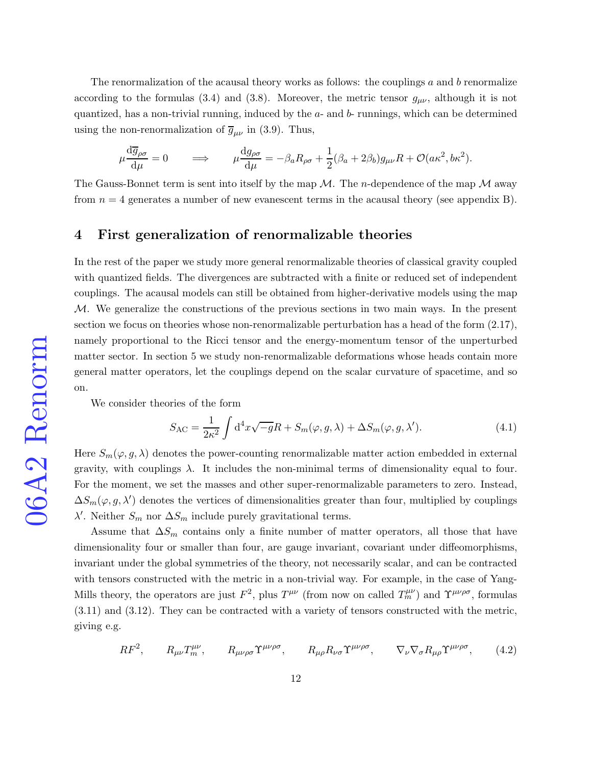The renormalization of the acausal theory works as follows: the couplings $a$ and $b$ renormalize according to the formulas (3.4) and (3.8). Moreover, the metric tensor $g_{\mu\nu}$, although it is not quantized, has a non-trivial running, induced by the $a$- and $b$- runnings, which can be determined using the non-renormalization of $\overline{g}_{\mu\nu}$ in (3.9). Thus,

$$\mu\frac{\mathrm{d}\overline{g}_{\rho\sigma}}{\mathrm{d}\mu}=0 \qquad \Longrightarrow \qquad \mu\frac{\mathrm{d}g_{\rho\sigma}}{\mathrm{d}\mu}=-\beta_a R_{\rho\sigma}+\frac{1}{2}(\beta_a+2\beta_b)g_{\mu\nu}R+\mathcal{O}(a\kappa^2,b\kappa^2).$$

The Gauss-Bonnet term is sent into itself by the map $\mathcal{M}$. The $n$-dependence of the map $\mathcal{M}$ away from $n=4$ generates a number of new evanescent terms in the acausal theory (see appendix B).

## 4 First generalization of renormalizable theories

In the rest of the paper we study more general renormalizable theories of classical gravity coupled with quantized fields. The divergences are subtracted with a finite or reduced set of independent couplings. The acausal models can still be obtained from higher-derivative models using the map $\mathcal{M}$. We generalize the constructions of the previous sections in two main ways. In the present section we focus on theories whose non-renormalizable perturbation has a head of the form (2.17), namely proportional to the Ricci tensor and the energy-momentum tensor of the unperturbed matter sector. In section 5 we study non-renormalizable deformations whose heads contain more general matter operators, let the couplings depend on the scalar curvature of spacetime, and so on.

We consider theories of the form

$$S_{\mathrm{AC}}=\frac{1}{2\kappa^2}\int \mathrm{d}^4x\sqrt{-g}R+S_m(\varphi,g,\lambda)+\Delta S_m(\varphi,g,\lambda'). \tag{4.1}$$

Here $S_m(\varphi,g,\lambda)$ denotes the power-counting renormalizable matter action embedded in external gravity, with couplings $\lambda$. It includes the non-minimal terms of dimensionality equal to four. For the moment, we set the masses and other super-renormalizable parameters to zero. Instead, $\Delta S_m(\varphi,g,\lambda')$ denotes the vertices of dimensionalities greater than four, multiplied by couplings $\lambda'$. Neither $S_m$ nor $\Delta S_m$ include purely gravitational terms.

Assume that $\Delta S_m$ contains only a finite number of matter operators, all those that have dimensionality four or smaller than four, are gauge invariant, covariant under diffeomorphisms, invariant under the global symmetries of the theory, not necessarily scalar, and can be contracted with tensors constructed with the metric in a non-trivial way. For example, in the case of Yang-Mills theory, the operators are just $F^2$, plus $T^{\mu\nu}$ (from now on called $T_m^{\mu\nu}$) and $\Upsilon^{\mu\nu\rho\sigma}$, formulas (3.11) and (3.12). They can be contracted with a variety of tensors constructed with the metric, giving e.g.

$$RF^2, \qquad R_{\mu\nu}T_m^{\mu\nu}, \qquad R_{\mu\nu\rho\sigma}\Upsilon^{\mu\nu\rho\sigma}, \qquad R_{\mu\rho}R_{\nu\sigma}\Upsilon^{\mu\nu\rho\sigma}, \qquad \nabla_\nu\nabla_\sigma R_{\mu\rho}\Upsilon^{\mu\nu\rho\sigma}, \tag{4.2}$$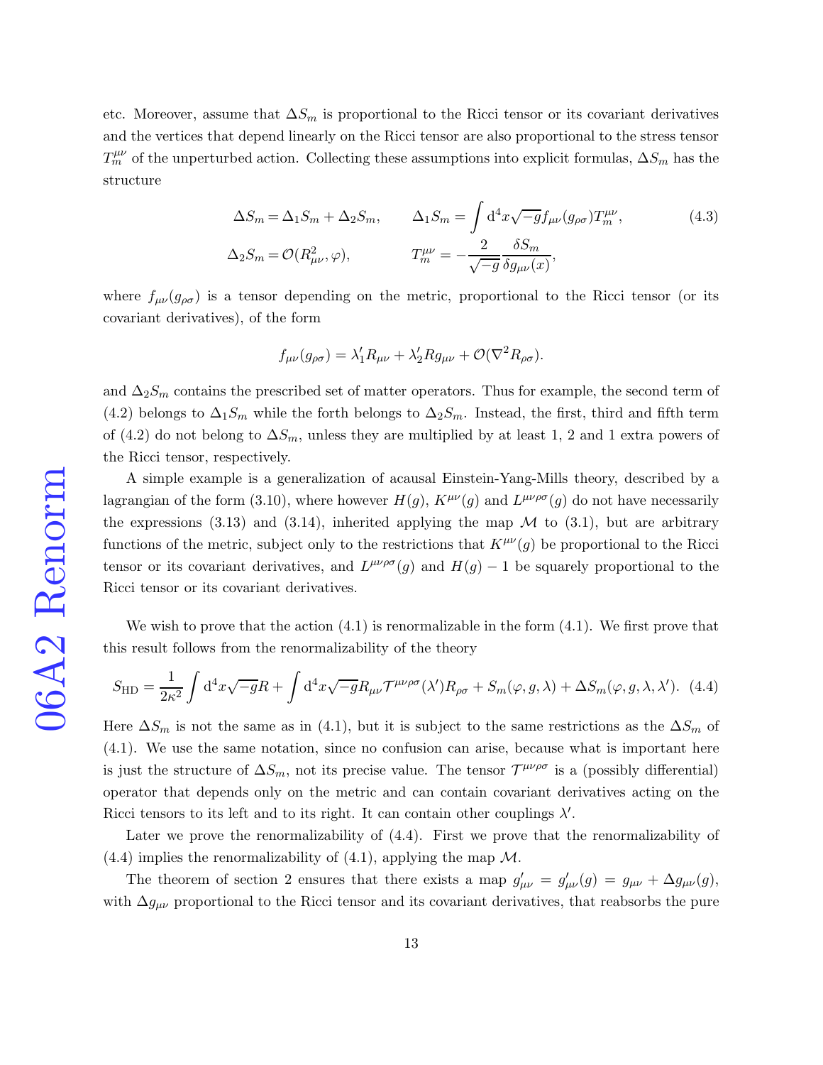etc. Moreover, assume that $\Delta S_m$ is proportional to the Ricci tensor or its covariant derivatives and the vertices that depend linearly on the Ricci tensor are also proportional to the stress tensor $T_m^{\mu\nu}$ of the unperturbed action. Collecting these assumptions into explicit formulas, $\Delta S_m$ has the structure

$$
\begin{aligned}
\Delta S_m &= \Delta_1 S_m + \Delta_2 S_m, \qquad & \Delta_1 S_m &= \int \mathrm{d}^4x\sqrt{-g} f_{\mu\nu}(g_{\rho\sigma}) T_m^{\mu\nu}, \\
\Delta_2 S_m &= \mathcal{O}(R_{\mu\nu}^2, \varphi), \qquad & T_m^{\mu\nu} &= -\frac{2}{\sqrt{-g}}\frac{\delta S_m}{\delta g_{\mu\nu}(x)},
\end{aligned}
\tag{4.3}
$$

where $f_{\mu\nu}(g_{\rho\sigma})$ is a tensor depending on the metric, proportional to the Ricci tensor (or its covariant derivatives), of the form

$$
f_{\mu\nu}(g_{\rho\sigma}) = \lambda_1' R_{\mu\nu} + \lambda_2' R g_{\mu\nu} + \mathcal{O}(\nabla^2 R_{\rho\sigma}).
$$

and $\Delta_2 S_m$ contains the prescribed set of matter operators. Thus for example, the second term of (4.2) belongs to $\Delta_1 S_m$ while the forth belongs to $\Delta_2 S_m$. Instead, the first, third and fifth term of (4.2) do not belong to $\Delta S_m$, unless they are multiplied by at least 1, 2 and 1 extra powers of the Ricci tensor, respectively.

A simple example is a generalization of acausal Einstein-Yang-Mills theory, described by a lagrangian of the form (3.10), where however $H(g)$, $K^{\mu\nu}(g)$ and $L^{\mu\nu\rho\sigma}(g)$ do not have necessarily the expressions (3.13) and (3.14), inherited applying the map $\mathcal{M}$ to (3.1), but are arbitrary functions of the metric, subject only to the restrictions that $K^{\mu\nu}(g)$ be proportional to the Ricci tensor or its covariant derivatives, and $L^{\mu\nu\rho\sigma}(g)$ and $H(g)-1$ be squarely proportional to the Ricci tensor or its covariant derivatives.

We wish to prove that the action (4.1) is renormalizable in the form (4.1). We first prove that this result follows from the renormalizability of the theory

$$
S_{\mathrm{HD}} = \frac{1}{2\kappa^2}\int \mathrm{d}^4x\sqrt{-g}R + \int \mathrm{d}^4x\sqrt{-g}R_{\mu\nu}\mathcal{T}^{\mu\nu\rho\sigma}(\lambda')R_{\rho\sigma} + S_m(\varphi, g, \lambda) + \Delta S_m(\varphi, g, \lambda, \lambda'). \tag{4.4}
$$

Here $\Delta S_m$ is not the same as in (4.1), but it is subject to the same restrictions as the $\Delta S_m$ of (4.1). We use the same notation, since no confusion can arise, because what is important here is just the structure of $\Delta S_m$, not its precise value. The tensor $\mathcal{T}^{\mu\nu\rho\sigma}$ is a (possibly differential) operator that depends only on the metric and can contain covariant derivatives acting on the Ricci tensors to its left and to its right. It can contain other couplings $\lambda'$.

Later we prove the renormalizability of (4.4). First we prove that the renormalizability of (4.4) implies the renormalizability of (4.1), applying the map $\mathcal{M}$.

The theorem of section 2 ensures that there exists a map $g'_{\mu\nu} = g'_{\mu\nu}(g) = g_{\mu\nu} + \Delta g_{\mu\nu}(g)$, with $\Delta g_{\mu\nu}$ proportional to the Ricci tensor and its covariant derivatives, that reabsorbs the pure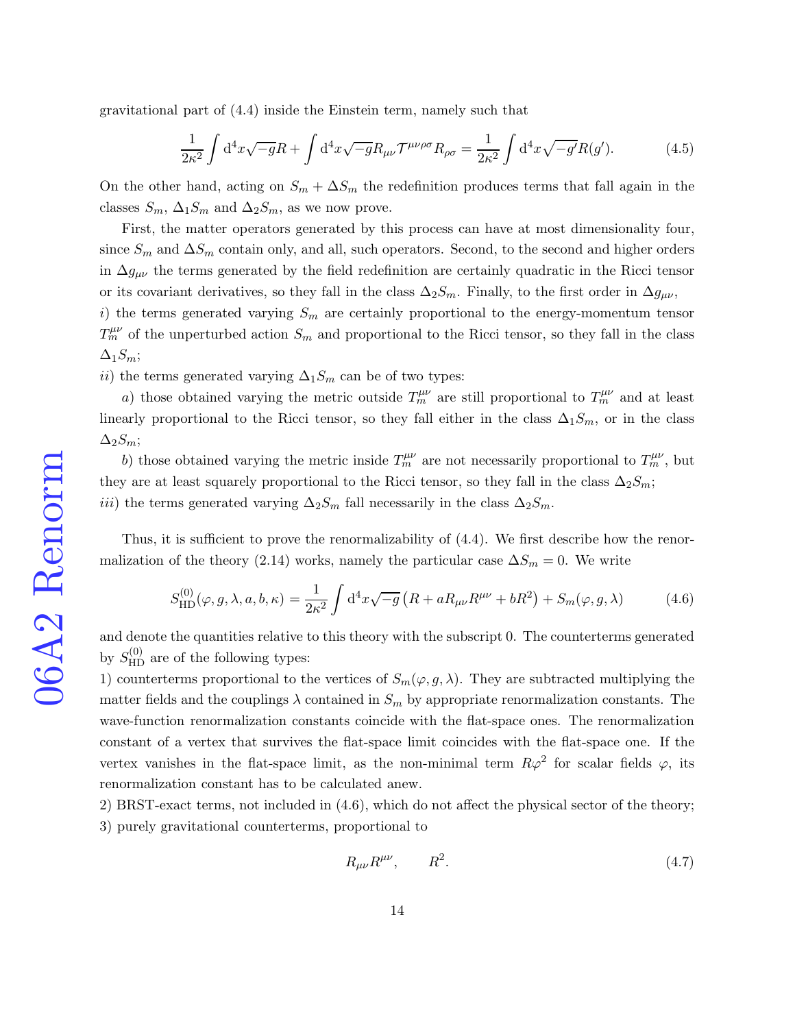gravitational part of (4.4) inside the Einstein term, namely such that

$$\frac{1}{2\kappa^2}\int \mathrm{d}^4x\sqrt{-g}R+\int \mathrm{d}^4x\sqrt{-g}R_{\mu\nu}\mathcal{T}^{\mu\nu\rho\sigma}R_{\rho\sigma}=\frac{1}{2\kappa^2}\int \mathrm{d}^4x\sqrt{-g'}R(g'). \tag{4.5}$$

On the other hand, acting on $S_m+\Delta S_m$ the redefinition produces terms that fall again in the classes $S_m$, $\Delta_1 S_m$ and $\Delta_2 S_m$, as we now prove.

First, the matter operators generated by this process can have at most dimensionality four, since $S_m$ and $\Delta S_m$ contain only, and all, such operators. Second, to the second and higher orders in $\Delta g_{\mu\nu}$ the terms generated by the field redefinition are certainly quadratic in the Ricci tensor or its covariant derivatives, so they fall in the class $\Delta_2 S_m$. Finally, to the first order in $\Delta g_{\mu\nu}$,

*i*) the terms generated varying $S_m$ are certainly proportional to the energy-momentum tensor $T_m^{\mu\nu}$ of the unperturbed action $S_m$ and proportional to the Ricci tensor, so they fall in the class $\Delta_1 S_m$;

*ii*) the terms generated varying $\Delta_1 S_m$ can be of two types:

*a*) those obtained varying the metric outside $T_m^{\mu\nu}$ are still proportional to $T_m^{\mu\nu}$ and at least linearly proportional to the Ricci tensor, so they fall either in the class $\Delta_1 S_m$, or in the class $\Delta_2 S_m$;

*b*) those obtained varying the metric inside $T_m^{\mu\nu}$ are not necessarily proportional to $T_m^{\mu\nu}$, but they are at least squarely proportional to the Ricci tensor, so they fall in the class $\Delta_2 S_m$;

*iii*) the terms generated varying $\Delta_2 S_m$ fall necessarily in the class $\Delta_2 S_m$.

Thus, it is sufficient to prove the renormalizability of (4.4). We first describe how the renormalization of the theory (2.14) works, namely the particular case $\Delta S_m = 0$. We write

$$S_{\mathrm{HD}}^{(0)}(\varphi,g,\lambda,a,b,\kappa)=\frac{1}{2\kappa^2}\int \mathrm{d}^4x\sqrt{-g}\left(R+aR_{\mu\nu}R^{\mu\nu}+bR^2\right)+S_m(\varphi,g,\lambda) \tag{4.6}$$

and denote the quantities relative to this theory with the subscript 0. The counterterms generated by $S_{\mathrm{HD}}^{(0)}$ are of the following types:

1) counterterms proportional to the vertices of $S_m(\varphi,g,\lambda)$. They are subtracted multiplying the matter fields and the couplings $\lambda$ contained in $S_m$ by appropriate renormalization constants. The wave-function renormalization constants coincide with the flat-space ones. The renormalization constant of a vertex that survives the flat-space limit coincides with the flat-space one. If the vertex vanishes in the flat-space limit, as the non-minimal term $R\varphi^2$ for scalar fields $\varphi$, its renormalization constant has to be calculated anew.

2) BRST-exact terms, not included in (4.6), which do not affect the physical sector of the theory;

3) purely gravitational counterterms, proportional to

$$R_{\mu\nu}R^{\mu\nu}, \qquad R^2. \tag{4.7}$$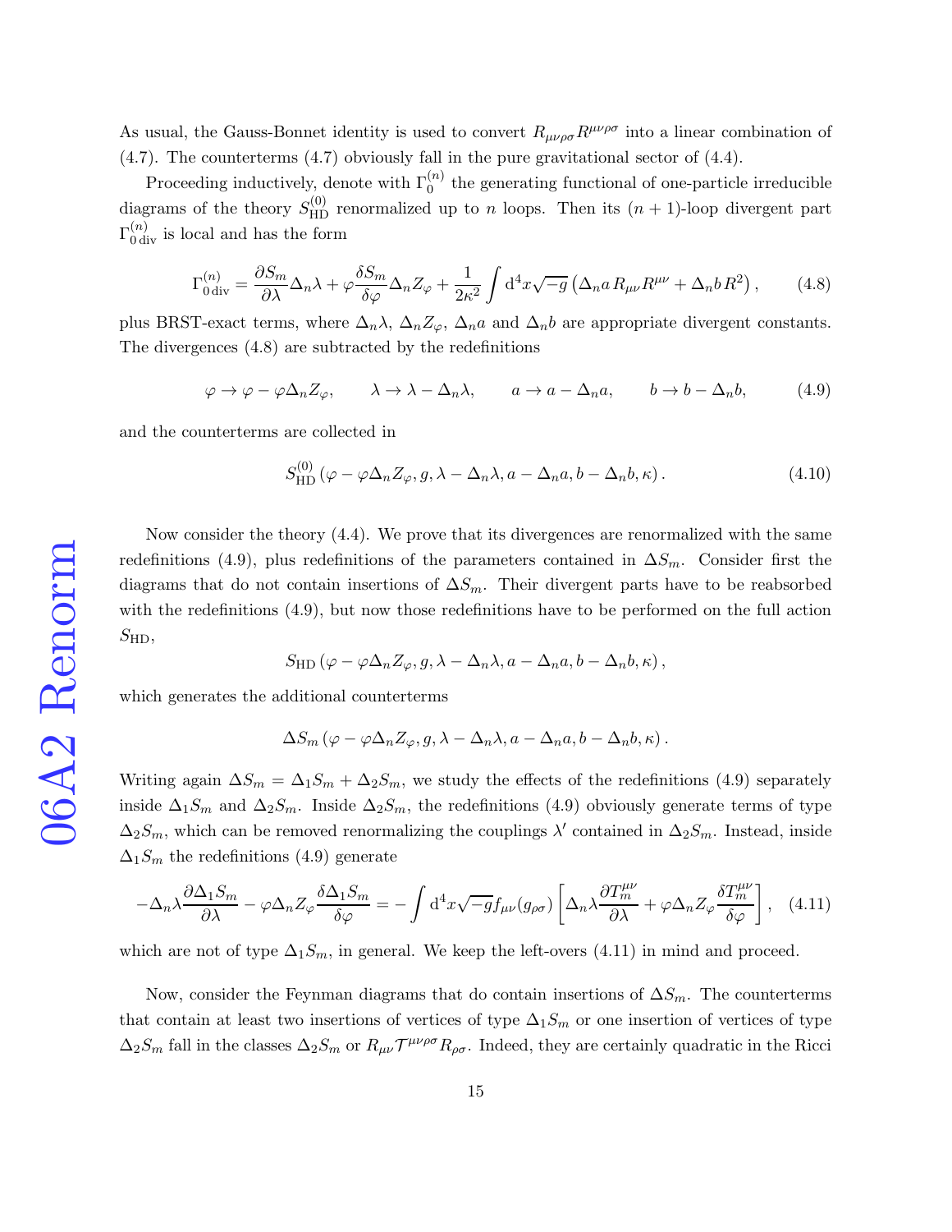As usual, the Gauss-Bonnet identity is used to convert $R_{\mu\nu\rho\sigma}R^{\mu\nu\rho\sigma}$ into a linear combination of (4.7). The counterterms (4.7) obviously fall in the pure gravitational sector of (4.4).

Proceeding inductively, denote with $\Gamma_0^{(n)}$ the generating functional of one-particle irreducible diagrams of the theory $S_{\rm HD}^{(0)}$ renormalized up to $n$ loops. Then its $(n+1)$-loop divergent part $\Gamma_{0\,{\rm div}}^{(n)}$ is local and has the form

$$\Gamma_{0\,{\rm div}}^{(n)} = \frac{\partial S_m}{\partial \lambda}\Delta_n\lambda + \varphi\frac{\delta S_m}{\delta\varphi}\Delta_n Z_\varphi + \frac{1}{2\kappa^2}\int {\rm d}^4x\sqrt{-g}\left(\Delta_n a\, R_{\mu\nu}R^{\mu\nu} + \Delta_n b\, R^2\right), \qquad (4.8)$$

plus BRST-exact terms, where $\Delta_n\lambda$, $\Delta_n Z_\varphi$, $\Delta_n a$ and $\Delta_n b$ are appropriate divergent constants. The divergences (4.8) are subtracted by the redefinitions

$$\varphi \rightarrow \varphi - \varphi\Delta_n Z_\varphi, \qquad \lambda \rightarrow \lambda - \Delta_n\lambda, \qquad a \rightarrow a - \Delta_n a, \qquad b \rightarrow b - \Delta_n b, \qquad (4.9)$$

and the counterterms are collected in

$$S_{\rm HD}^{(0)}\left(\varphi - \varphi\Delta_n Z_\varphi, g, \lambda - \Delta_n\lambda, a - \Delta_n a, b - \Delta_n b, \kappa\right). \qquad (4.10)$$

Now consider the theory (4.4). We prove that its divergences are renormalized with the same redefinitions (4.9), plus redefinitions of the parameters contained in $\Delta S_m$. Consider first the diagrams that do not contain insertions of $\Delta S_m$. Their divergent parts have to be reabsorbed with the redefinitions (4.9), but now those redefinitions have to be performed on the full action $S_{\rm HD}$,

$$S_{\rm HD}\left(\varphi - \varphi\Delta_n Z_\varphi, g, \lambda - \Delta_n\lambda, a - \Delta_n a, b - \Delta_n b, \kappa\right),$$

which generates the additional counterterms

$$\Delta S_m\left(\varphi - \varphi\Delta_n Z_\varphi, g, \lambda - \Delta_n\lambda, a - \Delta_n a, b - \Delta_n b, \kappa\right).$$

Writing again $\Delta S_m = \Delta_1 S_m + \Delta_2 S_m$, we study the effects of the redefinitions (4.9) separately inside $\Delta_1 S_m$ and $\Delta_2 S_m$. Inside $\Delta_2 S_m$, the redefinitions (4.9) obviously generate terms of type $\Delta_2 S_m$, which can be removed renormalizing the couplings $\lambda'$ contained in $\Delta_2 S_m$. Instead, inside $\Delta_1 S_m$ the redefinitions (4.9) generate

$$-\Delta_n\lambda\frac{\partial\Delta_1 S_m}{\partial\lambda} - \varphi\Delta_n Z_\varphi\frac{\delta\Delta_1 S_m}{\delta\varphi} = -\int {\rm d}^4x\sqrt{-g}f_{\mu\nu}(g_{\rho\sigma})\left[\Delta_n\lambda\frac{\partial T_m^{\mu\nu}}{\partial\lambda} + \varphi\Delta_n Z_\varphi\frac{\delta T_m^{\mu\nu}}{\delta\varphi}\right], \quad (4.11)$$

which are not of type $\Delta_1 S_m$, in general. We keep the left-overs (4.11) in mind and proceed.

Now, consider the Feynman diagrams that do contain insertions of $\Delta S_m$. The counterterms that contain at least two insertions of vertices of type $\Delta_1 S_m$ or one insertion of vertices of type $\Delta_2 S_m$ fall in the classes $\Delta_2 S_m$ or $R_{\mu\nu}\mathcal{T}^{\mu\nu\rho\sigma}R_{\rho\sigma}$. Indeed, they are certainly quadratic in the Ricci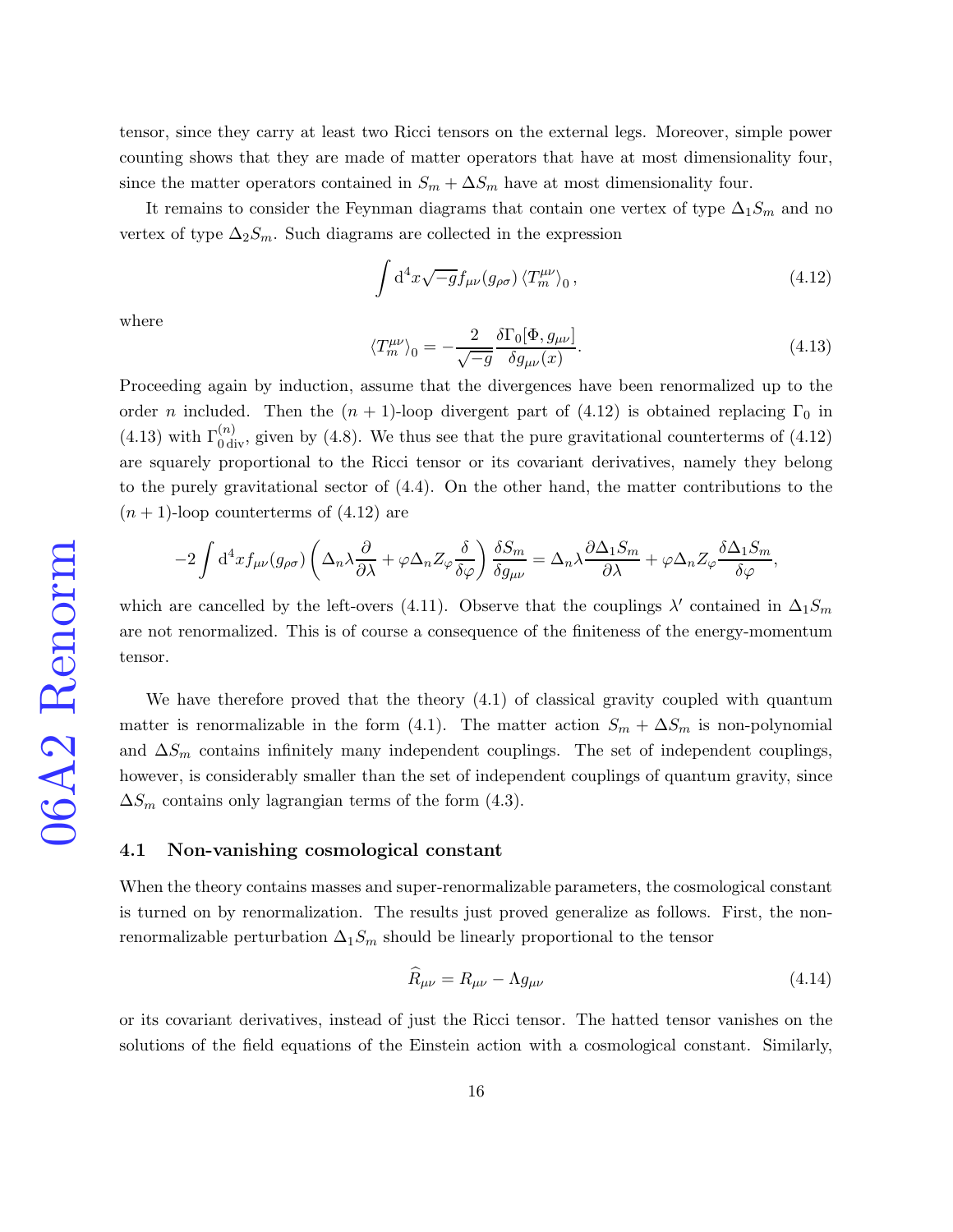tensor, since they carry at least two Ricci tensors on the external legs. Moreover, simple power counting shows that they are made of matter operators that have at most dimensionality four, since the matter operators contained in $S_m + \Delta S_m$ have at most dimensionality four.

It remains to consider the Feynman diagrams that contain one vertex of type $\Delta_1 S_m$ and no vertex of type $\Delta_2 S_m$. Such diagrams are collected in the expression

$$\int \mathrm{d}^4 x \sqrt{-g} f_{\mu\nu}(g_{\rho\sigma}) \left\langle T_m^{\mu\nu} \right\rangle_0, \tag{4.12}$$

where

$$\left\langle T_m^{\mu\nu} \right\rangle_0 = -\frac{2}{\sqrt{-g}} \frac{\delta \Gamma_0[\Phi, g_{\mu\nu}]}{\delta g_{\mu\nu}(x)}. \tag{4.13}$$

Proceeding again by induction, assume that the divergences have been renormalized up to the order $n$ included. Then the $(n+1)$-loop divergent part of (4.12) is obtained replacing $\Gamma_0$ in (4.13) with $\Gamma_{0\,\mathrm{div}}^{(n)}$, given by (4.8). We thus see that the pure gravitational counterterms of (4.12) are squarely proportional to the Ricci tensor or its covariant derivatives, namely they belong to the purely gravitational sector of (4.4). On the other hand, the matter contributions to the $(n+1)$-loop counterterms of (4.12) are

$$-2 \int \mathrm{d}^4 x f_{\mu\nu}(g_{\rho\sigma}) \left( \Delta_n \lambda \frac{\partial}{\partial \lambda} + \varphi \Delta_n Z_\varphi \frac{\delta}{\delta \varphi} \right) \frac{\delta S_m}{\delta g_{\mu\nu}} = \Delta_n \lambda \frac{\partial \Delta_1 S_m}{\partial \lambda} + \varphi \Delta_n Z_\varphi \frac{\delta \Delta_1 S_m}{\delta \varphi},$$

which are cancelled by the left-overs (4.11). Observe that the couplings $\lambda'$ contained in $\Delta_1 S_m$ are not renormalized. This is of course a consequence of the finiteness of the energy-momentum tensor.

We have therefore proved that the theory (4.1) of classical gravity coupled with quantum matter is renormalizable in the form (4.1). The matter action $S_m + \Delta S_m$ is non-polynomial and $\Delta S_m$ contains infinitely many independent couplings. The set of independent couplings, however, is considerably smaller than the set of independent couplings of quantum gravity, since $\Delta S_m$ contains only lagrangian terms of the form (4.3).

### 4.1 Non-vanishing cosmological constant

When the theory contains masses and super-renormalizable parameters, the cosmological constant is turned on by renormalization. The results just proved generalize as follows. First, the non-renormalizable perturbation $\Delta_1 S_m$ should be linearly proportional to the tensor

$$\widehat{R}_{\mu\nu} = R_{\mu\nu} - \Lambda g_{\mu\nu} \tag{4.14}$$

or its covariant derivatives, instead of just the Ricci tensor. The hatted tensor vanishes on the solutions of the field equations of the Einstein action with a cosmological constant. Similarly,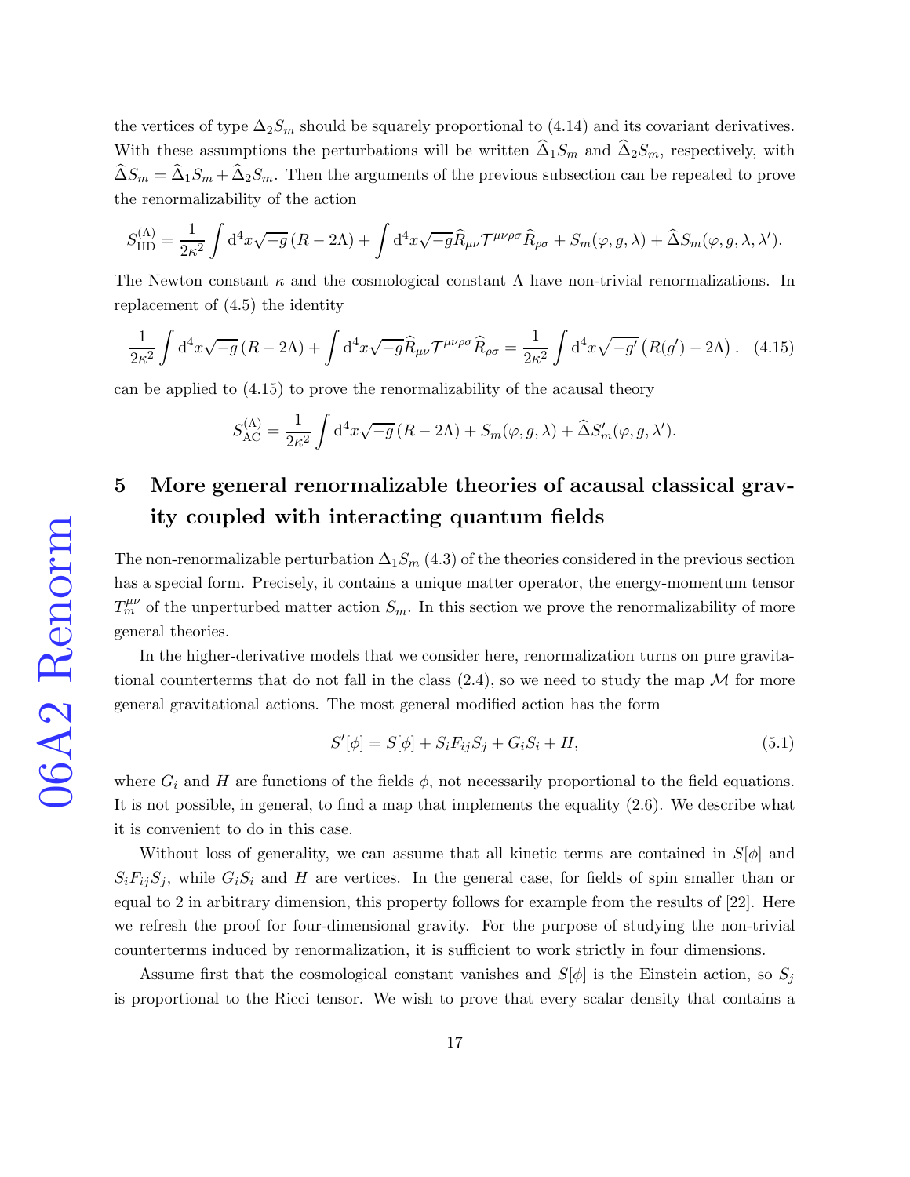the vertices of type $\Delta_2 S_m$ should be squarely proportional to (4.14) and its covariant derivatives. With these assumptions the perturbations will be written $\widehat{\Delta}_1 S_m$ and $\widehat{\Delta}_2 S_m$, respectively, with $\widehat{\Delta} S_m = \widehat{\Delta}_1 S_m + \widehat{\Delta}_2 S_m$. Then the arguments of the previous subsection can be repeated to prove the renormalizability of the action

$$S_{\rm HD}^{(\Lambda)} = \frac{1}{2\kappa^2}\int \mathrm{d}^4x\sqrt{-g}\,(R-2\Lambda) + \int \mathrm{d}^4x\sqrt{-g}\widehat{R}_{\mu\nu}\mathcal{T}^{\mu\nu\rho\sigma}\widehat{R}_{\rho\sigma} + S_m(\varphi,g,\lambda) + \widehat{\Delta}S_m(\varphi,g,\lambda,\lambda').$$

The Newton constant $\kappa$ and the cosmological constant $\Lambda$ have non-trivial renormalizations. In replacement of (4.5) the identity

$$\frac{1}{2\kappa^2}\int \mathrm{d}^4x\sqrt{-g}\,(R-2\Lambda) + \int \mathrm{d}^4x\sqrt{-g}\widehat{R}_{\mu\nu}\mathcal{T}^{\mu\nu\rho\sigma}\widehat{R}_{\rho\sigma} = \frac{1}{2\kappa^2}\int \mathrm{d}^4x\sqrt{-g'}\left(R(g')-2\Lambda\right). \quad (4.15)$$

can be applied to (4.15) to prove the renormalizability of the acausal theory

$$S_{\rm AC}^{(\Lambda)} = \frac{1}{2\kappa^2}\int \mathrm{d}^4x\sqrt{-g}\,(R-2\Lambda) + S_m(\varphi,g,\lambda) + \widehat{\Delta}S_m'(\varphi,g,\lambda').$$

# 5 More general renormalizable theories of acausal classical gravity coupled with interacting quantum fields

The non-renormalizable perturbation $\Delta_1 S_m$ (4.3) of the theories considered in the previous section has a special form. Precisely, it contains a unique matter operator, the energy-momentum tensor $T_m^{\mu\nu}$ of the unperturbed matter action $S_m$. In this section we prove the renormalizability of more general theories.

In the higher-derivative models that we consider here, renormalization turns on pure gravitational counterterms that do not fall in the class (2.4), so we need to study the map $\mathcal{M}$ for more general gravitational actions. The most general modified action has the form

$$S'[\phi] = S[\phi] + S_i F_{ij} S_j + G_i S_i + H, \quad (5.1)$$

where $G_i$ and $H$ are functions of the fields $\phi$, not necessarily proportional to the field equations. It is not possible, in general, to find a map that implements the equality (2.6). We describe what it is convenient to do in this case.

Without loss of generality, we can assume that all kinetic terms are contained in $S[\phi]$ and $S_i F_{ij} S_j$, while $G_i S_i$ and $H$ are vertices. In the general case, for fields of spin smaller than or equal to 2 in arbitrary dimension, this property follows for example from the results of [22]. Here we refresh the proof for four-dimensional gravity. For the purpose of studying the non-trivial counterterms induced by renormalization, it is sufficient to work strictly in four dimensions.

Assume first that the cosmological constant vanishes and $S[\phi]$ is the Einstein action, so $S_j$ is proportional to the Ricci tensor. We wish to prove that every scalar density that contains a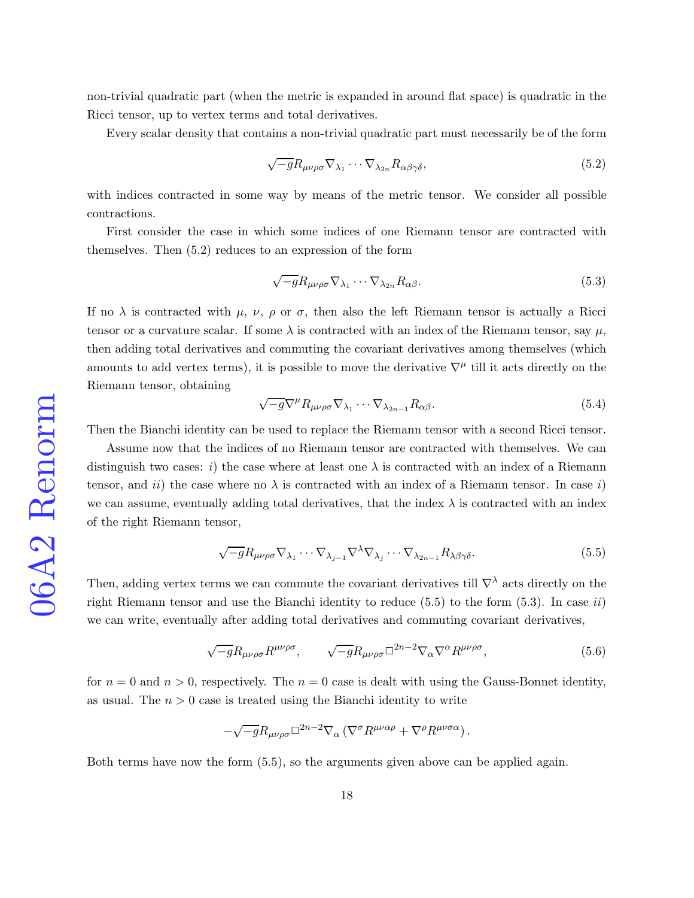non-trivial quadratic part (when the metric is expanded in around flat space) is quadratic in the Ricci tensor, up to vertex terms and total derivatives.

Every scalar density that contains a non-trivial quadratic part must necessarily be of the form

$$\sqrt{-g}R_{\mu\nu\rho\sigma}\nabla_{\lambda_1}\cdots\nabla_{\lambda_{2n}}R_{\alpha\beta\gamma\delta}, \tag{5.2}$$

with indices contracted in some way by means of the metric tensor. We consider all possible contractions.

First consider the case in which some indices of one Riemann tensor are contracted with themselves. Then (5.2) reduces to an expression of the form

$$\sqrt{-g}R_{\mu\nu\rho\sigma}\nabla_{\lambda_1}\cdots\nabla_{\lambda_{2n}}R_{\alpha\beta}. \tag{5.3}$$

If no $\lambda$ is contracted with $\mu$, $\nu$, $\rho$ or $\sigma$, then also the left Riemann tensor is actually a Ricci tensor or a curvature scalar. If some $\lambda$ is contracted with an index of the Riemann tensor, say $\mu$, then adding total derivatives and commuting the covariant derivatives among themselves (which amounts to add vertex terms), it is possible to move the derivative $\nabla^{\mu}$ till it acts directly on the Riemann tensor, obtaining

$$\sqrt{-g}\nabla^{\mu}R_{\mu\nu\rho\sigma}\nabla_{\lambda_1}\cdots\nabla_{\lambda_{2n-1}}R_{\alpha\beta}. \tag{5.4}$$

Then the Bianchi identity can be used to replace the Riemann tensor with a second Ricci tensor.

Assume now that the indices of no Riemann tensor are contracted with themselves. We can distinguish two cases: *i*) the case where at least one $\lambda$ is contracted with an index of a Riemann tensor, and *ii*) the case where no $\lambda$ is contracted with an index of a Riemann tensor. In case *i*) we can assume, eventually adding total derivatives, that the index $\lambda$ is contracted with an index of the right Riemann tensor,

$$\sqrt{-g}R_{\mu\nu\rho\sigma}\nabla_{\lambda_1}\cdots\nabla_{\lambda_{j-1}}\nabla^{\lambda}\nabla_{\lambda_j}\cdots\nabla_{\lambda_{2n-1}}R_{\lambda\beta\gamma\delta}. \tag{5.5}$$

Then, adding vertex terms we can commute the covariant derivatives till $\nabla^{\lambda}$ acts directly on the right Riemann tensor and use the Bianchi identity to reduce (5.5) to the form (5.3). In case *ii*) we can write, eventually after adding total derivatives and commuting covariant derivatives,

$$\sqrt{-g}R_{\mu\nu\rho\sigma}R^{\mu\nu\rho\sigma}, \qquad \sqrt{-g}R_{\mu\nu\rho\sigma}\Box^{2n-2}\nabla_{\alpha}\nabla^{\alpha}R^{\mu\nu\rho\sigma}, \tag{5.6}$$

for $n=0$ and $n>0$, respectively. The $n=0$ case is dealt with using the Gauss-Bonnet identity, as usual. The $n>0$ case is treated using the Bianchi identity to write

$$-\sqrt{-g}R_{\mu\nu\rho\sigma}\Box^{2n-2}\nabla_{\alpha}\left(\nabla^{\sigma}R^{\mu\nu\alpha\rho}+\nabla^{\rho}R^{\mu\nu\sigma\alpha}\right).$$

Both terms have now the form (5.5), so the arguments given above can be applied again.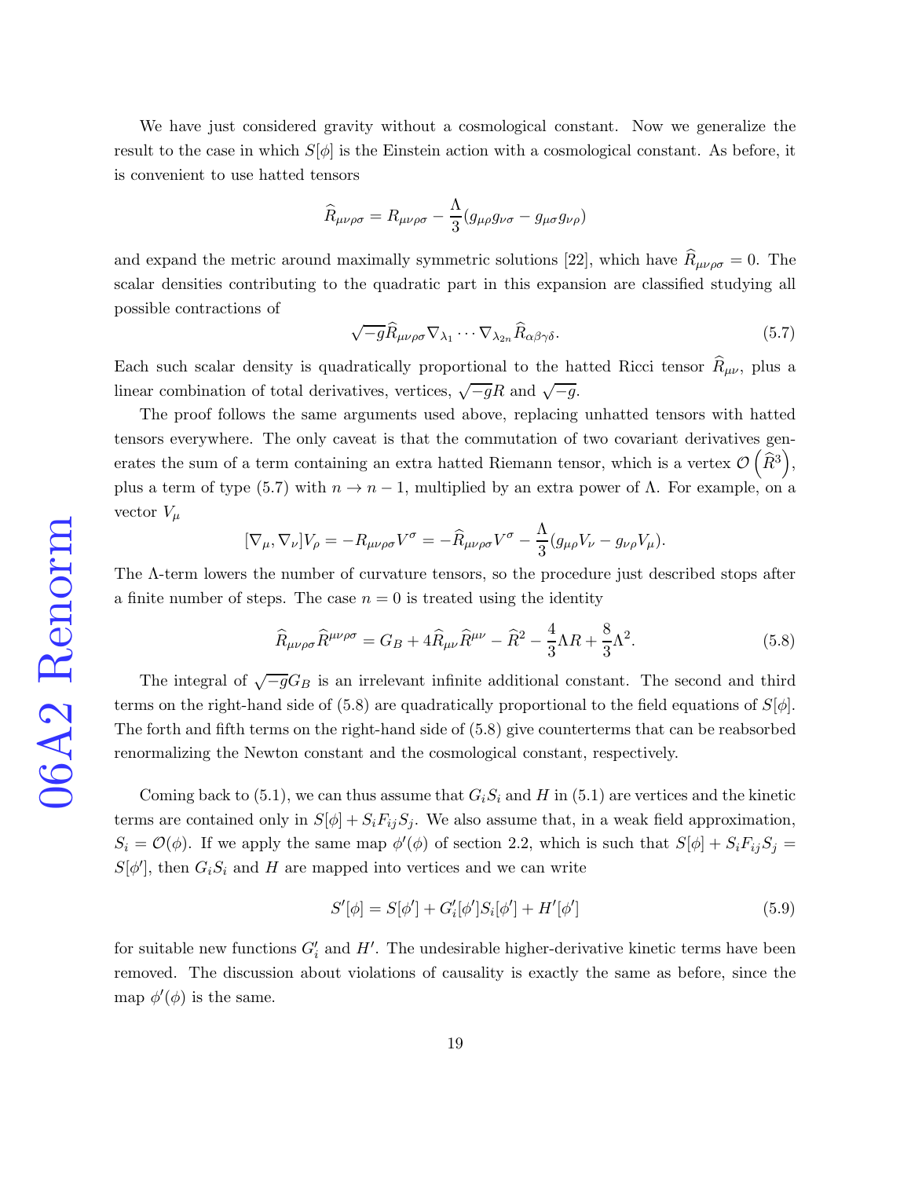We have just considered gravity without a cosmological constant. Now we generalize the result to the case in which $S[\phi]$ is the Einstein action with a cosmological constant. As before, it is convenient to use hatted tensors

$$\widehat{R}_{\mu\nu\rho\sigma} = R_{\mu\nu\rho\sigma} - \frac{\Lambda}{3}(g_{\mu\rho}g_{\nu\sigma} - g_{\mu\sigma}g_{\nu\rho})$$

and expand the metric around maximally symmetric solutions [22], which have $\widehat{R}_{\mu\nu\rho\sigma} = 0$. The scalar densities contributing to the quadratic part in this expansion are classified studying all possible contractions of

$$\sqrt{-g}\widehat{R}_{\mu\nu\rho\sigma}\nabla_{\lambda_1}\cdots\nabla_{\lambda_{2n}}\widehat{R}_{\alpha\beta\gamma\delta}. \tag{5.7}$$

Each such scalar density is quadratically proportional to the hatted Ricci tensor $\widehat{R}_{\mu\nu}$, plus a linear combination of total derivatives, vertices, $\sqrt{-g}R$ and $\sqrt{-g}$.

The proof follows the same arguments used above, replacing unhatted tensors with hatted tensors everywhere. The only caveat is that the commutation of two covariant derivatives generates the sum of a term containing an extra hatted Riemann tensor, which is a vertex $\mathcal{O}\left(\widehat{R}^3\right)$, plus a term of type (5.7) with $n \to n-1$, multiplied by an extra power of $\Lambda$. For example, on a vector $V_\mu$

$$[\nabla_\mu, \nabla_\nu]V_\rho = -R_{\mu\nu\rho\sigma}V^\sigma = -\widehat{R}_{\mu\nu\rho\sigma}V^\sigma - \frac{\Lambda}{3}(g_{\mu\rho}V_\nu - g_{\nu\rho}V_\mu).$$

The $\Lambda$-term lowers the number of curvature tensors, so the procedure just described stops after a finite number of steps. The case $n = 0$ is treated using the identity

$$\widehat{R}_{\mu\nu\rho\sigma}\widehat{R}^{\mu\nu\rho\sigma} = G_B + 4\widehat{R}_{\mu\nu}\widehat{R}^{\mu\nu} - \widehat{R}^2 - \frac{4}{3}\Lambda R + \frac{8}{3}\Lambda^2. \tag{5.8}$$

The integral of $\sqrt{-g}G_B$ is an irrelevant infinite additional constant. The second and third terms on the right-hand side of (5.8) are quadratically proportional to the field equations of $S[\phi]$. The forth and fifth terms on the right-hand side of (5.8) give counterterms that can be reabsorbed renormalizing the Newton constant and the cosmological constant, respectively.

Coming back to (5.1), we can thus assume that $G_iS_i$ and $H$ in (5.1) are vertices and the kinetic terms are contained only in $S[\phi] + S_iF_{ij}S_j$. We also assume that, in a weak field approximation, $S_i = \mathcal{O}(\phi)$. If we apply the same map $\phi'(\phi)$ of section 2.2, which is such that $S[\phi] + S_iF_{ij}S_j = S[\phi']$, then $G_iS_i$ and $H$ are mapped into vertices and we can write

$$S'[\phi] = S[\phi'] + G'_i[\phi']S_i[\phi'] + H'[\phi'] \tag{5.9}$$

for suitable new functions $G'_i$ and $H'$. The undesirable higher-derivative kinetic terms have been removed. The discussion about violations of causality is exactly the same as before, since the map $\phi'(\phi)$ is the same.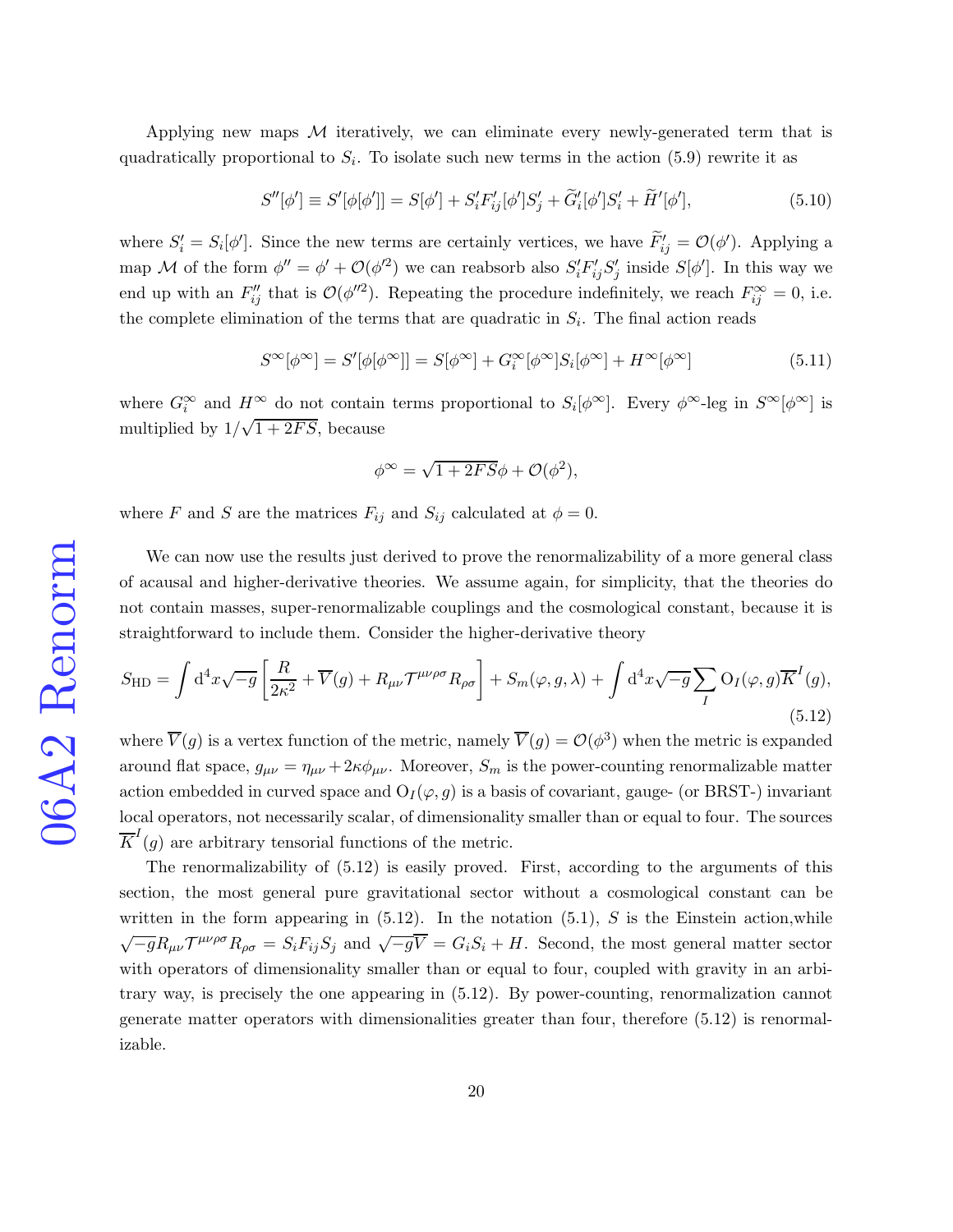Applying new maps $\mathcal{M}$ iteratively, we can eliminate every newly-generated term that is quadratically proportional to $S_i$. To isolate such new terms in the action (5.9) rewrite it as

$$S''[\phi'] \equiv S'[\phi[\phi']] = S[\phi'] + S_i' F_{ij}'[\phi'] S_j' + \widetilde{G}_i'[\phi'] S_i' + \widetilde{H}'[\phi'], \tag{5.10}$$

where $S_i' = S_i[\phi']$. Since the new terms are certainly vertices, we have $\widetilde{F}_{ij}' = \mathcal{O}(\phi')$. Applying a map $\mathcal{M}$ of the form $\phi'' = \phi' + \mathcal{O}(\phi'^2)$ we can reabsorb also $S_i' F_{ij}' S_j'$ inside $S[\phi']$. In this way we end up with an $F_{ij}''$ that is $\mathcal{O}(\phi''^2)$. Repeating the procedure indefinitely, we reach $F_{ij}^\infty = 0$, i.e. the complete elimination of the terms that are quadratic in $S_i$. The final action reads

$$S^\infty[\phi^\infty] = S'[\phi[\phi^\infty]] = S[\phi^\infty] + G_i^\infty[\phi^\infty] S_i[\phi^\infty] + H^\infty[\phi^\infty] \tag{5.11}$$

where $G_i^\infty$ and $H^\infty$ do not contain terms proportional to $S_i[\phi^\infty]$. Every $\phi^\infty$-leg in $S^\infty[\phi^\infty]$ is multiplied by $1/\sqrt{1+2FS}$, because

$$\phi^\infty = \sqrt{1+2FS}\phi + \mathcal{O}(\phi^2),$$

where $F$ and $S$ are the matrices $F_{ij}$ and $S_{ij}$ calculated at $\phi = 0$.

We can now use the results just derived to prove the renormalizability of a more general class of acausal and higher-derivative theories. We assume again, for simplicity, that the theories do not contain masses, super-renormalizable couplings and the cosmological constant, because it is straightforward to include them. Consider the higher-derivative theory

$$S_{\rm HD} = \int \mathrm{d}^4x \sqrt{-g}\left[\frac{R}{2\kappa^2} + \overline{V}(g) + R_{\mu\nu}\mathcal{T}^{\mu\nu\rho\sigma}R_{\rho\sigma}\right] + S_m(\varphi, g, \lambda) + \int \mathrm{d}^4x \sqrt{-g}\sum_I \mathrm{O}_I(\varphi, g)\overline{K}^I(g), \tag{5.12}$$

where $\overline{V}(g)$ is a vertex function of the metric, namely $\overline{V}(g) = \mathcal{O}(\phi^3)$ when the metric is expanded around flat space, $g_{\mu\nu} = \eta_{\mu\nu} + 2\kappa\phi_{\mu\nu}$. Moreover, $S_m$ is the power-counting renormalizable matter action embedded in curved space and $\mathrm{O}_I(\varphi, g)$ is a basis of covariant, gauge- (or BRST-) invariant local operators, not necessarily scalar, of dimensionality smaller than or equal to four. The sources $\overline{K}^I(g)$ are arbitrary tensorial functions of the metric.

The renormalizability of (5.12) is easily proved. First, according to the arguments of this section, the most general pure gravitational sector without a cosmological constant can be written in the form appearing in (5.12). In the notation (5.1), $S$ is the Einstein action,while $\sqrt{-g}R_{\mu\nu}\mathcal{T}^{\mu\nu\rho\sigma}R_{\rho\sigma} = S_i F_{ij} S_j$ and $\sqrt{-g}\overline{V} = G_i S_i + H$. Second, the most general matter sector with operators of dimensionality smaller than or equal to four, coupled with gravity in an arbitrary way, is precisely the one appearing in (5.12). By power-counting, renormalization cannot generate matter operators with dimensionalities greater than four, therefore (5.12) is renormalizable.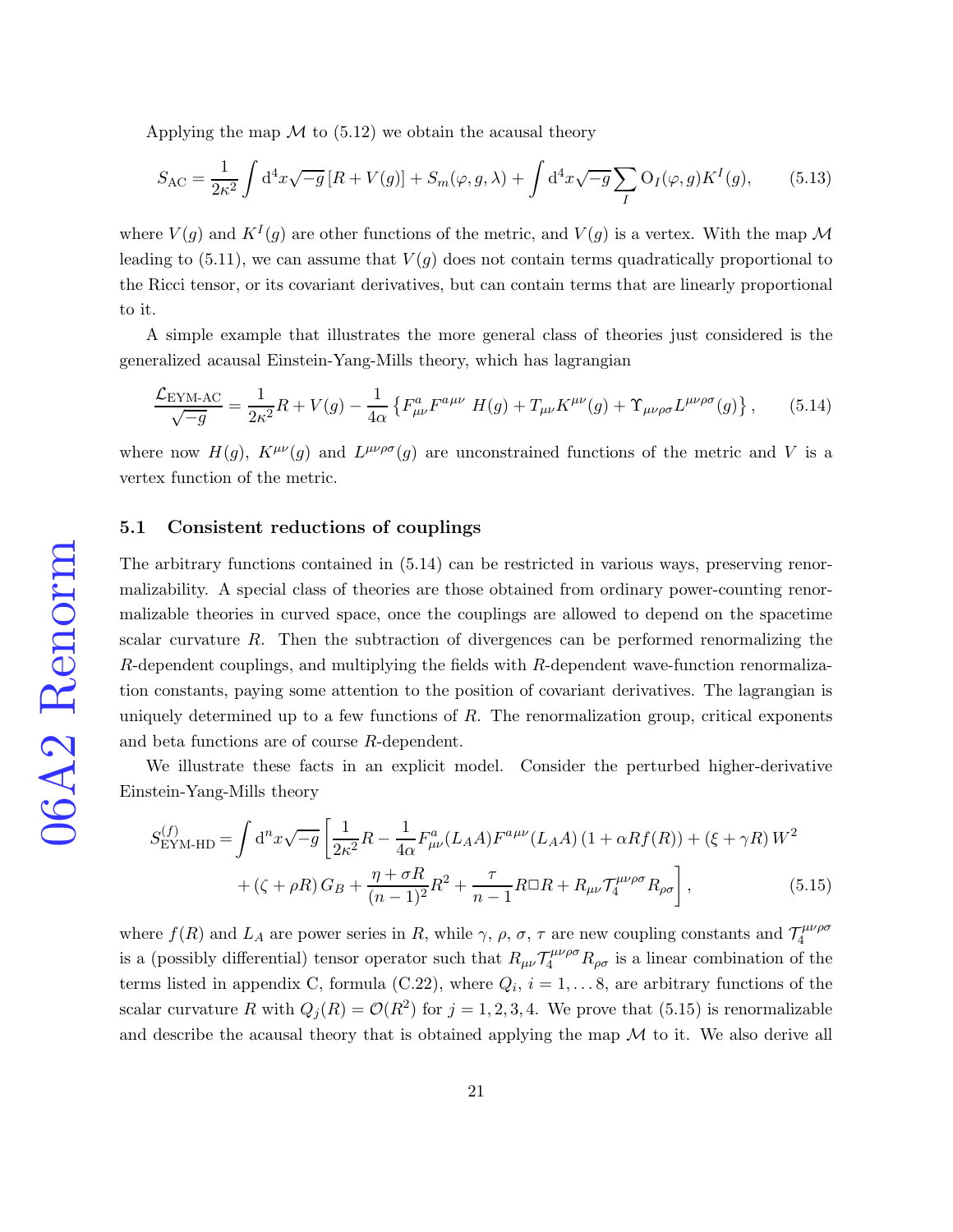Applying the map $\mathcal{M}$ to (5.12) we obtain the acausal theory

$$S_{\text{AC}} = \frac{1}{2\kappa^2}\int \mathrm{d}^4x\sqrt{-g}\,[R + V(g)] + S_m(\varphi, g, \lambda) + \int \mathrm{d}^4x\sqrt{-g}\sum_I \mathrm{O}_I(\varphi, g)K^I(g), \qquad (5.13)$$

where $V(g)$ and $K^I(g)$ are other functions of the metric, and $V(g)$ is a vertex. With the map $\mathcal{M}$ leading to (5.11), we can assume that $V(g)$ does not contain terms quadratically proportional to the Ricci tensor, or its covariant derivatives, but can contain terms that are linearly proportional to it.

A simple example that illustrates the more general class of theories just considered is the generalized acausal Einstein-Yang-Mills theory, which has lagrangian

$$\frac{\mathcal{L}_{\text{EYM-AC}}}{\sqrt{-g}} = \frac{1}{2\kappa^2}R + V(g) - \frac{1}{4\alpha}\left\{F^a_{\mu\nu}F^{a\mu\nu}\ H(g) + T_{\mu\nu}K^{\mu\nu}(g) + \Upsilon_{\mu\nu\rho\sigma}L^{\mu\nu\rho\sigma}(g)\right\}, \qquad (5.14)$$

where now $H(g)$, $K^{\mu\nu}(g)$ and $L^{\mu\nu\rho\sigma}(g)$ are unconstrained functions of the metric and $V$ is a vertex function of the metric.

## 5.1 Consistent reductions of couplings

The arbitrary functions contained in (5.14) can be restricted in various ways, preserving renormalizability. A special class of theories are those obtained from ordinary power-counting renormalizable theories in curved space, once the couplings are allowed to depend on the spacetime scalar curvature $R$. Then the subtraction of divergences can be performed renormalizing the $R$-dependent couplings, and multiplying the fields with $R$-dependent wave-function renormalization constants, paying some attention to the position of covariant derivatives. The lagrangian is uniquely determined up to a few functions of $R$. The renormalization group, critical exponents and beta functions are of course $R$-dependent.

We illustrate these facts in an explicit model. Consider the perturbed higher-derivative Einstein-Yang-Mills theory

$$\begin{aligned}S^{(f)}_{\text{EYM-HD}} = \int \mathrm{d}^nx\sqrt{-g}\Bigg[&\frac{1}{2\kappa^2}R - \frac{1}{4\alpha}F^a_{\mu\nu}(L_AA)F^{a\mu\nu}(L_AA)\left(1+\alpha R f(R)\right) + (\xi+\gamma R)\,W^2 \\ &+ (\zeta+\rho R)\,G_B + \frac{\eta+\sigma R}{(n-1)^2}R^2 + \frac{\tau}{n-1}R\Box R + R_{\mu\nu}\mathcal{T}_4^{\mu\nu\rho\sigma}R_{\rho\sigma}\Bigg], \qquad (5.15)\end{aligned}$$

where $f(R)$ and $L_A$ are power series in $R$, while $\gamma$, $\rho$, $\sigma$, $\tau$ are new coupling constants and $\mathcal{T}_4^{\mu\nu\rho\sigma}$ is a (possibly differential) tensor operator such that $R_{\mu\nu}\mathcal{T}_4^{\mu\nu\rho\sigma}R_{\rho\sigma}$ is a linear combination of the terms listed in appendix C, formula (C.22), where $Q_i$, $i = 1, \ldots 8$, are arbitrary functions of the scalar curvature $R$ with $Q_j(R) = \mathcal{O}(R^2)$ for $j = 1, 2, 3, 4$. We prove that (5.15) is renormalizable and describe the acausal theory that is obtained applying the map $\mathcal{M}$ to it. We also derive all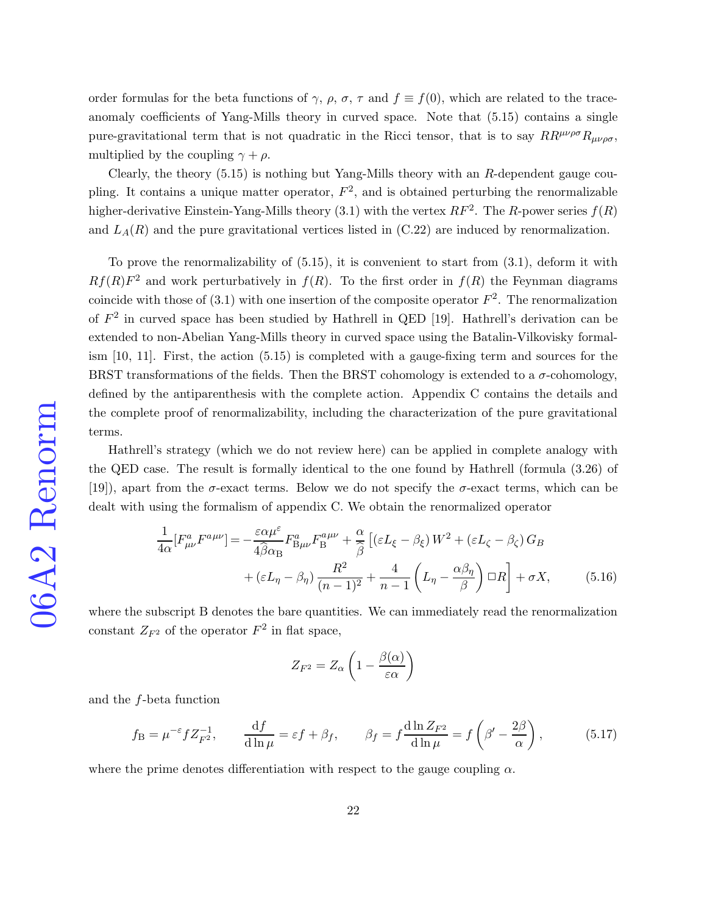order formulas for the beta functions of $\gamma$, $\rho$, $\sigma$, $\tau$ and $f \equiv f(0)$, which are related to the trace-anomaly coefficients of Yang-Mills theory in curved space. Note that (5.15) contains a single pure-gravitational term that is not quadratic in the Ricci tensor, that is to say $RR^{\mu\nu\rho\sigma}R_{\mu\nu\rho\sigma}$, multiplied by the coupling $\gamma + \rho$.

Clearly, the theory (5.15) is nothing but Yang-Mills theory with an $R$-dependent gauge coupling. It contains a unique matter operator, $F^2$, and is obtained perturbing the renormalizable higher-derivative Einstein-Yang-Mills theory (3.1) with the vertex $RF^2$. The $R$-power series $f(R)$ and $L_A(R)$ and the pure gravitational vertices listed in (C.22) are induced by renormalization.

To prove the renormalizability of (5.15), it is convenient to start from (3.1), deform it with $Rf(R)F^2$ and work perturbatively in $f(R)$. To the first order in $f(R)$ the Feynman diagrams coincide with those of (3.1) with one insertion of the composite operator $F^2$. The renormalization of $F^2$ in curved space has been studied by Hathrell in QED [19]. Hathrell's derivation can be extended to non-Abelian Yang-Mills theory in curved space using the Batalin-Vilkovisky formalism [10, 11]. First, the action (5.15) is completed with a gauge-fixing term and sources for the BRST transformations of the fields. Then the BRST cohomology is extended to a $\sigma$-cohomology, defined by the antiparenthesis with the complete action. Appendix C contains the details and the complete proof of renormalizability, including the characterization of the pure gravitational terms.

Hathrell's strategy (which we do not review here) can be applied in complete analogy with the QED case. The result is formally identical to the one found by Hathrell (formula (3.26) of [19]), apart from the $\sigma$-exact terms. Below we do not specify the $\sigma$-exact terms, which can be dealt with using the formalism of appendix C. We obtain the renormalized operator

$$\frac{1}{4\alpha}[F^a_{\mu\nu}F^{a\mu\nu}] = -\frac{\varepsilon\alpha\mu^{\varepsilon}}{4\widehat{\beta}\alpha_{\mathrm{B}}}F^a_{\mathrm{B}\mu\nu}F^{a\mu\nu}_{\mathrm{B}} + \frac{\alpha}{\widehat{\beta}}\Big[(\varepsilon L_{\xi} - \beta_{\xi})\,W^2 + (\varepsilon L_{\zeta} - \beta_{\zeta})\,G_B + (\varepsilon L_{\eta} - \beta_{\eta})\frac{R^2}{(n-1)^2} + \frac{4}{n-1}\left(L_{\eta} - \frac{\alpha\beta_{\eta}}{\beta}\right)\Box R\Big] + \sigma X, \tag{5.16}$$

where the subscript B denotes the bare quantities. We can immediately read the renormalization constant $Z_{F^2}$ of the operator $F^2$ in flat space,

$$Z_{F^2} = Z_{\alpha}\left(1 - \frac{\beta(\alpha)}{\varepsilon\alpha}\right)$$

and the $f$-beta function

$$f_{\mathrm{B}} = \mu^{-\varepsilon} f Z_{F^2}^{-1}, \qquad \frac{\mathrm{d}f}{\mathrm{d}\ln\mu} = \varepsilon f + \beta_f, \qquad \beta_f = f\frac{\mathrm{d}\ln Z_{F^2}}{\mathrm{d}\ln\mu} = f\left(\beta' - \frac{2\beta}{\alpha}\right), \tag{5.17}$$

where the prime denotes differentiation with respect to the gauge coupling $\alpha$.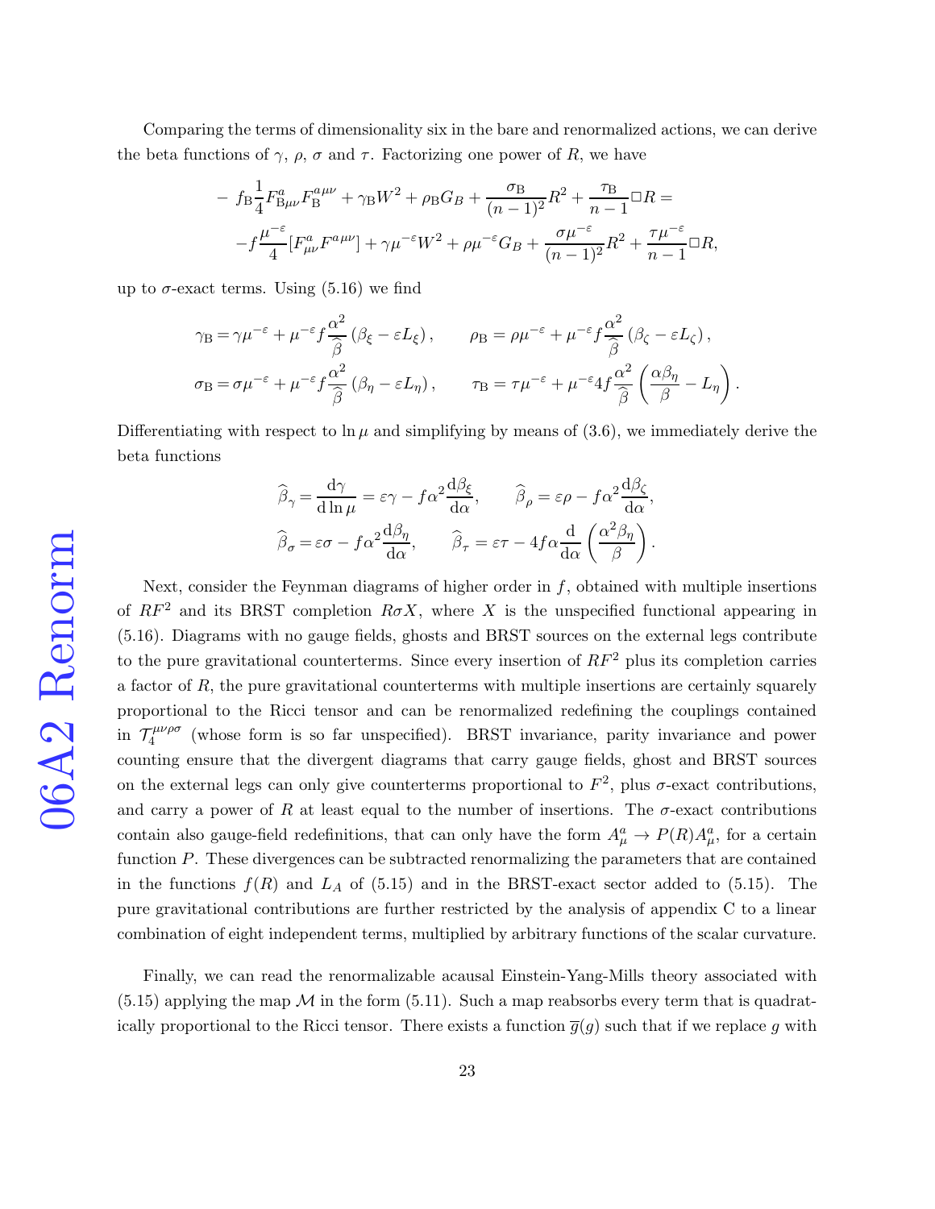Comparing the terms of dimensionality six in the bare and renormalized actions, we can derive the beta functions of $\gamma$, $\rho$, $\sigma$ and $\tau$. Factorizing one power of $R$, we have

$$
\begin{gathered}
- f_{\mathrm{B}}\frac{1}{4}F_{\mathrm{B}\mu\nu}^{a}F_{\mathrm{B}}^{a\mu\nu}+\gamma_{\mathrm{B}}W^{2}+\rho_{\mathrm{B}}G_{B}+\frac{\sigma_{\mathrm{B}}}{(n-1)^{2}}R^{2}+\frac{\tau_{\mathrm{B}}}{n-1}\Box R= \\
-f\frac{\mu^{-\varepsilon}}{4}[F_{\mu\nu}^{a}F^{a\mu\nu}]+\gamma\mu^{-\varepsilon}W^{2}+\rho\mu^{-\varepsilon}G_{B}+\frac{\sigma\mu^{-\varepsilon}}{(n-1)^{2}}R^{2}+\frac{\tau\mu^{-\varepsilon}}{n-1}\Box R,
\end{gathered}
$$

up to $\sigma$-exact terms. Using (5.16) we find

$$
\begin{aligned}
\gamma_{\mathrm{B}} &= \gamma\mu^{-\varepsilon}+\mu^{-\varepsilon}f\frac{\alpha^{2}}{\widehat{\beta}}\left(\beta_{\xi}-\varepsilon L_{\xi}\right), \qquad \rho_{\mathrm{B}}=\rho\mu^{-\varepsilon}+\mu^{-\varepsilon}f\frac{\alpha^{2}}{\widehat{\beta}}\left(\beta_{\zeta}-\varepsilon L_{\zeta}\right), \\
\sigma_{\mathrm{B}} &= \sigma\mu^{-\varepsilon}+\mu^{-\varepsilon}f\frac{\alpha^{2}}{\widehat{\beta}}\left(\beta_{\eta}-\varepsilon L_{\eta}\right), \qquad \tau_{\mathrm{B}}=\tau\mu^{-\varepsilon}+\mu^{-\varepsilon}4f\frac{\alpha^{2}}{\widehat{\beta}}\left(\frac{\alpha\beta_{\eta}}{\beta}-L_{\eta}\right).
\end{aligned}
$$

Differentiating with respect to $\ln\mu$ and simplifying by means of (3.6), we immediately derive the beta functions

$$
\begin{aligned}
\widehat{\beta}_{\gamma} &= \frac{\mathrm{d}\gamma}{\mathrm{d}\ln\mu}=\varepsilon\gamma-f\alpha^{2}\frac{\mathrm{d}\beta_{\xi}}{\mathrm{d}\alpha}, \qquad \widehat{\beta}_{\rho}=\varepsilon\rho-f\alpha^{2}\frac{\mathrm{d}\beta_{\zeta}}{\mathrm{d}\alpha}, \\
\widehat{\beta}_{\sigma} &= \varepsilon\sigma-f\alpha^{2}\frac{\mathrm{d}\beta_{\eta}}{\mathrm{d}\alpha}, \qquad \widehat{\beta}_{\tau}=\varepsilon\tau-4f\alpha\frac{\mathrm{d}}{\mathrm{d}\alpha}\left(\frac{\alpha^{2}\beta_{\eta}}{\beta}\right).
\end{aligned}
$$

Next, consider the Feynman diagrams of higher order in $f$, obtained with multiple insertions of $RF^2$ and its BRST completion $R\sigma X$, where $X$ is the unspecified functional appearing in (5.16). Diagrams with no gauge fields, ghosts and BRST sources on the external legs contribute to the pure gravitational counterterms. Since every insertion of $RF^2$ plus its completion carries a factor of $R$, the pure gravitational counterterms with multiple insertions are certainly squarely proportional to the Ricci tensor and can be renormalized redefining the couplings contained in $\mathcal{T}_4^{\mu\nu\rho\sigma}$ (whose form is so far unspecified). BRST invariance, parity invariance and power counting ensure that the divergent diagrams that carry gauge fields, ghost and BRST sources on the external legs can only give counterterms proportional to $F^2$, plus $\sigma$-exact contributions, and carry a power of $R$ at least equal to the number of insertions. The $\sigma$-exact contributions contain also gauge-field redefinitions, that can only have the form $A_\mu^a \to P(R)A_\mu^a$, for a certain function $P$. These divergences can be subtracted renormalizing the parameters that are contained in the functions $f(R)$ and $L_A$ of (5.15) and in the BRST-exact sector added to (5.15). The pure gravitational contributions are further restricted by the analysis of appendix C to a linear combination of eight independent terms, multiplied by arbitrary functions of the scalar curvature.

Finally, we can read the renormalizable acausal Einstein-Yang-Mills theory associated with (5.15) applying the map $\mathcal{M}$ in the form (5.11). Such a map reabsorbs every term that is quadratically proportional to the Ricci tensor. There exists a function $\overline{g}(g)$ such that if we replace $g$ with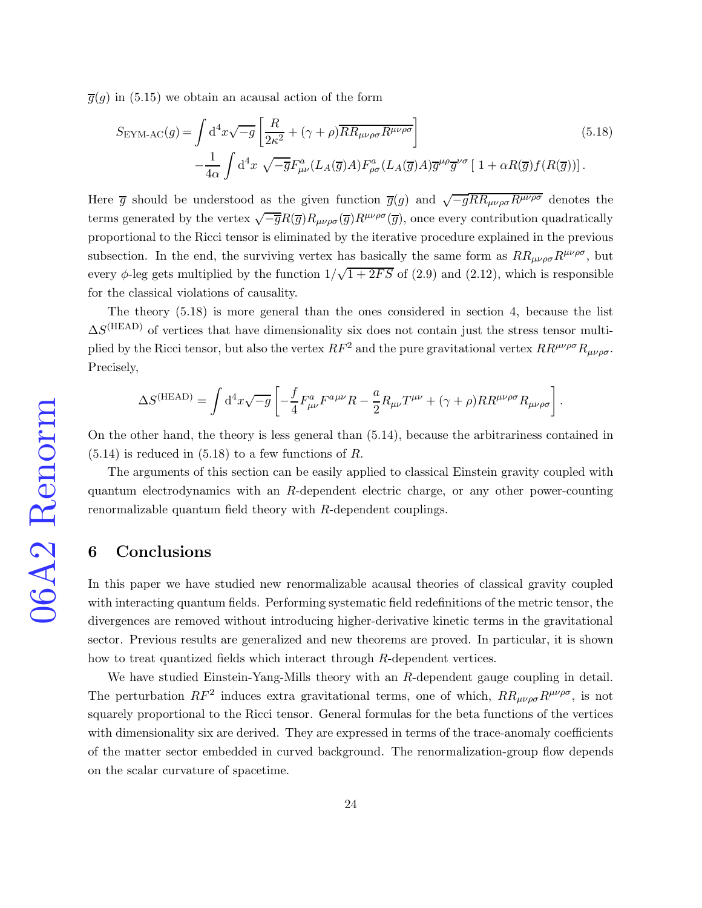$\overline{g}(g)$ in (5.15) we obtain an acausal action of the form

$$
\begin{aligned}
S_{\text{EYM-AC}}(g) = &\int \mathrm{d}^4x\sqrt{-g}\left[\frac{R}{2\kappa^2} + (\gamma+\rho)\overline{RR_{\mu\nu\rho\sigma}R^{\mu\nu\rho\sigma}}\right] \\
&-\frac{1}{4\alpha}\int \mathrm{d}^4x\ \sqrt{-\overline{g}}F^a_{\mu\nu}(L_A(\overline{g})A)F^a_{\rho\sigma}(L_A(\overline{g})A)\overline{g}^{\mu\rho}\overline{g}^{\nu\sigma}\left[\,1+\alpha R(\overline{g})f(R(\overline{g}))\right].
\end{aligned}
\tag{5.18}
$$

Here $\overline{g}$ should be understood as the given function $\overline{g}(g)$ and $\sqrt{-g}\overline{RR_{\mu\nu\rho\sigma}R^{\mu\nu\rho\sigma}}$ denotes the terms generated by the vertex $\sqrt{-\overline{g}}R(\overline{g})R_{\mu\nu\rho\sigma}(\overline{g})R^{\mu\nu\rho\sigma}(\overline{g})$, once every contribution quadratically proportional to the Ricci tensor is eliminated by the iterative procedure explained in the previous subsection. In the end, the surviving vertex has basically the same form as $RR_{\mu\nu\rho\sigma}R^{\mu\nu\rho\sigma}$, but every $\phi$-leg gets multiplied by the function $1/\sqrt{1+2FS}$ of (2.9) and (2.12), which is responsible for the classical violations of causality.

The theory (5.18) is more general than the ones considered in section 4, because the list $\Delta S^{(\text{HEAD})}$ of vertices that have dimensionality six does not contain just the stress tensor multiplied by the Ricci tensor, but also the vertex $RF^2$ and the pure gravitational vertex $RR^{\mu\nu\rho\sigma}R_{\mu\nu\rho\sigma}$. Precisely,

$$
\Delta S^{(\text{HEAD})} = \int \mathrm{d}^4x\sqrt{-g}\left[-\frac{f}{4}F^a_{\mu\nu}F^{a\mu\nu}R - \frac{a}{2}R_{\mu\nu}T^{\mu\nu} + (\gamma+\rho)RR^{\mu\nu\rho\sigma}R_{\mu\nu\rho\sigma}\right].
$$

On the other hand, the theory is less general than (5.14), because the arbitrariness contained in (5.14) is reduced in (5.18) to a few functions of $R$.

The arguments of this section can be easily applied to classical Einstein gravity coupled with quantum electrodynamics with an $R$-dependent electric charge, or any other power-counting renormalizable quantum field theory with $R$-dependent couplings.

# 6 Conclusions

In this paper we have studied new renormalizable acausal theories of classical gravity coupled with interacting quantum fields. Performing systematic field redefinitions of the metric tensor, the divergences are removed without introducing higher-derivative kinetic terms in the gravitational sector. Previous results are generalized and new theorems are proved. In particular, it is shown how to treat quantized fields which interact through $R$-dependent vertices.

We have studied Einstein-Yang-Mills theory with an $R$-dependent gauge coupling in detail. The perturbation $RF^2$ induces extra gravitational terms, one of which, $RR_{\mu\nu\rho\sigma}R^{\mu\nu\rho\sigma}$, is not squarely proportional to the Ricci tensor. General formulas for the beta functions of the vertices with dimensionality six are derived. They are expressed in terms of the trace-anomaly coefficients of the matter sector embedded in curved background. The renormalization-group flow depends on the scalar curvature of spacetime.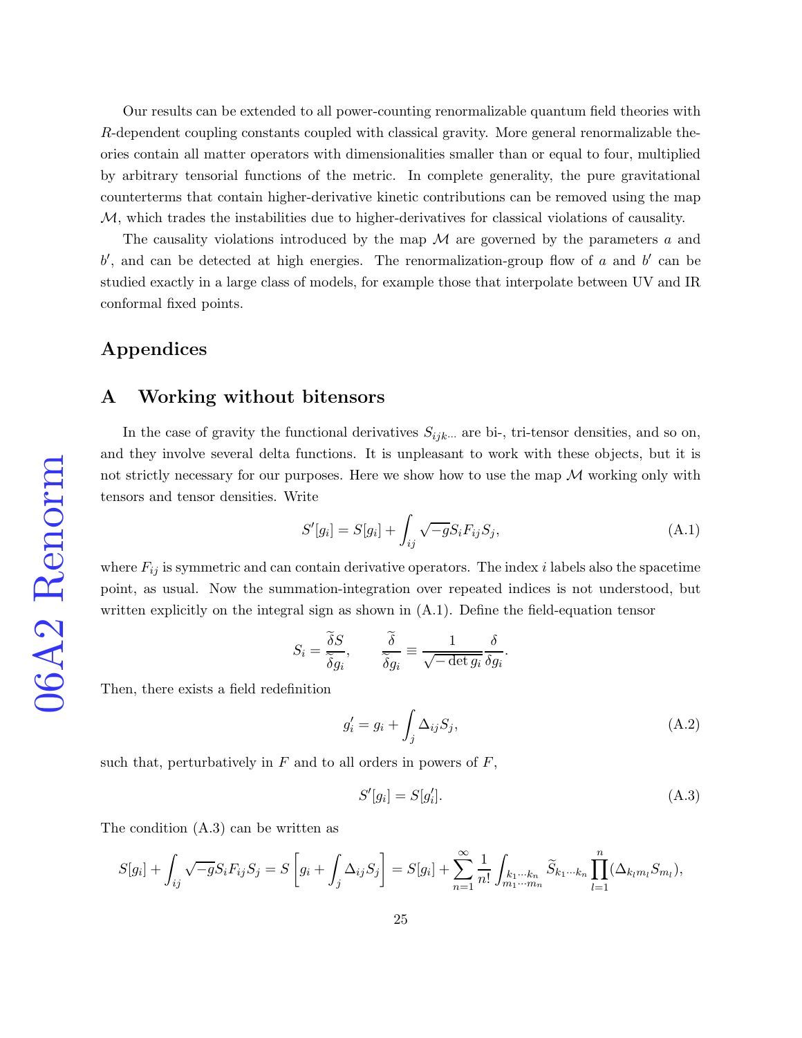Our results can be extended to all power-counting renormalizable quantum field theories with $R$-dependent coupling constants coupled with classical gravity. More general renormalizable theories contain all matter operators with dimensionalities smaller than or equal to four, multiplied by arbitrary tensorial functions of the metric. In complete generality, the pure gravitational counterterms that contain higher-derivative kinetic contributions can be removed using the map $\mathcal{M}$, which trades the instabilities due to higher-derivatives for classical violations of causality.

The causality violations introduced by the map $\mathcal{M}$ are governed by the parameters $a$ and $b'$, and can be detected at high energies. The renormalization-group flow of $a$ and $b'$ can be studied exactly in a large class of models, for example those that interpolate between UV and IR conformal fixed points.

# Appendices

## A Working without bitensors

In the case of gravity the functional derivatives $S_{ijk\cdots}$ are bi-, tri-tensor densities, and so on, and they involve several delta functions. It is unpleasant to work with these objects, but it is not strictly necessary for our purposes. Here we show how to use the map $\mathcal{M}$ working only with tensors and tensor densities. Write

$$S'[g_i] = S[g_i] + \int_{ij} \sqrt{-g} S_i F_{ij} S_j, \tag{A.1}$$

where $F_{ij}$ is symmetric and can contain derivative operators. The index $i$ labels also the spacetime point, as usual. Now the summation-integration over repeated indices is not understood, but written explicitly on the integral sign as shown in (A.1). Define the field-equation tensor

$$S_i = \frac{\widetilde{\delta} S}{\widetilde{\delta} g_i}, \qquad \frac{\widetilde{\delta}}{\widetilde{\delta} g_i} \equiv \frac{1}{\sqrt{-\det g_i}} \frac{\delta}{\delta g_i}.$$

Then, there exists a field redefinition

$$g'_i = g_i + \int_j \Delta_{ij} S_j, \tag{A.2}$$

such that, perturbatively in $F$ and to all orders in powers of $F$,

$$S'[g_i] = S[g'_i]. \tag{A.3}$$

The condition (A.3) can be written as

$$S[g_i] + \int_{ij} \sqrt{-g} S_i F_{ij} S_j = S\left[g_i + \int_j \Delta_{ij} S_j\right] = S[g_i] + \sum_{n=1}^{\infty} \frac{1}{n!} \int_{\substack{k_1 \cdots k_n \\ m_1 \cdots m_n}} \widetilde{S}_{k_1 \cdots k_n} \prod_{l=1}^{n} (\Delta_{k_l m_l} S_{m_l}),$$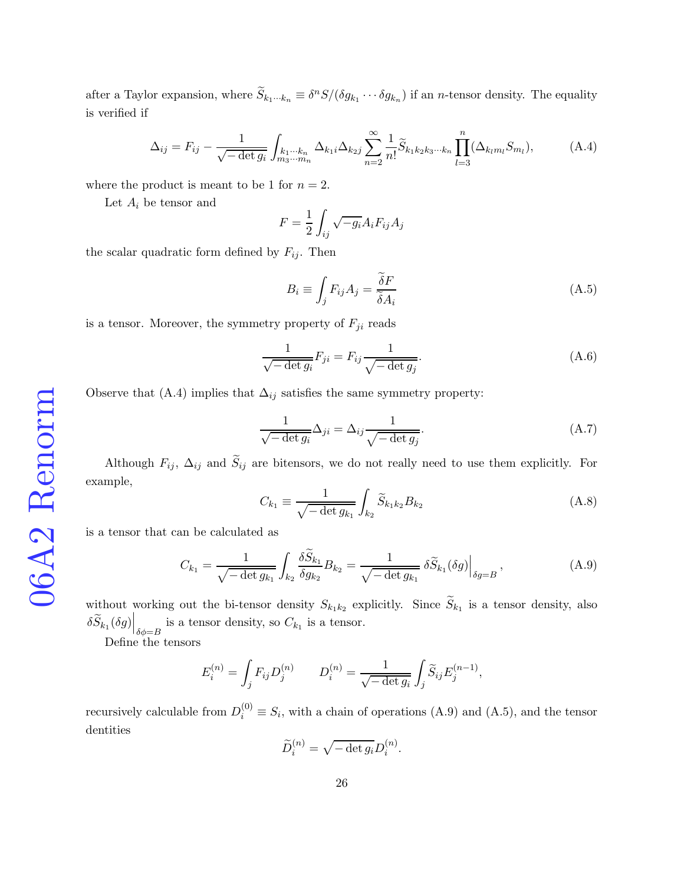after a Taylor expansion, where $\widetilde{S}_{k_1\cdots k_n} \equiv \delta^n S/(\delta g_{k_1}\cdots \delta g_{k_n})$ if an $n$-tensor density. The equality is verified if

$$\Delta_{ij} = F_{ij} - \frac{1}{\sqrt{-\det g_i}}\int_{\substack{k_1\cdots k_n\\ m_3\cdots m_n}} \Delta_{k_1 i}\Delta_{k_2 j}\sum_{n=2}^{\infty}\frac{1}{n!}\widetilde{S}_{k_1k_2k_3\cdots k_n}\prod_{l=3}^{n}(\Delta_{k_l m_l}S_{m_l}), \tag{A.4}$$

where the product is meant to be 1 for $n=2$.

Let $A_i$ be tensor and

$$F = \frac{1}{2}\int_{ij}\sqrt{-g_i}A_iF_{ij}A_j$$

the scalar quadratic form defined by $F_{ij}$. Then

$$B_i \equiv \int_j F_{ij}A_j = \frac{\widetilde{\delta}F}{\widetilde{\delta}A_i} \tag{A.5}$$

is a tensor. Moreover, the symmetry property of $F_{ji}$ reads

$$\frac{1}{\sqrt{-\det g_i}}F_{ji} = F_{ij}\frac{1}{\sqrt{-\det g_j}}. \tag{A.6}$$

Observe that (A.4) implies that $\Delta_{ij}$ satisfies the same symmetry property:

$$\frac{1}{\sqrt{-\det g_i}}\Delta_{ji} = \Delta_{ij}\frac{1}{\sqrt{-\det g_j}}. \tag{A.7}$$

Although $F_{ij}$, $\Delta_{ij}$ and $\widetilde{S}_{ij}$ are bitensors, we do not really need to use them explicitly. For example,

$$C_{k_1} \equiv \frac{1}{\sqrt{-\det g_{k_1}}}\int_{k_2}\widetilde{S}_{k_1k_2}B_{k_2} \tag{A.8}$$

is a tensor that can be calculated as

$$C_{k_1} = \frac{1}{\sqrt{-\det g_{k_1}}}\int_{k_2}\frac{\delta \widetilde{S}_{k_1}}{\delta g_{k_2}}B_{k_2} = \frac{1}{\sqrt{-\det g_{k_1}}}\,\delta\widetilde{S}_{k_1}(\delta g)\Big|_{\delta g = B}, \tag{A.9}$$

without working out the bi-tensor density $S_{k_1k_2}$ explicitly. Since $\widetilde{S}_{k_1}$ is a tensor density, also $\delta\widetilde{S}_{k_1}(\delta g)\Big|_{\delta\phi=B}$ is a tensor density, so $C_{k_1}$ is a tensor.

Define the tensors

$$E_i^{(n)} = \int_j F_{ij}D_j^{(n)} \qquad D_i^{(n)} = \frac{1}{\sqrt{-\det g_i}}\int_j \widetilde{S}_{ij}E_j^{(n-1)},$$

recursively calculable from $D_i^{(0)} \equiv S_i$, with a chain of operations (A.9) and (A.5), and the tensor dentities

$$\widetilde{D}_i^{(n)} = \sqrt{-\det g_i}D_i^{(n)}.$$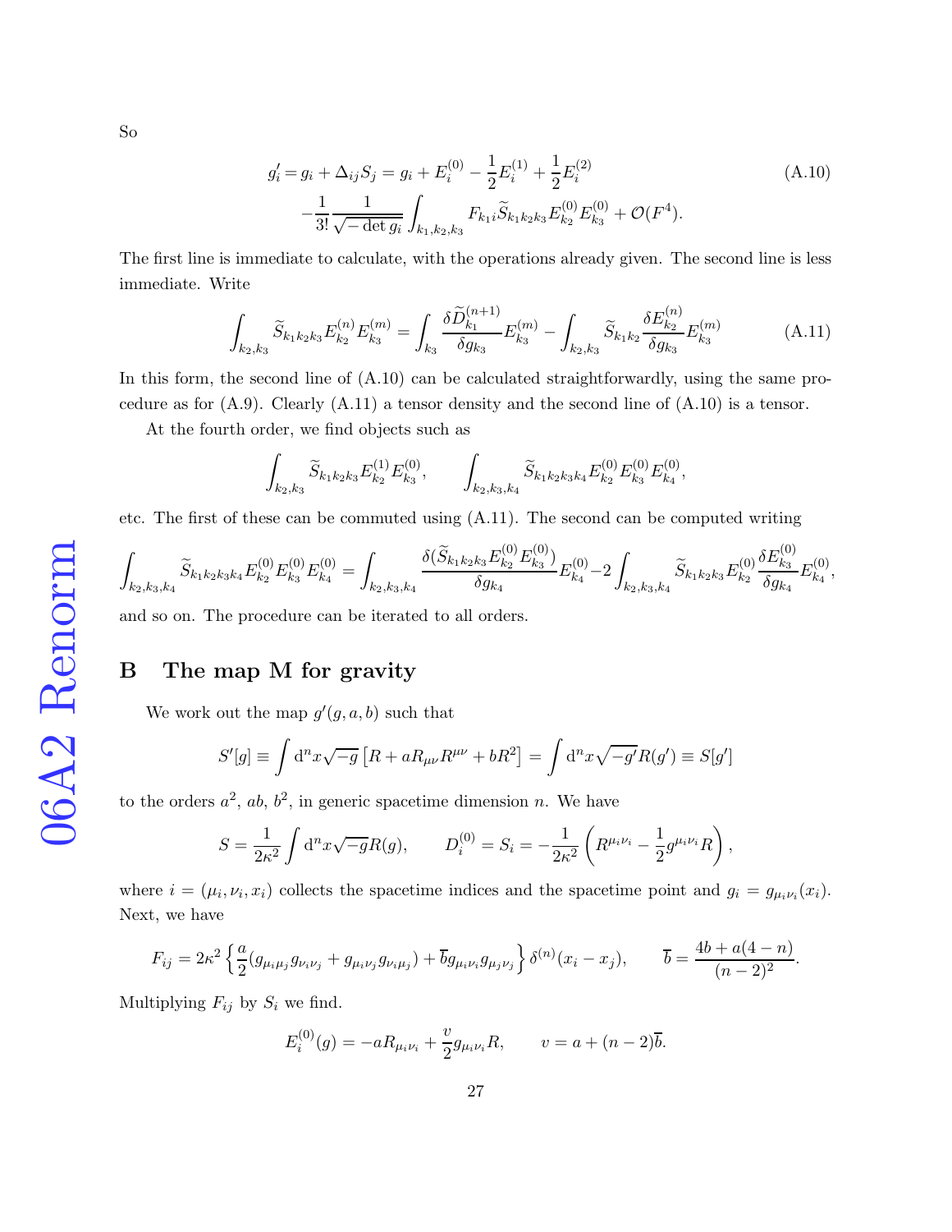So

$$
\begin{aligned}
g_i' = g_i + \Delta_{ij} S_j &= g_i + E_i^{(0)} - \frac{1}{2} E_i^{(1)} + \frac{1}{2} E_i^{(2)} \\
&- \frac{1}{3!} \frac{1}{\sqrt{-\det g_i}} \int_{k_1,k_2,k_3} F_{k_1 i} \widetilde{S}_{k_1 k_2 k_3} E_{k_2}^{(0)} E_{k_3}^{(0)} + \mathcal{O}(F^4).
\end{aligned}
\tag{A.10}
$$

The first line is immediate to calculate, with the operations already given. The second line is less immediate. Write

$$
\int_{k_2,k_3} \widetilde{S}_{k_1 k_2 k_3} E_{k_2}^{(n)} E_{k_3}^{(m)} = \int_{k_3} \frac{\delta \widetilde{D}_{k_1}^{(n+1)}}{\delta g_{k_3}} E_{k_3}^{(m)} - \int_{k_2,k_3} \widetilde{S}_{k_1 k_2} \frac{\delta E_{k_2}^{(n)}}{\delta g_{k_3}} E_{k_3}^{(m)}
\tag{A.11}
$$

In this form, the second line of (A.10) can be calculated straightforwardly, using the same procedure as for (A.9). Clearly (A.11) a tensor density and the second line of (A.10) is a tensor.

At the fourth order, we find objects such as

$$
\int_{k_2,k_3} \widetilde{S}_{k_1 k_2 k_3} E_{k_2}^{(1)} E_{k_3}^{(0)}, \qquad \int_{k_2,k_3,k_4} \widetilde{S}_{k_1 k_2 k_3 k_4} E_{k_2}^{(0)} E_{k_3}^{(0)} E_{k_4}^{(0)},
$$

etc. The first of these can be commuted using (A.11). The second can be computed writing

$$
\int_{k_2,k_3,k_4} \widetilde{S}_{k_1 k_2 k_3 k_4} E_{k_2}^{(0)} E_{k_3}^{(0)} E_{k_4}^{(0)} = \int_{k_2,k_3,k_4} \frac{\delta(\widetilde{S}_{k_1 k_2 k_3} E_{k_2}^{(0)} E_{k_3}^{(0)})}{\delta g_{k_4}} E_{k_4}^{(0)} - 2 \int_{k_2,k_3,k_4} \widetilde{S}_{k_1 k_2 k_3} E_{k_2}^{(0)} \frac{\delta E_{k_3}^{(0)}}{\delta g_{k_4}} E_{k_4}^{(0)},
$$

and so on. The procedure can be iterated to all orders.

## B The map M for gravity

We work out the map $g'(g, a, b)$ such that

$$
S'[g] \equiv \int \mathrm{d}^n x \sqrt{-g} \left[ R + a R_{\mu\nu} R^{\mu\nu} + b R^2 \right] = \int \mathrm{d}^n x \sqrt{-g'} R(g') \equiv S[g']
$$

to the orders $a^2$, $ab$, $b^2$, in generic spacetime dimension $n$. We have

$$
S = \frac{1}{2\kappa^2} \int \mathrm{d}^n x \sqrt{-g} R(g), \qquad D_i^{(0)} = S_i = -\frac{1}{2\kappa^2} \left( R^{\mu_i \nu_i} - \frac{1}{2} g^{\mu_i \nu_i} R \right),
$$

where $i = (\mu_i, \nu_i, x_i)$ collects the spacetime indices and the spacetime point and $g_i = g_{\mu_i \nu_i}(x_i)$. Next, we have

$$
F_{ij} = 2\kappa^2 \left\{ \frac{a}{2} (g_{\mu_i \mu_j} g_{\nu_i \nu_j} + g_{\mu_i \nu_j} g_{\nu_i \mu_j}) + \overline{b} g_{\mu_i \nu_i} g_{\mu_j \nu_j} \right\} \delta^{(n)}(x_i - x_j), \qquad \overline{b} = \frac{4b + a(4-n)}{(n-2)^2}.
$$

Multiplying $F_{ij}$ by $S_i$ we find.

$$
E_i^{(0)}(g) = -a R_{\mu_i \nu_i} + \frac{v}{2} g_{\mu_i \nu_i} R, \qquad v = a + (n-2)\overline{b}.
$$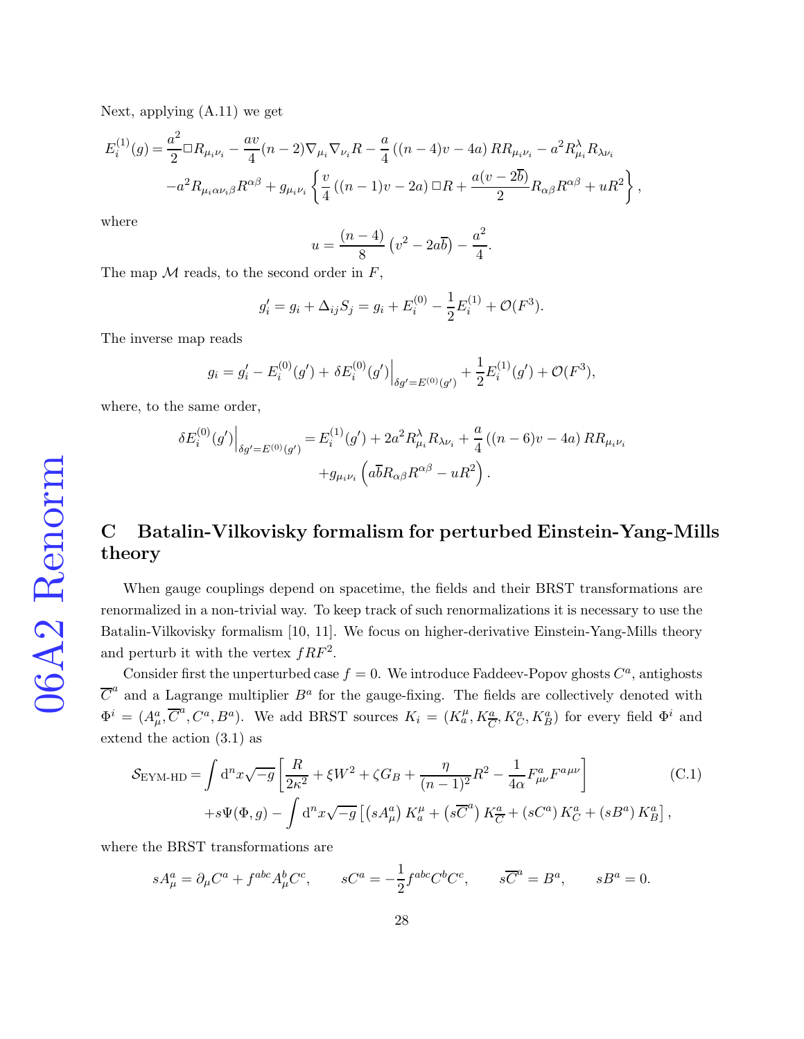Next, applying (A.11) we get

$$
\begin{aligned}
E_i^{(1)}(g) = & \frac{a^2}{2}\Box R_{\mu_i\nu_i} - \frac{av}{4}(n-2)\nabla_{\mu_i}\nabla_{\nu_i}R - \frac{a}{4}\left((n-4)v-4a\right)RR_{\mu_i\nu_i} - a^2 R_{\mu_i}^{\lambda}R_{\lambda\nu_i} \\
& - a^2 R_{\mu_i\alpha\nu_i\beta}R^{\alpha\beta} + g_{\mu_i\nu_i}\left\{\frac{v}{4}\left((n-1)v-2a\right)\Box R + \frac{a(v-2\overline{b})}{2}R_{\alpha\beta}R^{\alpha\beta} + uR^2\right\},
\end{aligned}
$$

where

$$
u = \frac{(n-4)}{8}\left(v^2 - 2a\overline{b}\right) - \frac{a^2}{4}.
$$

The map $\mathcal{M}$ reads, to the second order in $F$,

$$
g_i' = g_i + \Delta_{ij}S_j = g_i + E_i^{(0)} - \frac{1}{2}E_i^{(1)} + \mathcal{O}(F^3).
$$

The inverse map reads

$$
g_i = g_i' - E_i^{(0)}(g') + \delta E_i^{(0)}(g')\Big|_{\delta g' = E^{(0)}(g')} + \frac{1}{2}E_i^{(1)}(g') + \mathcal{O}(F^3),
$$

where, to the same order,

$$
\begin{aligned}
\delta E_i^{(0)}(g')\Big|_{\delta g' = E^{(0)}(g')} = & E_i^{(1)}(g') + 2a^2 R_{\mu_i}^{\lambda}R_{\lambda\nu_i} + \frac{a}{4}\left((n-6)v - 4a\right)RR_{\mu_i\nu_i} \\
& + g_{\mu_i\nu_i}\left(a\overline{b}R_{\alpha\beta}R^{\alpha\beta} - uR^2\right).
\end{aligned}
$$

# C Batalin-Vilkovisky formalism for perturbed Einstein-Yang-Mills theory

When gauge couplings depend on spacetime, the fields and their BRST transformations are renormalized in a non-trivial way. To keep track of such renormalizations it is necessary to use the Batalin-Vilkovisky formalism [10, 11]. We focus on higher-derivative Einstein-Yang-Mills theory and perturb it with the vertex $fRF^2$.

Consider first the unperturbed case $f = 0$. We introduce Faddeev-Popov ghosts $C^a$, antighosts $\overline{C}^a$ and a Lagrange multiplier $B^a$ for the gauge-fixing. The fields are collectively denoted with $\Phi^i = (A_\mu^a, \overline{C}^a, C^a, B^a)$. We add BRST sources $K_i = (K_a^\mu, K_{\overline{C}}^a, K_C^a, K_B^a)$ for every field $\Phi^i$ and extend the action (3.1) as

$$
\begin{aligned}
\mathcal{S}_{\text{EYM-HD}} = & \int \mathrm{d}^n x\sqrt{-g}\left[\frac{R}{2\kappa^2} + \xi W^2 + \zeta G_B + \frac{\eta}{(n-1)^2}R^2 - \frac{1}{4\alpha}F_{\mu\nu}^a F^{a\mu\nu}\right] \\
& + s\Psi(\Phi, g) - \int \mathrm{d}^n x\sqrt{-g}\left[\left(sA_\mu^a\right)K_a^\mu + \left(s\overline{C}^a\right)K_{\overline{C}}^a + \left(sC^a\right)K_C^a + \left(sB^a\right)K_B^a\right],
\end{aligned}
\tag{C.1}
$$

where the BRST transformations are

$$
sA_\mu^a = \partial_\mu C^a + f^{abc}A_\mu^b C^c, \qquad sC^a = -\frac{1}{2}f^{abc}C^b C^c, \qquad s\overline{C}^a = B^a, \qquad sB^a = 0.
$$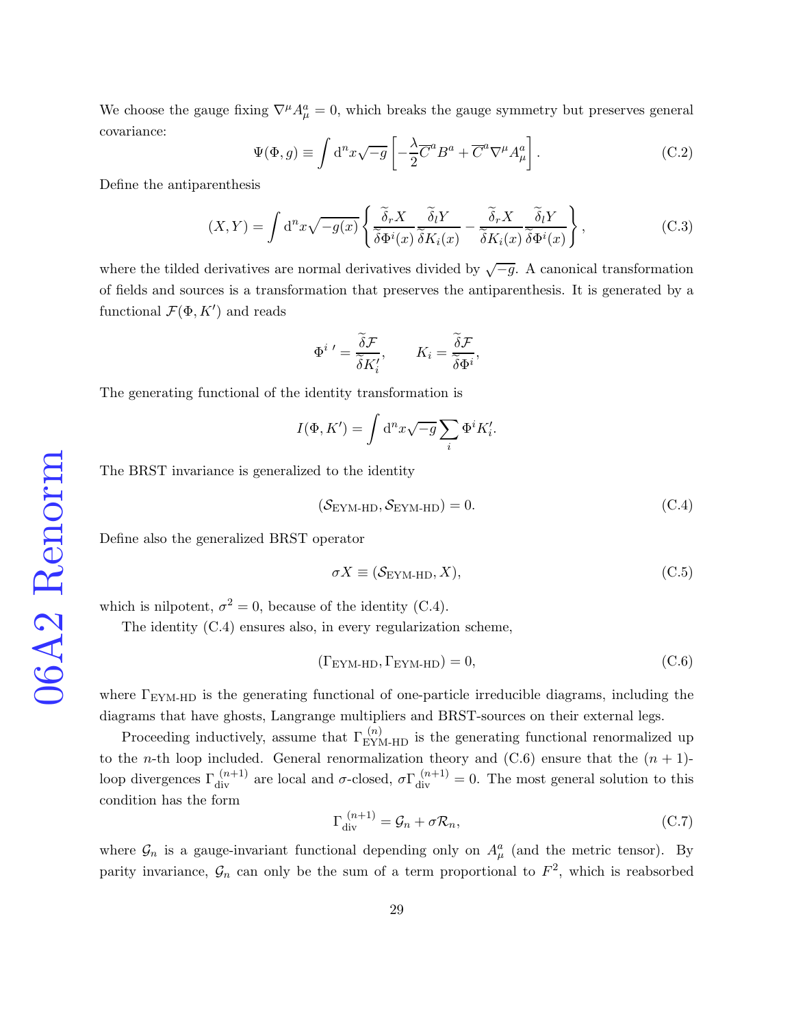We choose the gauge fixing $\nabla^\mu A_\mu^a = 0$, which breaks the gauge symmetry but preserves general covariance:

$$\Psi(\Phi, g) \equiv \int \mathrm{d}^n x \sqrt{-g} \left[ -\frac{\lambda}{2} \overline{C}^a B^a + \overline{C}^a \nabla^\mu A_\mu^a \right]. \tag{C.2}$$

Define the antiparenthesis

$$(X, Y) = \int \mathrm{d}^n x \sqrt{-g(x)} \left\{ \frac{\widetilde{\delta}_r X}{\widetilde{\delta} \Phi^i(x)} \frac{\widetilde{\delta}_l Y}{\widetilde{\delta} K_i(x)} - \frac{\widetilde{\delta}_r X}{\widetilde{\delta} K_i(x)} \frac{\widetilde{\delta}_l Y}{\widetilde{\delta} \Phi^i(x)} \right\}, \tag{C.3}$$

where the tilded derivatives are normal derivatives divided by $\sqrt{-g}$. A canonical transformation of fields and sources is a transformation that preserves the antiparenthesis. It is generated by a functional $\mathcal{F}(\Phi, K')$ and reads

$$\Phi^{i\,\prime} = \frac{\widetilde{\delta} \mathcal{F}}{\widetilde{\delta} K_i'}, \qquad K_i = \frac{\widetilde{\delta} \mathcal{F}}{\widetilde{\delta} \Phi^i},$$

The generating functional of the identity transformation is

$$I(\Phi, K') = \int \mathrm{d}^n x \sqrt{-g} \sum_i \Phi^i K_i'.$$

The BRST invariance is generalized to the identity

$$(\mathcal{S}_{\text{EYM-HD}}, \mathcal{S}_{\text{EYM-HD}}) = 0. \tag{C.4}$$

Define also the generalized BRST operator

$$\sigma X \equiv (\mathcal{S}_{\text{EYM-HD}}, X), \tag{C.5}$$

which is nilpotent, $\sigma^2 = 0$, because of the identity (C.4).

The identity (C.4) ensures also, in every regularization scheme,

$$(\Gamma_{\text{EYM-HD}}, \Gamma_{\text{EYM-HD}}) = 0, \tag{C.6}$$

where $\Gamma_{\text{EYM-HD}}$ is the generating functional of one-particle irreducible diagrams, including the diagrams that have ghosts, Langrange multipliers and BRST-sources on their external legs.

Proceeding inductively, assume that $\Gamma^{(n)}_{\text{EYM-HD}}$ is the generating functional renormalized up to the $n$-th loop included. General renormalization theory and (C.6) ensure that the $(n+1)$-loop divergences $\Gamma^{(n+1)}_{\text{div}}$ are local and $\sigma$-closed, $\sigma \Gamma^{(n+1)}_{\text{div}} = 0$. The most general solution to this condition has the form

$$\Gamma^{(n+1)}_{\text{div}} = \mathcal{G}_n + \sigma \mathcal{R}_n, \tag{C.7}$$

where $\mathcal{G}_n$ is a gauge-invariant functional depending only on $A_\mu^a$ (and the metric tensor). By parity invariance, $\mathcal{G}_n$ can only be the sum of a term proportional to $F^2$, which is reabsorbed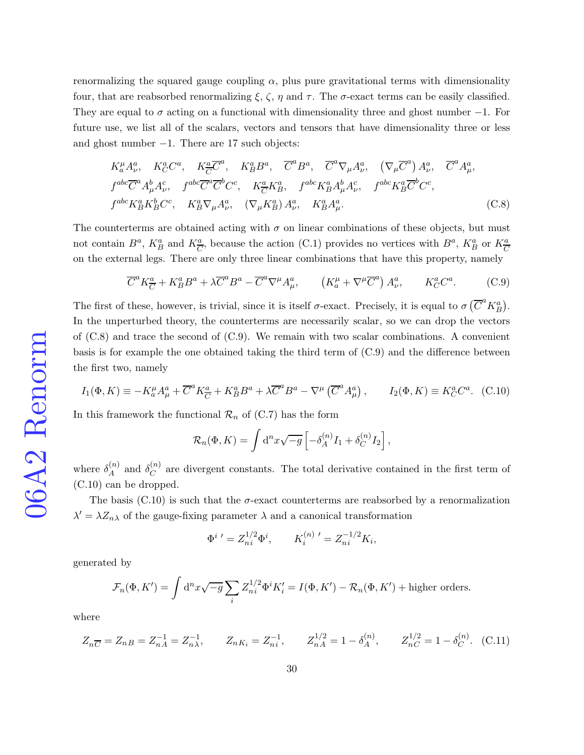renormalizing the squared gauge coupling $\alpha$, plus pure gravitational terms with dimensionality four, that are reabsorbed renormalizing $\xi$, $\zeta$, $\eta$ and $\tau$. The $\sigma$-exact terms can be easily classified. They are equal to $\sigma$ acting on a functional with dimensionality three and ghost number $-1$. For future use, we list all of the scalars, vectors and tensors that have dimensionality three or less and ghost number $-1$. There are 17 such objects:

$$
\begin{array}{l}
K_a^\mu A_\nu^a, \quad K_C^a C^a, \quad K_{\overline{C}}^a \overline{C}^a, \quad K_B^a B^a, \quad \overline{C}^a B^a, \quad \overline{C}^a \nabla_\mu A_\nu^a, \quad \left(\nabla_\mu \overline{C}^a\right) A_\nu^a, \quad \overline{C}^a A_\mu^a, \\
f^{abc}\overline{C}^a A_\mu^b A_\nu^c, \quad f^{abc}\overline{C}^a \overline{C}^b C^c, \quad K_{\overline{C}}^a K_B^a, \quad f^{abc} K_B^a A_\mu^b A_\nu^c, \quad f^{abc} K_B^a \overline{C}^b C^c, \\
f^{abc} K_B^a K_B^b C^c, \quad K_B^a \nabla_\mu A_\nu^a, \quad \left(\nabla_\mu K_B^a\right) A_\nu^a, \quad K_B^a A_\mu^a.
\end{array} \tag{C.8}
$$

The counterterms are obtained acting with $\sigma$ on linear combinations of these objects, but must not contain $B^a$, $K_B^a$ and $K_{\overline{C}}^a$, because the action (C.1) provides no vertices with $B^a$, $K_B^a$ or $K_{\overline{C}}^a$ on the external legs. There are only three linear combinations that have this property, namely

$$
\overline{C}^a K_{\overline{C}}^a + K_B^a B^a + \lambda \overline{C}^a B^a - \overline{C}^a \nabla^\mu A_\mu^a, \qquad \left(K_a^\mu + \nabla^\mu \overline{C}^a\right) A_\nu^a, \qquad K_C^a C^a. \tag{C.9}
$$

The first of these, however, is trivial, since it is itself $\sigma$-exact. Precisely, it is equal to $\sigma\left(\overline{C}^a K_B^a\right)$. In the unperturbed theory, the counterterms are necessarily scalar, so we can drop the vectors of (C.8) and trace the second of (C.9). We remain with two scalar combinations. A convenient basis is for example the one obtained taking the third term of (C.9) and the difference between the first two, namely

$$
I_1(\Phi, K) \equiv -K_a^\mu A_\mu^a + \overline{C}^a K_{\overline{C}}^a + K_B^a B^a + \lambda \overline{C}^a B^a - \nabla^\mu\left(\overline{C}^a A_\mu^a\right), \qquad I_2(\Phi, K) \equiv K_C^a C^a. \tag{C.10}
$$

In this framework the functional $\mathcal{R}_n$ of (C.7) has the form

$$
\mathcal{R}_n(\Phi, K) = \int \mathrm{d}^n x \sqrt{-g}\left[-\delta_A^{(n)} I_1 + \delta_C^{(n)} I_2\right],
$$

where $\delta_A^{(n)}$ and $\delta_C^{(n)}$ are divergent constants. The total derivative contained in the first term of (C.10) can be dropped.

The basis (C.10) is such that the $\sigma$-exact counterterms are reabsorbed by a renormalization $\lambda' = \lambda Z_{n\lambda}$ of the gauge-fixing parameter $\lambda$ and a canonical transformation

$$
\Phi^{i\,\prime} = Z_{ni}^{1/2}\Phi^i, \qquad K_i^{(n)\,\prime} = Z_{ni}^{-1/2} K_i,
$$

generated by

$$
\mathcal{F}_n(\Phi, K') = \int \mathrm{d}^n x \sqrt{-g} \sum_i Z_{ni}^{1/2} \Phi^i K_i' = I(\Phi, K') - \mathcal{R}_n(\Phi, K') + \text{higher orders}.
$$

where

$$
Z_{n\overline{C}} = Z_{nB} = Z_{nA}^{-1} = Z_{n\lambda}^{-1}, \qquad Z_{nK_i} = Z_{ni}^{-1}, \qquad Z_{nA}^{1/2} = 1 - \delta_A^{(n)}, \qquad Z_{nC}^{1/2} = 1 - \delta_C^{(n)}. \tag{C.11}
$$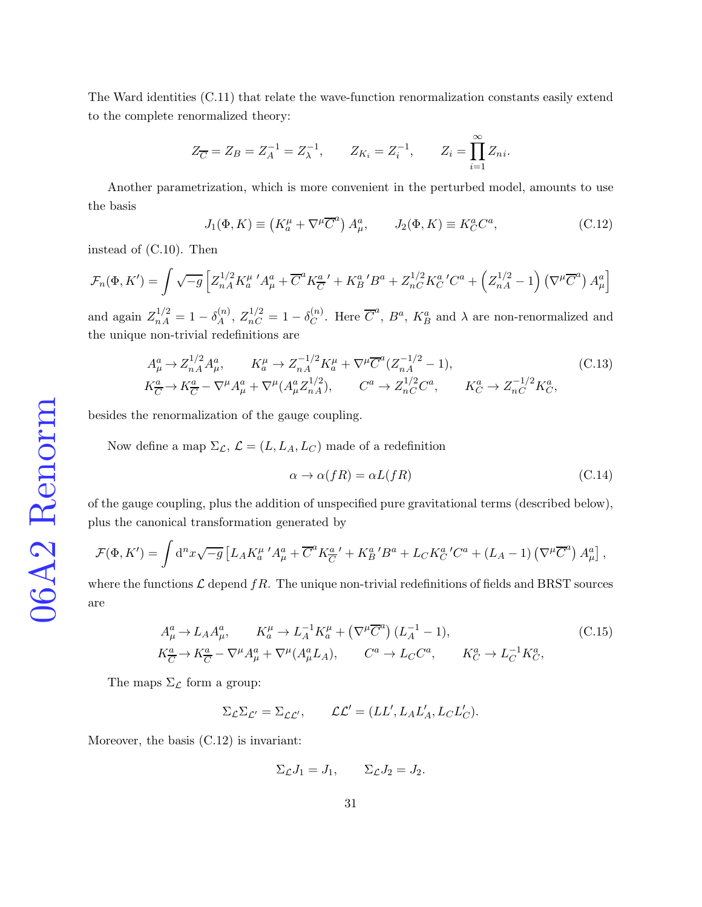The Ward identities (C.11) that relate the wave-function renormalization constants easily extend to the complete renormalized theory:

$$Z_{\overline{C}} = Z_B = Z_A^{-1} = Z_\lambda^{-1}, \qquad Z_{K_i} = Z_i^{-1}, \qquad Z_i = \prod_{i=1}^{\infty} Z_{ni}.$$

Another parametrization, which is more convenient in the perturbed model, amounts to use the basis

$$J_1(\Phi, K) \equiv \left(K_a^\mu + \nabla^\mu \overline{C}^a\right) A_\mu^a, \qquad J_2(\Phi, K) \equiv K_C^a C^a, \tag{C.12}$$

instead of (C.10). Then

$$\mathcal{F}_n(\Phi, K') = \int \sqrt{-g}\left[Z_{nA}^{1/2} K_a^\mu{}' A_\mu^a + \overline{C}^a K_{\overline{C}}^a{}' + K_B^a{}' B^a + Z_{nC}^{1/2} K_C^a{}' C^a + \left(Z_{nA}^{1/2} - 1\right)\left(\nabla^\mu \overline{C}^a\right) A_\mu^a\right]$$

and again $Z_{nA}^{1/2} = 1 - \delta_A^{(n)}$, $Z_{nC}^{1/2} = 1 - \delta_C^{(n)}$. Here $\overline{C}^a$, $B^a$, $K_B^a$ and $\lambda$ are non-renormalized and the unique non-trivial redefinitions are

$$\begin{aligned}
&A_\mu^a \to Z_{nA}^{1/2} A_\mu^a, \qquad K_a^\mu \to Z_{nA}^{-1/2} K_a^\mu + \nabla^\mu \overline{C}^a (Z_{nA}^{-1/2} - 1), \\
&K_{\overline{C}}^a \to K_{\overline{C}}^a - \nabla^\mu A_\mu^a + \nabla^\mu (A_\mu^a Z_{nA}^{1/2}), \qquad C^a \to Z_{nC}^{1/2} C^a, \qquad K_C^a \to Z_{nC}^{-1/2} K_C^a,
\end{aligned} \tag{C.13}$$

besides the renormalization of the gauge coupling.

Now define a map $\Sigma_{\mathcal{L}}$, $\mathcal{L} = (L, L_A, L_C)$ made of a redefinition

$$\alpha \to \alpha(fR) = \alpha L(fR) \tag{C.14}$$

of the gauge coupling, plus the addition of unspecified pure gravitational terms (described below), plus the canonical transformation generated by

$$\mathcal{F}(\Phi, K') = \int \mathrm{d}^n x \sqrt{-g}\left[L_A K_a^\mu{}' A_\mu^a + \overline{C}^a K_{\overline{C}}^a{}' + K_B^a{}' B^a + L_C K_C^a{}' C^a + (L_A - 1)\left(\nabla^\mu \overline{C}^a\right) A_\mu^a\right],$$

where the functions $\mathcal{L}$ depend $fR$. The unique non-trivial redefinitions of fields and BRST sources are

$$\begin{aligned}
&A_\mu^a \to L_A A_\mu^a, \qquad K_a^\mu \to L_A^{-1} K_a^\mu + \left(\nabla^\mu \overline{C}^a\right)(L_A^{-1} - 1), \\
&K_{\overline{C}}^a \to K_{\overline{C}}^a - \nabla^\mu A_\mu^a + \nabla^\mu (A_\mu^a L_A), \qquad C^a \to L_C C^a, \qquad K_C^a \to L_C^{-1} K_C^a,
\end{aligned} \tag{C.15}$$

The maps $\Sigma_{\mathcal{L}}$ form a group:

$$\Sigma_{\mathcal{L}} \Sigma_{\mathcal{L}'} = \Sigma_{\mathcal{L}\mathcal{L}'}, \qquad \mathcal{L}\mathcal{L}' = (LL', L_A L_A', L_C L_C').$$

Moreover, the basis (C.12) is invariant:

$$\Sigma_{\mathcal{L}} J_1 = J_1, \qquad \Sigma_{\mathcal{L}} J_2 = J_2.$$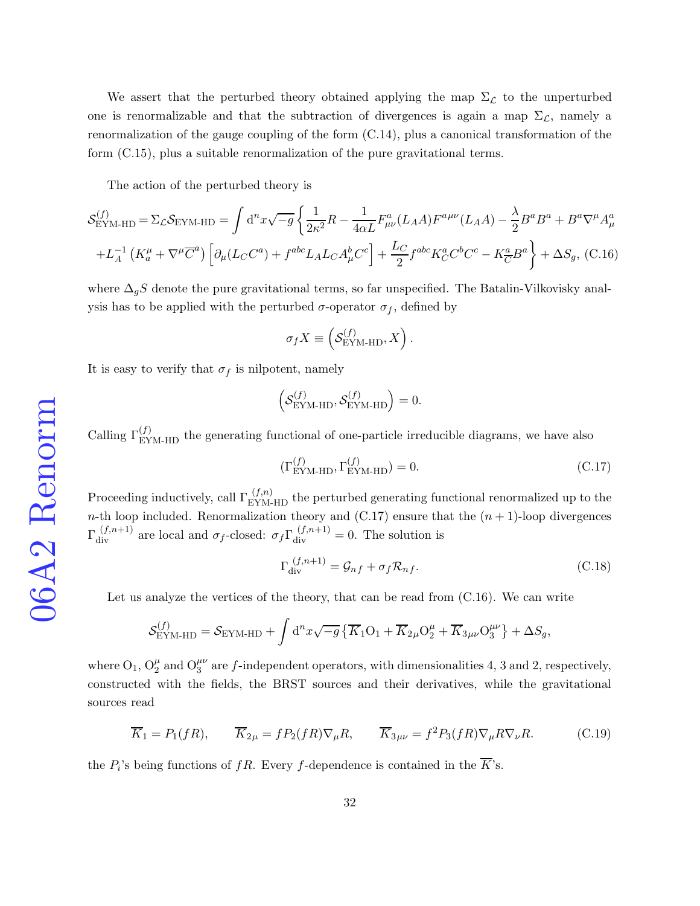We assert that the perturbed theory obtained applying the map $\Sigma_{\mathcal{L}}$ to the unperturbed one is renormalizable and that the subtraction of divergences is again a map $\Sigma_{\mathcal{L}}$, namely a renormalization of the gauge coupling of the form (C.14), plus a canonical transformation of the form (C.15), plus a suitable renormalization of the pure gravitational terms.

The action of the perturbed theory is

$$
\begin{aligned}
\mathcal{S}_{\text{EYM-HD}}^{(f)} = \Sigma_{\mathcal{L}} \mathcal{S}_{\text{EYM-HD}} = \int \mathrm{d}^n x \sqrt{-g} \Big\{ & \frac{1}{2\kappa^2} R - \frac{1}{4\alpha L} F^a_{\mu\nu}(L_A A) F^{a\mu\nu}(L_A A) - \frac{\lambda}{2} B^a B^a + B^a \nabla^\mu A^a_\mu \\
& + L_A^{-1} \left( K^\mu_a + \nabla^\mu \overline{C}^a \right) \left[ \partial_\mu (L_C C^a) + f^{abc} L_A L_C A^b_\mu C^c \right] + \frac{L_C}{2} f^{abc} K^a_C C^b C^c - K_{\overline{C}}^a B^a \Big\} + \Delta S_g, \quad \text{(C.16)}
\end{aligned}
$$

where $\Delta_g S$ denote the pure gravitational terms, so far unspecified. The Batalin-Vilkovisky analysis has to be applied with the perturbed $\sigma$-operator $\sigma_f$, defined by

$$
\sigma_f X \equiv \left( \mathcal{S}_{\text{EYM-HD}}^{(f)}, X \right).
$$

It is easy to verify that $\sigma_f$ is nilpotent, namely

$$
\left( \mathcal{S}_{\text{EYM-HD}}^{(f)}, \mathcal{S}_{\text{EYM-HD}}^{(f)} \right) = 0.
$$

Calling $\Gamma_{\text{EYM-HD}}^{(f)}$ the generating functional of one-particle irreducible diagrams, we have also

$$
(\Gamma_{\text{EYM-HD}}^{(f)}, \Gamma_{\text{EYM-HD}}^{(f)}) = 0. \tag{C.17}
$$

Proceeding inductively, call $\Gamma_{\text{EYM-HD}}^{(f,n)}$ the perturbed generating functional renormalized up to the $n$-th loop included. Renormalization theory and (C.17) ensure that the $(n+1)$-loop divergences $\Gamma_{\text{div}}^{(f,n+1)}$ are local and $\sigma_f$-closed: $\sigma_f \Gamma_{\text{div}}^{(f,n+1)} = 0$. The solution is

$$
\Gamma_{\text{div}}^{(f,n+1)} = \mathcal{G}_{nf} + \sigma_f \mathcal{R}_{nf}. \tag{C.18}
$$

Let us analyze the vertices of the theory, that can be read from (C.16). We can write

$$
\mathcal{S}_{\text{EYM-HD}}^{(f)} = \mathcal{S}_{\text{EYM-HD}} + \int \mathrm{d}^n x \sqrt{-g} \left\{ \overline{K}_1 \mathrm{O}_1 + \overline{K}_{2\mu} \mathrm{O}_2^\mu + \overline{K}_{3\mu\nu} \mathrm{O}_3^{\mu\nu} \right\} + \Delta S_g,
$$

where $\mathrm{O}_1$, $\mathrm{O}_2^\mu$ and $\mathrm{O}_3^{\mu\nu}$ are $f$-independent operators, with dimensionalities 4, 3 and 2, respectively, constructed with the fields, the BRST sources and their derivatives, while the gravitational sources read

$$
\overline{K}_1 = P_1(fR), \qquad \overline{K}_{2\mu} = f P_2(fR) \nabla_\mu R, \qquad \overline{K}_{3\mu\nu} = f^2 P_3(fR) \nabla_\mu R \nabla_\nu R. \tag{C.19}
$$

the $P_i$'s being functions of $fR$. Every $f$-dependence is contained in the $\overline{K}$'s.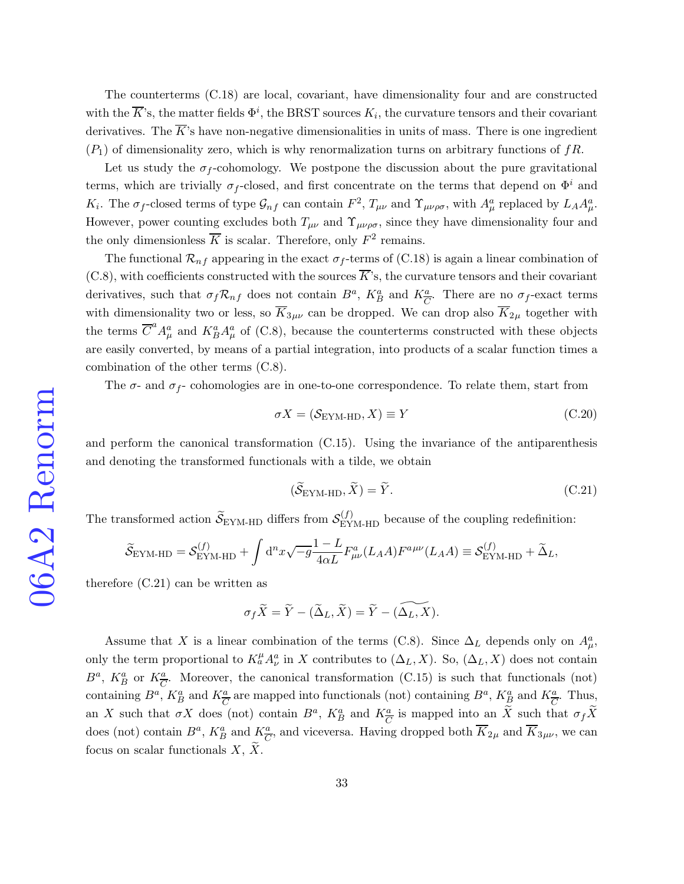The counterterms (C.18) are local, covariant, have dimensionality four and are constructed with the $\overline{K}$'s, the matter fields $\Phi^i$, the BRST sources $K_i$, the curvature tensors and their covariant derivatives. The $\overline{K}$'s have non-negative dimensionalities in units of mass. There is one ingredient ($P_1$) of dimensionality zero, which is why renormalization turns on arbitrary functions of $fR$.

Let us study the $\sigma_f$-cohomology. We postpone the discussion about the pure gravitational terms, which are trivially $\sigma_f$-closed, and first concentrate on the terms that depend on $\Phi^i$ and $K_i$. The $\sigma_f$-closed terms of type $\mathcal{G}_{nf}$ can contain $F^2$, $T_{\mu\nu}$ and $\Upsilon_{\mu\nu\rho\sigma}$, with $A_\mu^a$ replaced by $L_A A_\mu^a$. However, power counting excludes both $T_{\mu\nu}$ and $\Upsilon_{\mu\nu\rho\sigma}$, since they have dimensionality four and the only dimensionless $\overline{K}$ is scalar. Therefore, only $F^2$ remains.

The functional $\mathcal{R}_{nf}$ appearing in the exact $\sigma_f$-terms of (C.18) is again a linear combination of (C.8), with coefficients constructed with the sources $\overline{K}$'s, the curvature tensors and their covariant derivatives, such that $\sigma_f \mathcal{R}_{nf}$ does not contain $B^a$, $K_B^a$ and $K_{\overline{C}}^a$. There are no $\sigma_f$-exact terms with dimensionality two or less, so $\overline{K}_{3\mu\nu}$ can be dropped. We can drop also $\overline{K}_{2\mu}$ together with the terms $\overline{C}^a A_\mu^a$ and $K_B^a A_\mu^a$ of (C.8), because the counterterms constructed with these objects are easily converted, by means of a partial integration, into products of a scalar function times a combination of the other terms (C.8).

The $\sigma$- and $\sigma_f$- cohomologies are in one-to-one correspondence. To relate them, start from

$$\sigma X = (\mathcal{S}_{\text{EYM-HD}}, X) \equiv Y \tag{C.20}$$

and perform the canonical transformation (C.15). Using the invariance of the antiparenthesis and denoting the transformed functionals with a tilde, we obtain

$$(\widetilde{\mathcal{S}}_{\text{EYM-HD}}, \widetilde{X}) = \widetilde{Y}. \tag{C.21}$$

The transformed action $\widetilde{\mathcal{S}}_{\text{EYM-HD}}$ differs from $\mathcal{S}_{\text{EYM-HD}}^{(f)}$ because of the coupling redefinition:

$$\widetilde{\mathcal{S}}_{\text{EYM-HD}} = \mathcal{S}_{\text{EYM-HD}}^{(f)} + \int \mathrm{d}^n x \sqrt{-g} \frac{1-L}{4\alpha L} F_{\mu\nu}^a (L_A A) F^{a\mu\nu}(L_A A) \equiv \mathcal{S}_{\text{EYM-HD}}^{(f)} + \widetilde{\Delta}_L,$$

therefore (C.21) can be written as

$$\sigma_f \widetilde{X} = \widetilde{Y} - (\widetilde{\Delta}_L, \widetilde{X}) = \widetilde{Y} - \widetilde{(\Delta_L, X)}.$$

Assume that $X$ is a linear combination of the terms (C.8). Since $\Delta_L$ depends only on $A_\mu^a$, only the term proportional to $K_a^\mu A_\nu^a$ in $X$ contributes to $(\Delta_L, X)$. So, $(\Delta_L, X)$ does not contain $B^a$, $K_B^a$ or $K_{\overline{C}}^a$. Moreover, the canonical transformation (C.15) is such that functionals (not) containing $B^a$, $K_B^a$ and $K_{\overline{C}}^a$ are mapped into functionals (not) containing $B^a$, $K_B^a$ and $K_{\overline{C}}^a$. Thus, an $X$ such that $\sigma X$ does (not) contain $B^a$, $K_B^a$ and $K_{\overline{C}}^a$ is mapped into an $\widetilde{X}$ such that $\sigma_f \widetilde{X}$ does (not) contain $B^a$, $K_B^a$ and $K_{\overline{C}}^a$, and viceversa. Having dropped both $\overline{K}_{2\mu}$ and $\overline{K}_{3\mu\nu}$, we can focus on scalar functionals $X$, $\widetilde{X}$.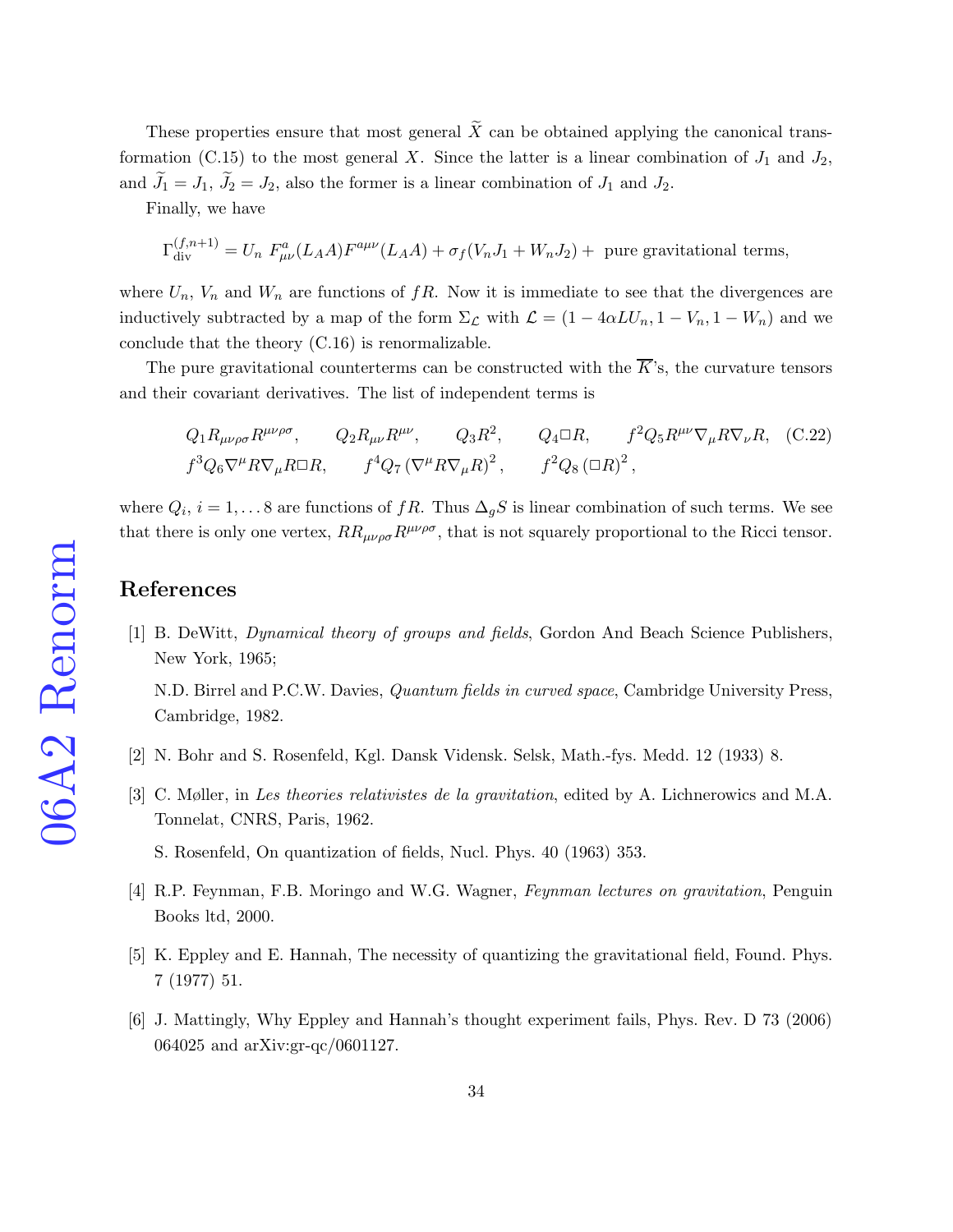These properties ensure that most general $\widetilde{X}$ can be obtained applying the canonical transformation (C.15) to the most general $X$. Since the latter is a linear combination of $J_1$ and $J_2$, and $\widetilde{J}_1 = J_1$, $\widetilde{J}_2 = J_2$, also the former is a linear combination of $J_1$ and $J_2$.

Finally, we have

$$\Gamma_{\text{div}}^{(f,n+1)} = U_n \ F^a_{\mu\nu}(L_A A) F^{a\mu\nu}(L_A A) + \sigma_f(V_n J_1 + W_n J_2) + \text{ pure gravitational terms,}$$

where $U_n$, $V_n$ and $W_n$ are functions of $fR$. Now it is immediate to see that the divergences are inductively subtracted by a map of the form $\Sigma_{\mathcal{L}}$ with $\mathcal{L} = (1 - 4\alpha L U_n, 1 - V_n, 1 - W_n)$ and we conclude that the theory (C.16) is renormalizable.

The pure gravitational counterterms can be constructed with the $\overline{K}$'s, the curvature tensors and their covariant derivatives. The list of independent terms is

$$\begin{array}{lllll} Q_1 R_{\mu\nu\rho\sigma}R^{\mu\nu\rho\sigma}, & Q_2 R_{\mu\nu}R^{\mu\nu}, & Q_3 R^2, & Q_4 \Box R, & f^2 Q_5 R^{\mu\nu}\nabla_\mu R \nabla_\nu R, \\ f^3 Q_6 \nabla^\mu R \nabla_\mu R \Box R, & f^4 Q_7 \left(\nabla^\mu R \nabla_\mu R\right)^2, & f^2 Q_8 \left(\Box R\right)^2, & & \end{array} \qquad (\text{C.22})$$

where $Q_i$, $i = 1, \ldots 8$ are functions of $fR$. Thus $\Delta_g S$ is linear combination of such terms. We see that there is only one vertex, $R R_{\mu\nu\rho\sigma}R^{\mu\nu\rho\sigma}$, that is not squarely proportional to the Ricci tensor.

## References

[1] B. DeWitt, *Dynamical theory of groups and fields*, Gordon And Beach Science Publishers, New York, 1965;

N.D. Birrel and P.C.W. Davies, *Quantum fields in curved space*, Cambridge University Press, Cambridge, 1982.

[2] N. Bohr and S. Rosenfeld, Kgl. Dansk Vidensk. Selsk, Math.-fys. Medd. 12 (1933) 8.

[3] C. Møller, in *Les theories relativistes de la gravitation*, edited by A. Lichnerowics and M.A. Tonnelat, CNRS, Paris, 1962.

S. Rosenfeld, On quantization of fields, Nucl. Phys. 40 (1963) 353.

[4] R.P. Feynman, F.B. Moringo and W.G. Wagner, *Feynman lectures on gravitation*, Penguin Books ltd, 2000.

[5] K. Eppley and E. Hannah, The necessity of quantizing the gravitational field, Found. Phys. 7 (1977) 51.

[6] J. Mattingly, Why Eppley and Hannah's thought experiment fails, Phys. Rev. D 73 (2006) 064025 and arXiv:gr-qc/0601127.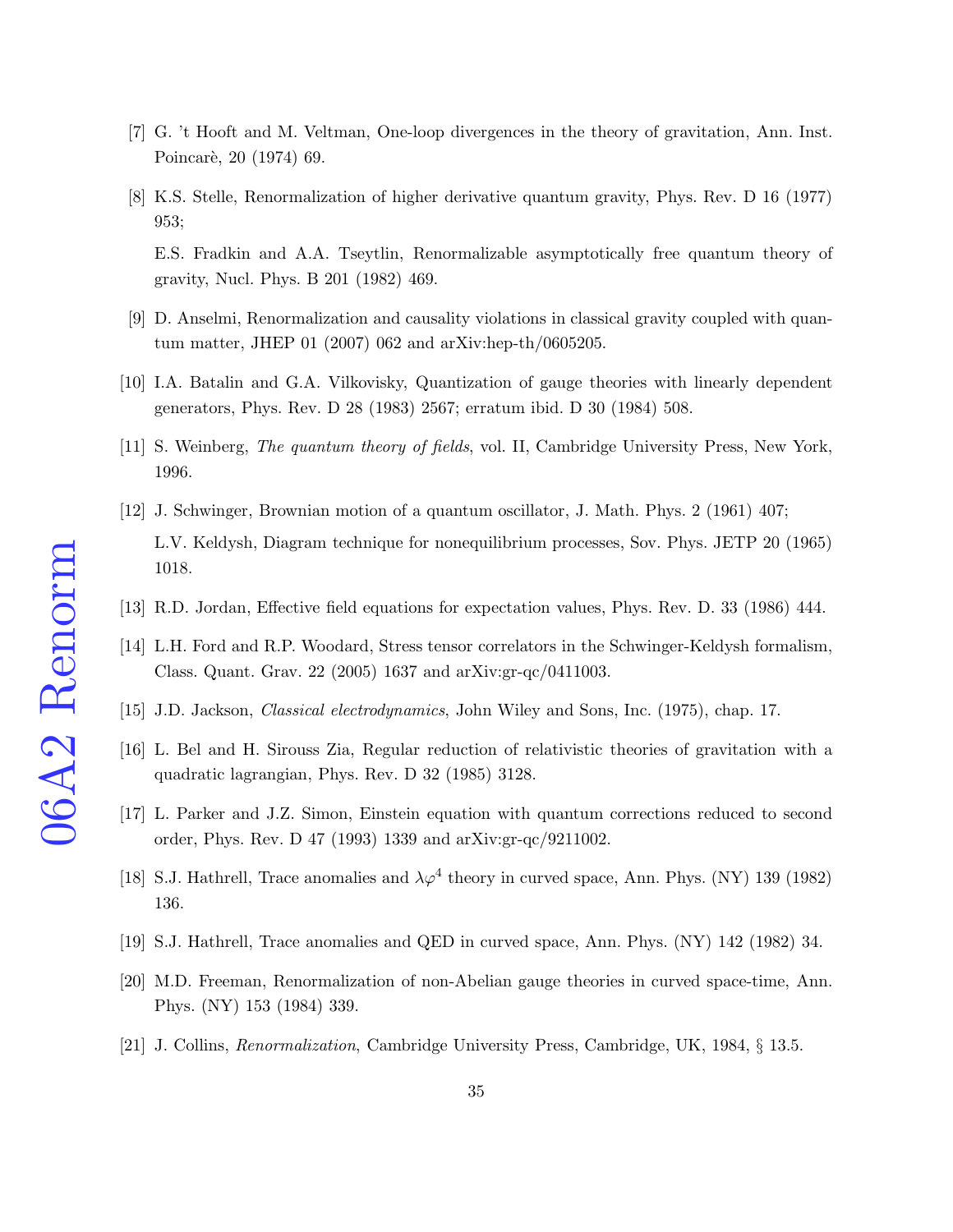[7] G. 't Hooft and M. Veltman, One-loop divergences in the theory of gravitation, Ann. Inst. Poincarè, 20 (1974) 69.

[8] K.S. Stelle, Renormalization of higher derivative quantum gravity, Phys. Rev. D 16 (1977) 953;

E.S. Fradkin and A.A. Tseytlin, Renormalizable asymptotically free quantum theory of gravity, Nucl. Phys. B 201 (1982) 469.

[9] D. Anselmi, Renormalization and causality violations in classical gravity coupled with quantum matter, JHEP 01 (2007) 062 and arXiv:hep-th/0605205.

[10] I.A. Batalin and G.A. Vilkovisky, Quantization of gauge theories with linearly dependent generators, Phys. Rev. D 28 (1983) 2567; erratum ibid. D 30 (1984) 508.

[11] S. Weinberg, *The quantum theory of fields*, vol. II, Cambridge University Press, New York, 1996.

[12] J. Schwinger, Brownian motion of a quantum oscillator, J. Math. Phys. 2 (1961) 407;

L.V. Keldysh, Diagram technique for nonequilibrium processes, Sov. Phys. JETP 20 (1965) 1018.

[13] R.D. Jordan, Effective field equations for expectation values, Phys. Rev. D. 33 (1986) 444.

[14] L.H. Ford and R.P. Woodard, Stress tensor correlators in the Schwinger-Keldysh formalism, Class. Quant. Grav. 22 (2005) 1637 and arXiv:gr-qc/0411003.

[15] J.D. Jackson, *Classical electrodynamics*, John Wiley and Sons, Inc. (1975), chap. 17.

[16] L. Bel and H. Sirouss Zia, Regular reduction of relativistic theories of gravitation with a quadratic lagrangian, Phys. Rev. D 32 (1985) 3128.

[17] L. Parker and J.Z. Simon, Einstein equation with quantum corrections reduced to second order, Phys. Rev. D 47 (1993) 1339 and arXiv:gr-qc/9211002.

[18] S.J. Hathrell, Trace anomalies and $\lambda\varphi^4$ theory in curved space, Ann. Phys. (NY) 139 (1982) 136.

[19] S.J. Hathrell, Trace anomalies and QED in curved space, Ann. Phys. (NY) 142 (1982) 34.

[20] M.D. Freeman, Renormalization of non-Abelian gauge theories in curved space-time, Ann. Phys. (NY) 153 (1984) 339.

[21] J. Collins, *Renormalization*, Cambridge University Press, Cambridge, UK, 1984, § 13.5.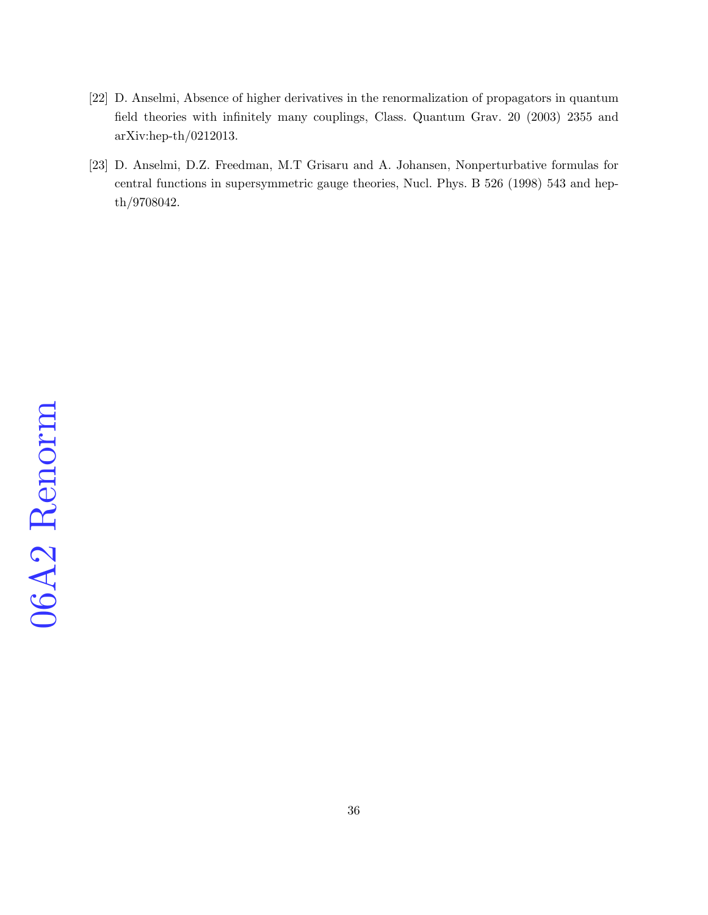[22] D. Anselmi, Absence of higher derivatives in the renormalization of propagators in quantum field theories with infinitely many couplings, Class. Quantum Grav. 20 (2003) 2355 and arXiv:hep-th/0212013.

[23] D. Anselmi, D.Z. Freedman, M.T Grisaru and A. Johansen, Nonperturbative formulas for central functions in supersymmetric gauge theories, Nucl. Phys. B 526 (1998) 543 and hep-th/9708042.